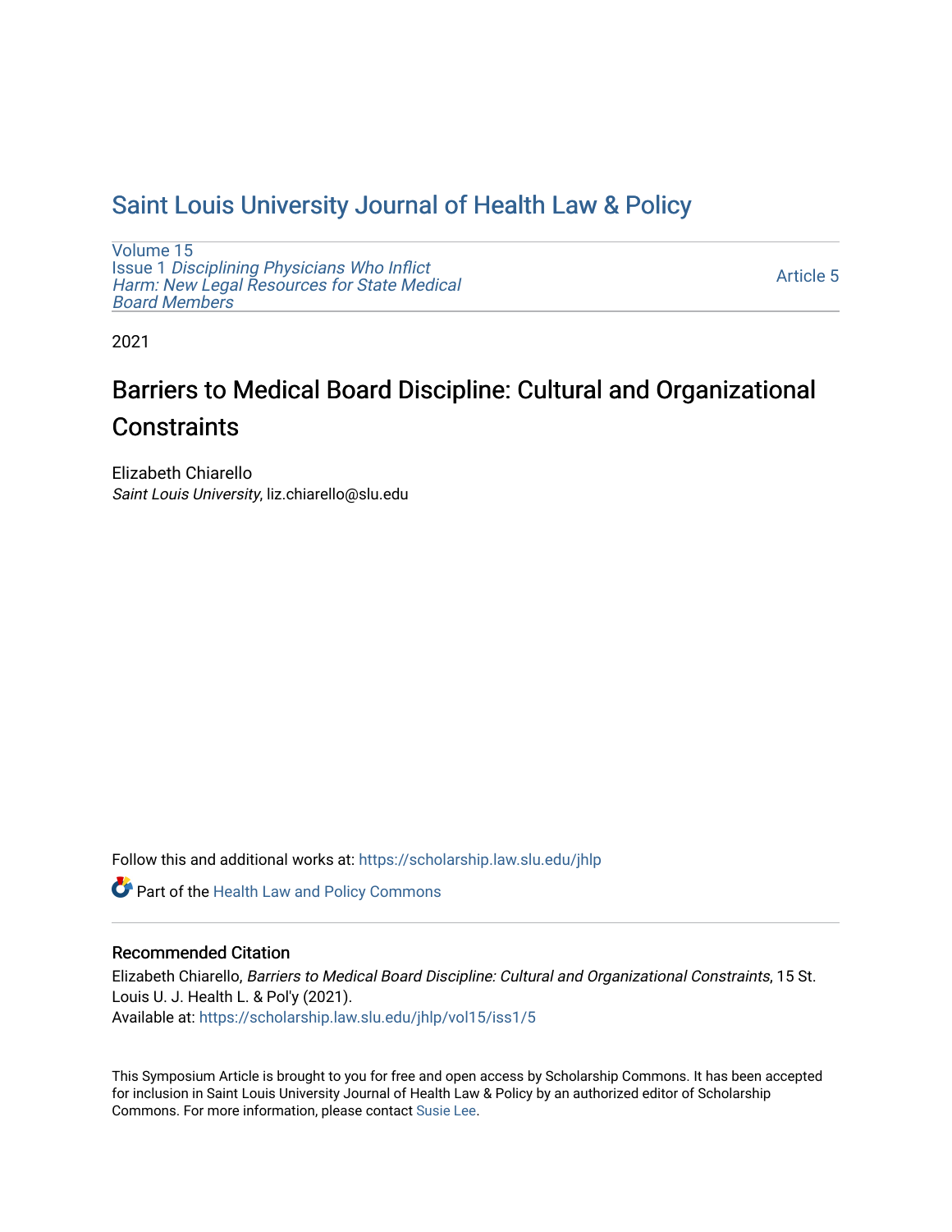# Saint Louis University Journal of Health Law & Policy

Volume 15
Issue 1 *Disciplining Physicians Who Inflict Harm: New Legal Resources for State Medical Board Members*

Article 5

2021

# Barriers to Medical Board Discipline: Cultural and Organizational Constraints

Elizabeth Chiarello
*Saint Louis University*, liz.chiarello@slu.edu

Follow this and additional works at: https://scholarship.law.slu.edu/jhlp

Part of the Health Law and Policy Commons

### Recommended Citation

Elizabeth Chiarello, *Barriers to Medical Board Discipline: Cultural and Organizational Constraints*, 15 St. Louis U. J. Health L. & Pol'y (2021).
Available at: https://scholarship.law.slu.edu/jhlp/vol15/iss1/5

This Symposium Article is brought to you for free and open access by Scholarship Commons. It has been accepted for inclusion in Saint Louis University Journal of Health Law & Policy by an authorized editor of Scholarship Commons. For more information, please contact Susie Lee.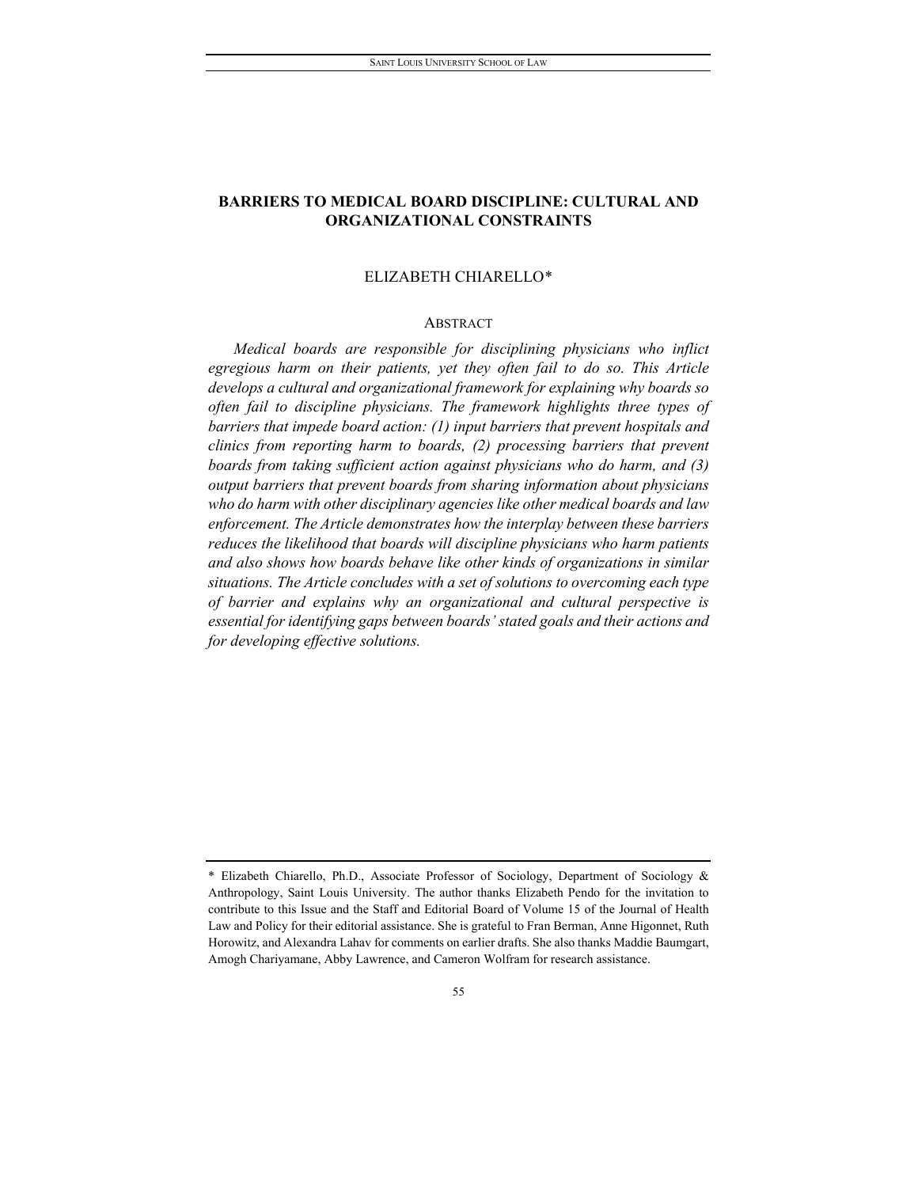# BARRIERS TO MEDICAL BOARD DISCIPLINE: CULTURAL AND ORGANIZATIONAL CONSTRAINTS

ELIZABETH CHIARELLO*

## ABSTRACT

*Medical boards are responsible for disciplining physicians who inflict egregious harm on their patients, yet they often fail to do so. This Article develops a cultural and organizational framework for explaining why boards so often fail to discipline physicians. The framework highlights three types of barriers that impede board action: (1) input barriers that prevent hospitals and clinics from reporting harm to boards, (2) processing barriers that prevent boards from taking sufficient action against physicians who do harm, and (3) output barriers that prevent boards from sharing information about physicians who do harm with other disciplinary agencies like other medical boards and law enforcement. The Article demonstrates how the interplay between these barriers reduces the likelihood that boards will discipline physicians who harm patients and also shows how boards behave like other kinds of organizations in similar situations. The Article concludes with a set of solutions to overcoming each type of barrier and explains why an organizational and cultural perspective is essential for identifying gaps between boards' stated goals and their actions and for developing effective solutions.*

---

\* Elizabeth Chiarello, Ph.D., Associate Professor of Sociology, Department of Sociology & Anthropology, Saint Louis University. The author thanks Elizabeth Pendo for the invitation to contribute to this Issue and the Staff and Editorial Board of Volume 15 of the Journal of Health Law and Policy for their editorial assistance. She is grateful to Fran Berman, Anne Higonnet, Ruth Horowitz, and Alexandra Lahav for comments on earlier drafts. She also thanks Maddie Baumgart, Amogh Chariyamane, Abby Lawrence, and Cameron Wolfram for research assistance.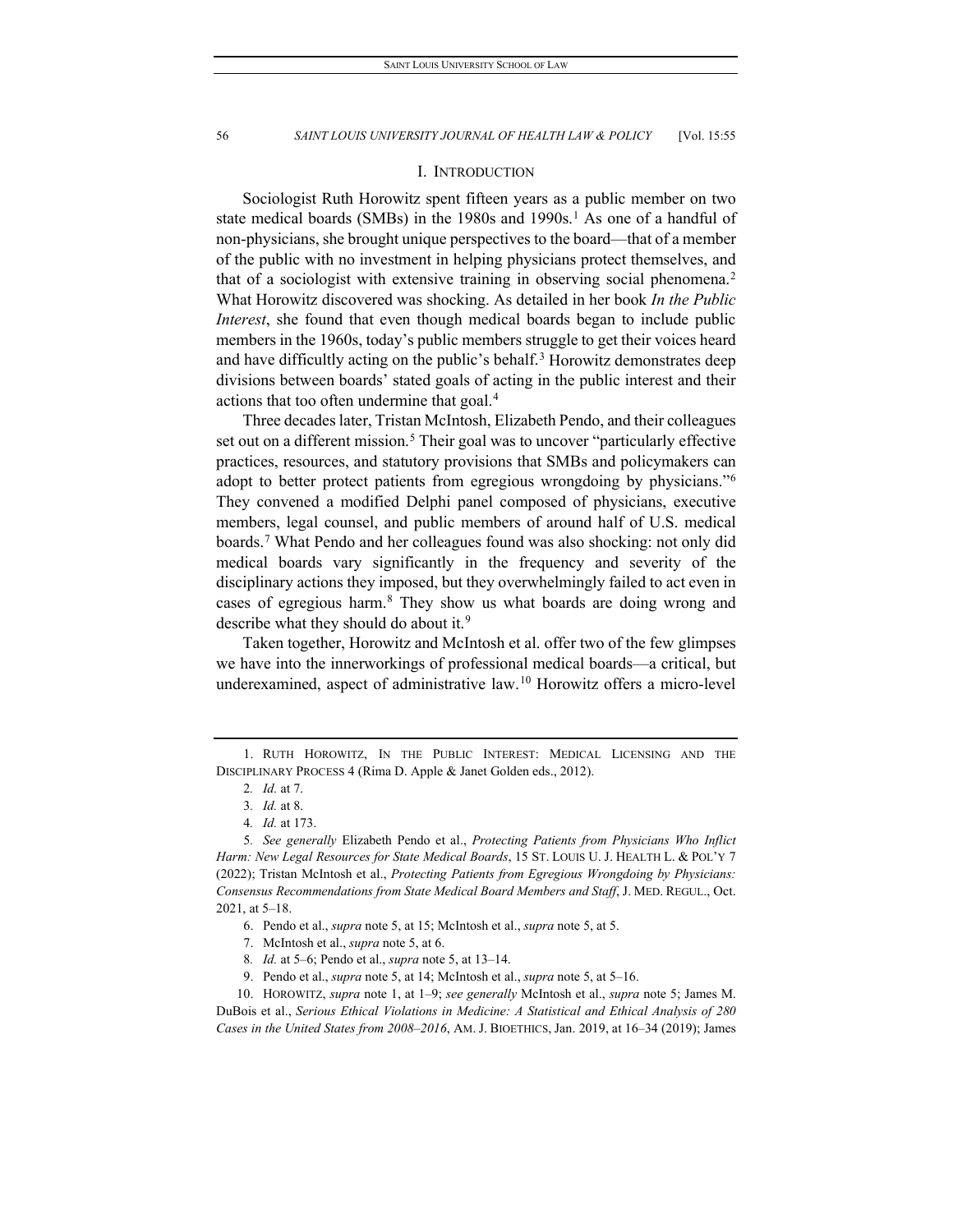## I. INTRODUCTION

Sociologist Ruth Horowitz spent fifteen years as a public member on two state medical boards (SMBs) in the 1980s and 1990s.[1] As one of a handful of non-physicians, she brought unique perspectives to the board—that of a member of the public with no investment in helping physicians protect themselves, and that of a sociologist with extensive training in observing social phenomena.[2] What Horowitz discovered was shocking. As detailed in her book *In the Public Interest*, she found that even though medical boards began to include public members in the 1960s, today's public members struggle to get their voices heard and have difficultly acting on the public's behalf.[3] Horowitz demonstrates deep divisions between boards' stated goals of acting in the public interest and their actions that too often undermine that goal.[4]

Three decades later, Tristan McIntosh, Elizabeth Pendo, and their colleagues set out on a different mission.[5] Their goal was to uncover "particularly effective practices, resources, and statutory provisions that SMBs and policymakers can adopt to better protect patients from egregious wrongdoing by physicians."[6] They convened a modified Delphi panel composed of physicians, executive members, legal counsel, and public members of around half of U.S. medical boards.[7] What Pendo and her colleagues found was also shocking: not only did medical boards vary significantly in the frequency and severity of the disciplinary actions they imposed, but they overwhelmingly failed to act even in cases of egregious harm.[8] They show us what boards are doing wrong and describe what they should do about it.[9]

Taken together, Horowitz and McIntosh et al. offer two of the few glimpses we have into the innerworkings of professional medical boards—a critical, but underexamined, aspect of administrative law.[10] Horowitz offers a micro-level

---

1. RUTH HOROWITZ, IN THE PUBLIC INTEREST: MEDICAL LICENSING AND THE DISCIPLINARY PROCESS 4 (Rima D. Apple & Janet Golden eds., 2012).

2. *Id.* at 7.

3. *Id.* at 8.

4. *Id.* at 173.

5. *See generally* Elizabeth Pendo et al., *Protecting Patients from Physicians Who Inflict Harm: New Legal Resources for State Medical Boards*, 15 ST. LOUIS U. J. HEALTH L. & POL'Y 7 (2022); Tristan McIntosh et al., *Protecting Patients from Egregious Wrongdoing by Physicians: Consensus Recommendations from State Medical Board Members and Staff*, J. MED. REGUL., Oct. 2021, at 5–18.

6. Pendo et al., *supra* note 5, at 15; McIntosh et al., *supra* note 5, at 5.

7. McIntosh et al., *supra* note 5, at 6.

8. *Id.* at 5–6; Pendo et al., *supra* note 5, at 13–14.

9. Pendo et al., *supra* note 5, at 14; McIntosh et al., *supra* note 5, at 5–16.

10. HOROWITZ, *supra* note 1, at 1–9; *see generally* McIntosh et al., *supra* note 5; James M. DuBois et al., *Serious Ethical Violations in Medicine: A Statistical and Ethical Analysis of 280 Cases in the United States from 2008–2016*, AM. J. BIOETHICS, Jan. 2019, at 16–34 (2019); James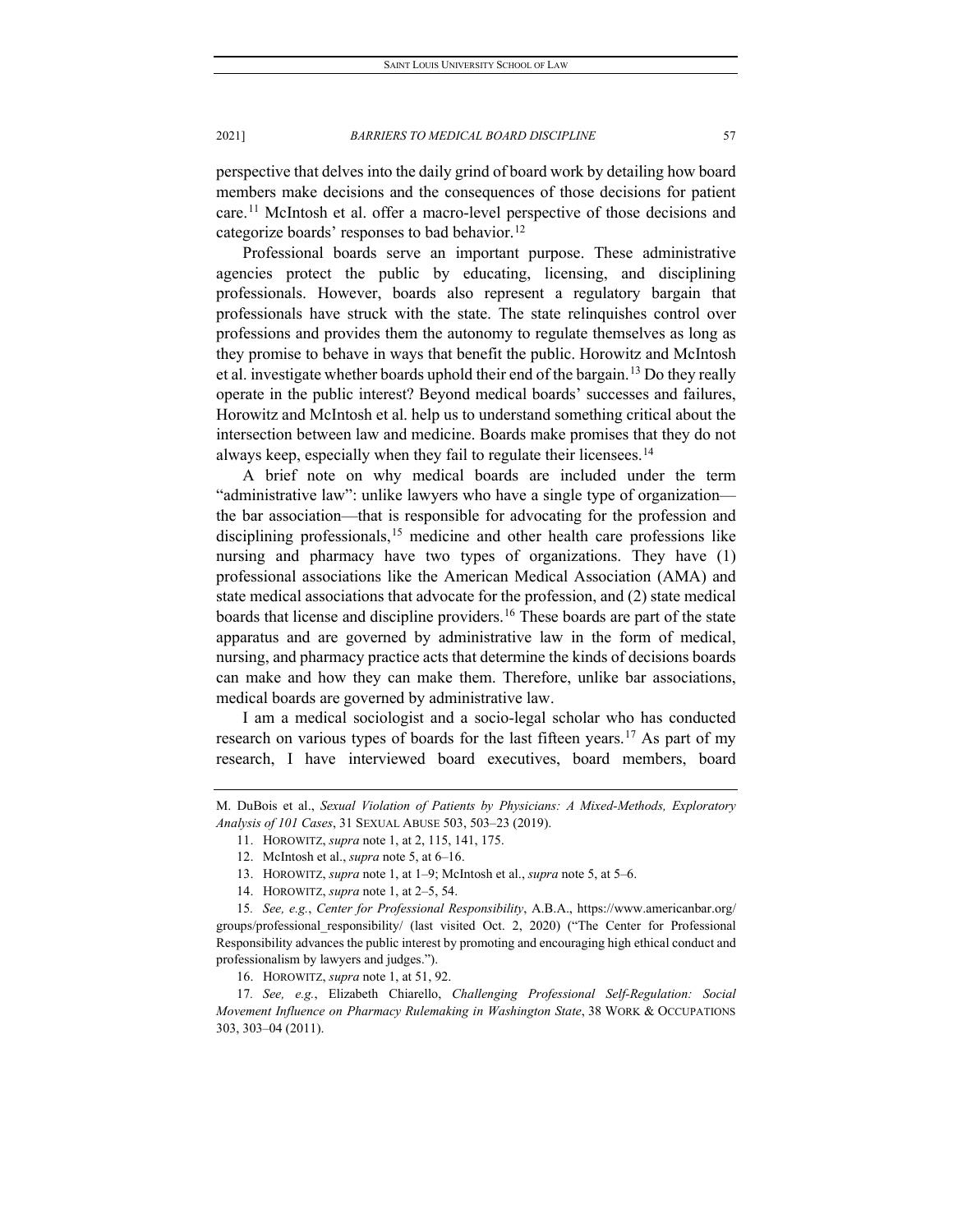perspective that delves into the daily grind of board work by detailing how board members make decisions and the consequences of those decisions for patient care.[11] McIntosh et al. offer a macro-level perspective of those decisions and categorize boards' responses to bad behavior.[12]

Professional boards serve an important purpose. These administrative agencies protect the public by educating, licensing, and disciplining professionals. However, boards also represent a regulatory bargain that professionals have struck with the state. The state relinquishes control over professions and provides them the autonomy to regulate themselves as long as they promise to behave in ways that benefit the public. Horowitz and McIntosh et al. investigate whether boards uphold their end of the bargain.[13] Do they really operate in the public interest? Beyond medical boards' successes and failures, Horowitz and McIntosh et al. help us to understand something critical about the intersection between law and medicine. Boards make promises that they do not always keep, especially when they fail to regulate their licensees.[14]

A brief note on why medical boards are included under the term "administrative law": unlike lawyers who have a single type of organization—the bar association—that is responsible for advocating for the profession and disciplining professionals,[15] medicine and other health care professions like nursing and pharmacy have two types of organizations. They have (1) professional associations like the American Medical Association (AMA) and state medical associations that advocate for the profession, and (2) state medical boards that license and discipline providers.[16] These boards are part of the state apparatus and are governed by administrative law in the form of medical, nursing, and pharmacy practice acts that determine the kinds of decisions boards can make and how they can make them. Therefore, unlike bar associations, medical boards are governed by administrative law.

I am a medical sociologist and a socio-legal scholar who has conducted research on various types of boards for the last fifteen years.[17] As part of my research, I have interviewed board executives, board members, board

---

M. DuBois et al., *Sexual Violation of Patients by Physicians: A Mixed-Methods, Exploratory Analysis of 101 Cases*, 31 SEXUAL ABUSE 503, 503–23 (2019).

11. HOROWITZ, *supra* note 1, at 2, 115, 141, 175.

12. McIntosh et al., *supra* note 5, at 6–16.

13. HOROWITZ, *supra* note 1, at 1–9; McIntosh et al., *supra* note 5, at 5–6.

14. HOROWITZ, *supra* note 1, at 2–5, 54.

15. *See, e.g.*, *Center for Professional Responsibility*, A.B.A., https://www.americanbar.org/groups/professional_responsibility/ (last visited Oct. 2, 2020) ("The Center for Professional Responsibility advances the public interest by promoting and encouraging high ethical conduct and professionalism by lawyers and judges.").

16. HOROWITZ, *supra* note 1, at 51, 92.

17. *See, e.g.*, Elizabeth Chiarello, *Challenging Professional Self-Regulation: Social Movement Influence on Pharmacy Rulemaking in Washington State*, 38 WORK & OCCUPATIONS 303, 303–04 (2011).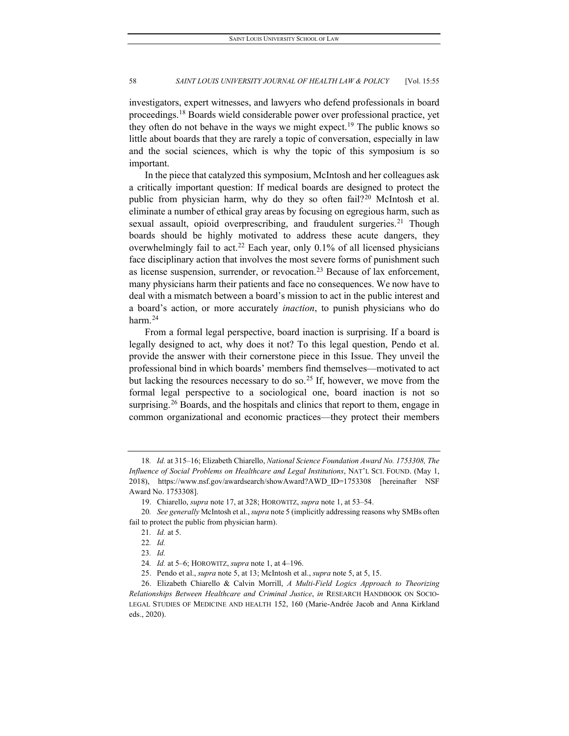investigators, expert witnesses, and lawyers who defend professionals in board proceedings.[18] Boards wield considerable power over professional practice, yet they often do not behave in the ways we might expect.[19] The public knows so little about boards that they are rarely a topic of conversation, especially in law and the social sciences, which is why the topic of this symposium is so important.

In the piece that catalyzed this symposium, McIntosh and her colleagues ask a critically important question: If medical boards are designed to protect the public from physician harm, why do they so often fail?[20] McIntosh et al. eliminate a number of ethical gray areas by focusing on egregious harm, such as sexual assault, opioid overprescribing, and fraudulent surgeries.[21] Though boards should be highly motivated to address these acute dangers, they overwhelmingly fail to act.[22] Each year, only 0.1% of all licensed physicians face disciplinary action that involves the most severe forms of punishment such as license suspension, surrender, or revocation.[23] Because of lax enforcement, many physicians harm their patients and face no consequences. We now have to deal with a mismatch between a board's mission to act in the public interest and a board's action, or more accurately *inaction*, to punish physicians who do harm.[24]

From a formal legal perspective, board inaction is surprising. If a board is legally designed to act, why does it not? To this legal question, Pendo et al. provide the answer with their cornerstone piece in this Issue. They unveil the professional bind in which boards' members find themselves—motivated to act but lacking the resources necessary to do so.[25] If, however, we move from the formal legal perspective to a sociological one, board inaction is not so surprising.[26] Boards, and the hospitals and clinics that report to them, engage in common organizational and economic practices—they protect their members

---

18. *Id.* at 315–16; Elizabeth Chiarello, *National Science Foundation Award No. 1753308, The Influence of Social Problems on Healthcare and Legal Institutions*, NAT'L SCI. FOUND. (May 1, 2018), https://www.nsf.gov/awardsearch/showAward?AWD_ID=1753308 [hereinafter NSF Award No. 1753308].

19. Chiarello, *supra* note 17, at 328; HOROWITZ, *supra* note 1, at 53–54.

20. *See generally* McIntosh et al., *supra* note 5 (implicitly addressing reasons why SMBs often fail to protect the public from physician harm).

21. *Id.* at 5.

22. *Id.*

23. *Id.*

24. *Id.* at 5–6; HOROWITZ, *supra* note 1, at 4–196.

25. Pendo et al., *supra* note 5, at 13; McIntosh et al., *supra* note 5, at 5, 15.

26. Elizabeth Chiarello & Calvin Morrill, *A Multi-Field Logics Approach to Theorizing Relationships Between Healthcare and Criminal Justice*, *in* RESEARCH HANDBOOK ON SOCIO-LEGAL STUDIES OF MEDICINE AND HEALTH 152, 160 (Marie-Andrée Jacob and Anna Kirkland eds., 2020).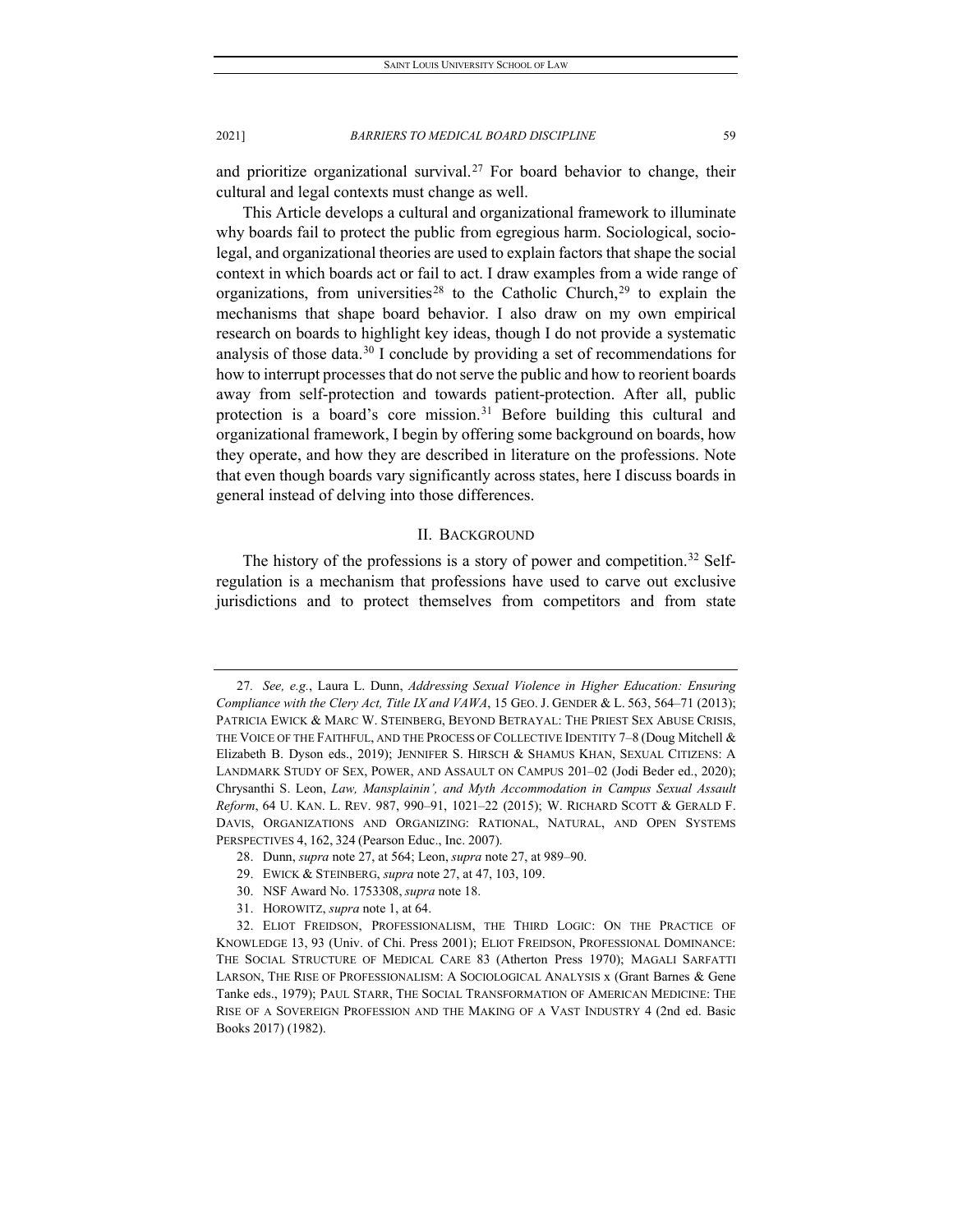and prioritize organizational survival.[27] For board behavior to change, their cultural and legal contexts must change as well.

This Article develops a cultural and organizational framework to illuminate why boards fail to protect the public from egregious harm. Sociological, socio-legal, and organizational theories are used to explain factors that shape the social context in which boards act or fail to act. I draw examples from a wide range of organizations, from universities[28] to the Catholic Church,[29] to explain the mechanisms that shape board behavior. I also draw on my own empirical research on boards to highlight key ideas, though I do not provide a systematic analysis of those data.[30] I conclude by providing a set of recommendations for how to interrupt processes that do not serve the public and how to reorient boards away from self-protection and towards patient-protection. After all, public protection is a board's core mission.[31] Before building this cultural and organizational framework, I begin by offering some background on boards, how they operate, and how they are described in literature on the professions. Note that even though boards vary significantly across states, here I discuss boards in general instead of delving into those differences.

## II. Background

The history of the professions is a story of power and competition.[32] Self-regulation is a mechanism that professions have used to carve out exclusive jurisdictions and to protect themselves from competitors and from state

---

27. *See, e.g.*, Laura L. Dunn, *Addressing Sexual Violence in Higher Education: Ensuring Compliance with the Clery Act, Title IX and VAWA*, 15 GEO. J. GENDER & L. 563, 564–71 (2013); PATRICIA EWICK & MARC W. STEINBERG, BEYOND BETRAYAL: THE PRIEST SEX ABUSE CRISIS, THE VOICE OF THE FAITHFUL, AND THE PROCESS OF COLLECTIVE IDENTITY 7–8 (Doug Mitchell & Elizabeth B. Dyson eds., 2019); JENNIFER S. HIRSCH & SHAMUS KHAN, SEXUAL CITIZENS: A LANDMARK STUDY OF SEX, POWER, AND ASSAULT ON CAMPUS 201–02 (Jodi Beder ed., 2020); Chrysanthi S. Leon, *Law, Mansplainin', and Myth Accommodation in Campus Sexual Assault Reform*, 64 U. KAN. L. REV. 987, 990–91, 1021–22 (2015); W. RICHARD SCOTT & GERALD F. DAVIS, ORGANIZATIONS AND ORGANIZING: RATIONAL, NATURAL, AND OPEN SYSTEMS PERSPECTIVES 4, 162, 324 (Pearson Educ., Inc. 2007).

28. Dunn, *supra* note 27, at 564; Leon, *supra* note 27, at 989–90.

29. EWICK & STEINBERG, *supra* note 27, at 47, 103, 109.

30. NSF Award No. 1753308, *supra* note 18.

31. HOROWITZ, *supra* note 1, at 64.

32. ELIOT FREIDSON, PROFESSIONALISM, THE THIRD LOGIC: ON THE PRACTICE OF KNOWLEDGE 13, 93 (Univ. of Chi. Press 2001); ELIOT FREIDSON, PROFESSIONAL DOMINANCE: THE SOCIAL STRUCTURE OF MEDICAL CARE 83 (Atherton Press 1970); MAGALI SARFATTI LARSON, THE RISE OF PROFESSIONALISM: A SOCIOLOGICAL ANALYSIS x (Grant Barnes & Gene Tanke eds., 1979); PAUL STARR, THE SOCIAL TRANSFORMATION OF AMERICAN MEDICINE: THE RISE OF A SOVEREIGN PROFESSION AND THE MAKING OF A VAST INDUSTRY 4 (2nd ed. Basic Books 2017) (1982).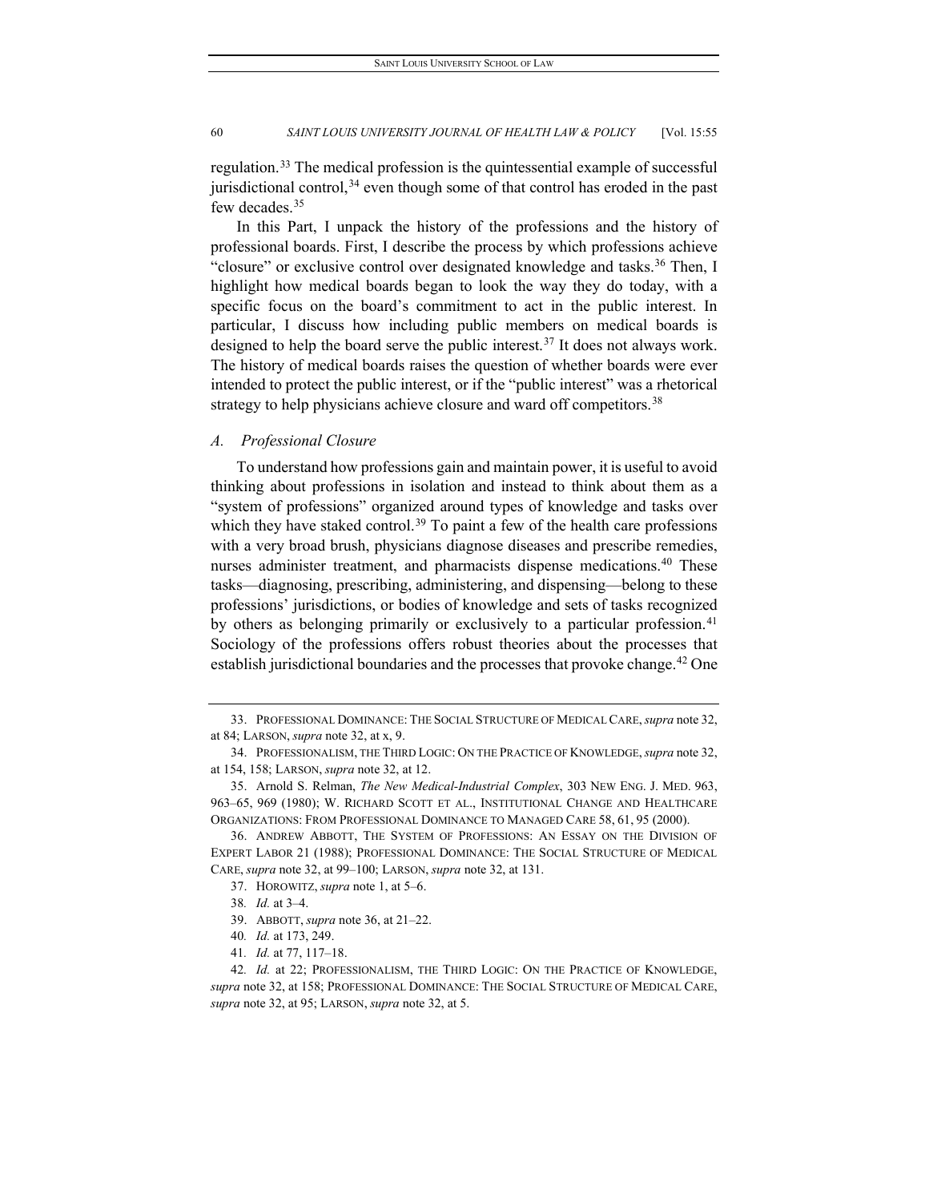regulation.[33] The medical profession is the quintessential example of successful jurisdictional control,[34] even though some of that control has eroded in the past few decades.[35]

In this Part, I unpack the history of the professions and the history of professional boards. First, I describe the process by which professions achieve "closure" or exclusive control over designated knowledge and tasks.[36] Then, I highlight how medical boards began to look the way they do today, with a specific focus on the board's commitment to act in the public interest. In particular, I discuss how including public members on medical boards is designed to help the board serve the public interest.[37] It does not always work. The history of medical boards raises the question of whether boards were ever intended to protect the public interest, or if the "public interest" was a rhetorical strategy to help physicians achieve closure and ward off competitors.[38]

### *A. Professional Closure*

To understand how professions gain and maintain power, it is useful to avoid thinking about professions in isolation and instead to think about them as a "system of professions" organized around types of knowledge and tasks over which they have staked control.[39] To paint a few of the health care professions with a very broad brush, physicians diagnose diseases and prescribe remedies, nurses administer treatment, and pharmacists dispense medications.[40] These tasks—diagnosing, prescribing, administering, and dispensing—belong to these professions' jurisdictions, or bodies of knowledge and sets of tasks recognized by others as belonging primarily or exclusively to a particular profession.[41] Sociology of the professions offers robust theories about the processes that establish jurisdictional boundaries and the processes that provoke change.[42] One

---

33. PROFESSIONAL DOMINANCE: THE SOCIAL STRUCTURE OF MEDICAL CARE, *supra* note 32, at 84; LARSON, *supra* note 32, at x, 9.

34. PROFESSIONALISM, THE THIRD LOGIC: ON THE PRACTICE OF KNOWLEDGE, *supra* note 32, at 154, 158; LARSON, *supra* note 32, at 12.

35. Arnold S. Relman, *The New Medical-Industrial Complex*, 303 NEW ENG. J. MED. 963, 963–65, 969 (1980); W. RICHARD SCOTT ET AL., INSTITUTIONAL CHANGE AND HEALTHCARE ORGANIZATIONS: FROM PROFESSIONAL DOMINANCE TO MANAGED CARE 58, 61, 95 (2000).

36. ANDREW ABBOTT, THE SYSTEM OF PROFESSIONS: AN ESSAY ON THE DIVISION OF EXPERT LABOR 21 (1988); PROFESSIONAL DOMINANCE: THE SOCIAL STRUCTURE OF MEDICAL CARE, *supra* note 32, at 99–100; LARSON, *supra* note 32, at 131.

37. HOROWITZ, *supra* note 1, at 5–6.

38. *Id.* at 3–4.

39. ABBOTT, *supra* note 36, at 21–22.

40. *Id.* at 173, 249.

41. *Id.* at 77, 117–18.

42. *Id.* at 22; PROFESSIONALISM, THE THIRD LOGIC: ON THE PRACTICE OF KNOWLEDGE, *supra* note 32, at 158; PROFESSIONAL DOMINANCE: THE SOCIAL STRUCTURE OF MEDICAL CARE, *supra* note 32, at 95; LARSON, *supra* note 32, at 5.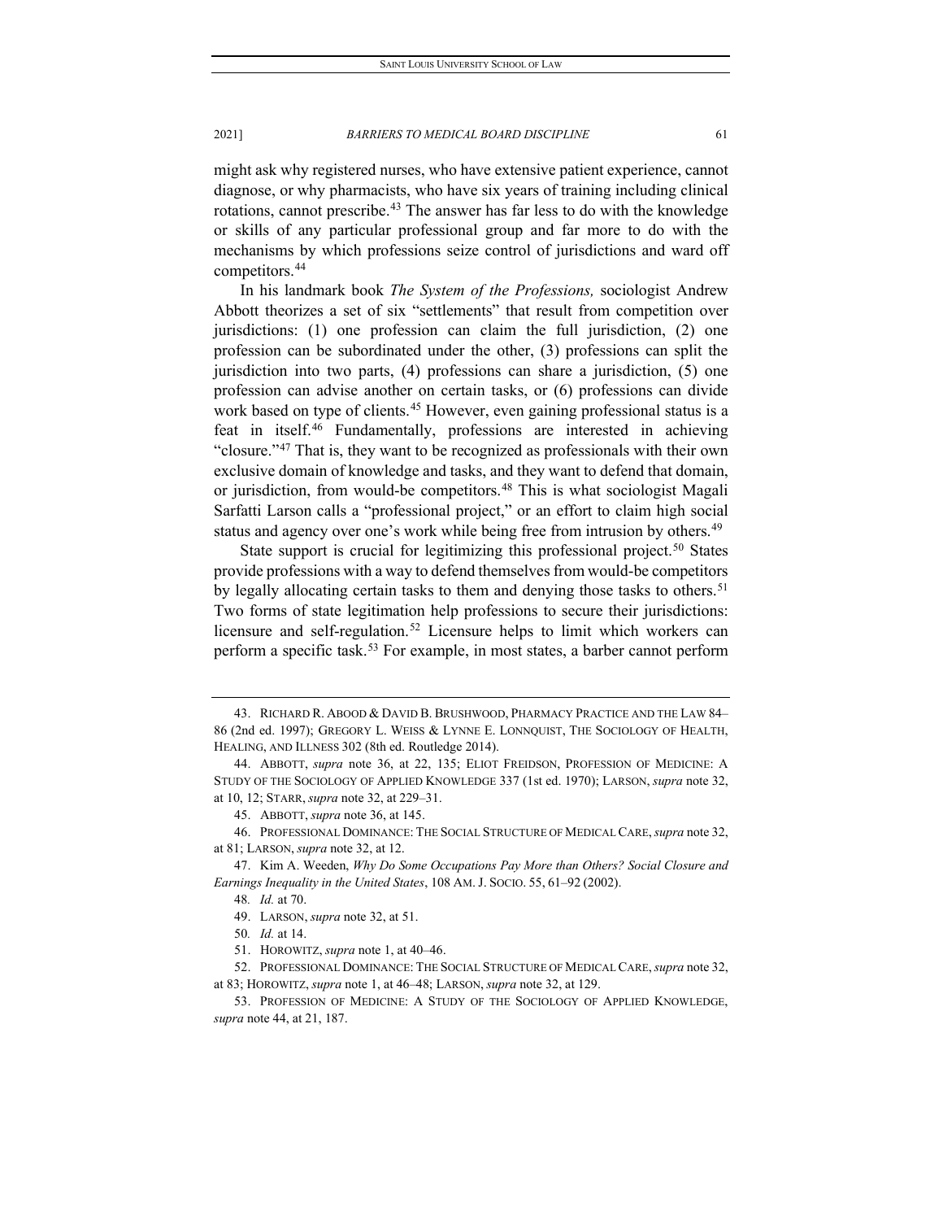might ask why registered nurses, who have extensive patient experience, cannot diagnose, or why pharmacists, who have six years of training including clinical rotations, cannot prescribe.[43] The answer has far less to do with the knowledge or skills of any particular professional group and far more to do with the mechanisms by which professions seize control of jurisdictions and ward off competitors.[44]

In his landmark book *The System of the Professions,* sociologist Andrew Abbott theorizes a set of six "settlements" that result from competition over jurisdictions: (1) one profession can claim the full jurisdiction, (2) one profession can be subordinated under the other, (3) professions can split the jurisdiction into two parts, (4) professions can share a jurisdiction, (5) one profession can advise another on certain tasks, or (6) professions can divide work based on type of clients.[45] However, even gaining professional status is a feat in itself.[46] Fundamentally, professions are interested in achieving "closure."[47] That is, they want to be recognized as professionals with their own exclusive domain of knowledge and tasks, and they want to defend that domain, or jurisdiction, from would-be competitors.[48] This is what sociologist Magali Sarfatti Larson calls a "professional project," or an effort to claim high social status and agency over one's work while being free from intrusion by others.[49]

State support is crucial for legitimizing this professional project.[50] States provide professions with a way to defend themselves from would-be competitors by legally allocating certain tasks to them and denying those tasks to others.[51] Two forms of state legitimation help professions to secure their jurisdictions: licensure and self-regulation.[52] Licensure helps to limit which workers can perform a specific task.[53] For example, in most states, a barber cannot perform

---

43. RICHARD R. ABOOD & DAVID B. BRUSHWOOD, PHARMACY PRACTICE AND THE LAW 84–86 (2nd ed. 1997); GREGORY L. WEISS & LYNNE E. LONNQUIST, THE SOCIOLOGY OF HEALTH, HEALING, AND ILLNESS 302 (8th ed. Routledge 2014).

44. ABBOTT, *supra* note 36, at 22, 135; ELIOT FREIDSON, PROFESSION OF MEDICINE: A STUDY OF THE SOCIOLOGY OF APPLIED KNOWLEDGE 337 (1st ed. 1970); LARSON, *supra* note 32, at 10, 12; STARR, *supra* note 32, at 229–31.

45. ABBOTT, *supra* note 36, at 145.

46. PROFESSIONAL DOMINANCE: THE SOCIAL STRUCTURE OF MEDICAL CARE, *supra* note 32, at 81; LARSON, *supra* note 32, at 12.

47. Kim A. Weeden, *Why Do Some Occupations Pay More than Others? Social Closure and Earnings Inequality in the United States*, 108 AM. J. SOCIO. 55, 61–92 (2002).

48. *Id.* at 70.

49. LARSON, *supra* note 32, at 51.

50. *Id.* at 14.

51. HOROWITZ, *supra* note 1, at 40–46.

52. PROFESSIONAL DOMINANCE: THE SOCIAL STRUCTURE OF MEDICAL CARE, *supra* note 32, at 83; HOROWITZ, *supra* note 1, at 46–48; LARSON, *supra* note 32, at 129.

53. PROFESSION OF MEDICINE: A STUDY OF THE SOCIOLOGY OF APPLIED KNOWLEDGE, *supra* note 44, at 21, 187.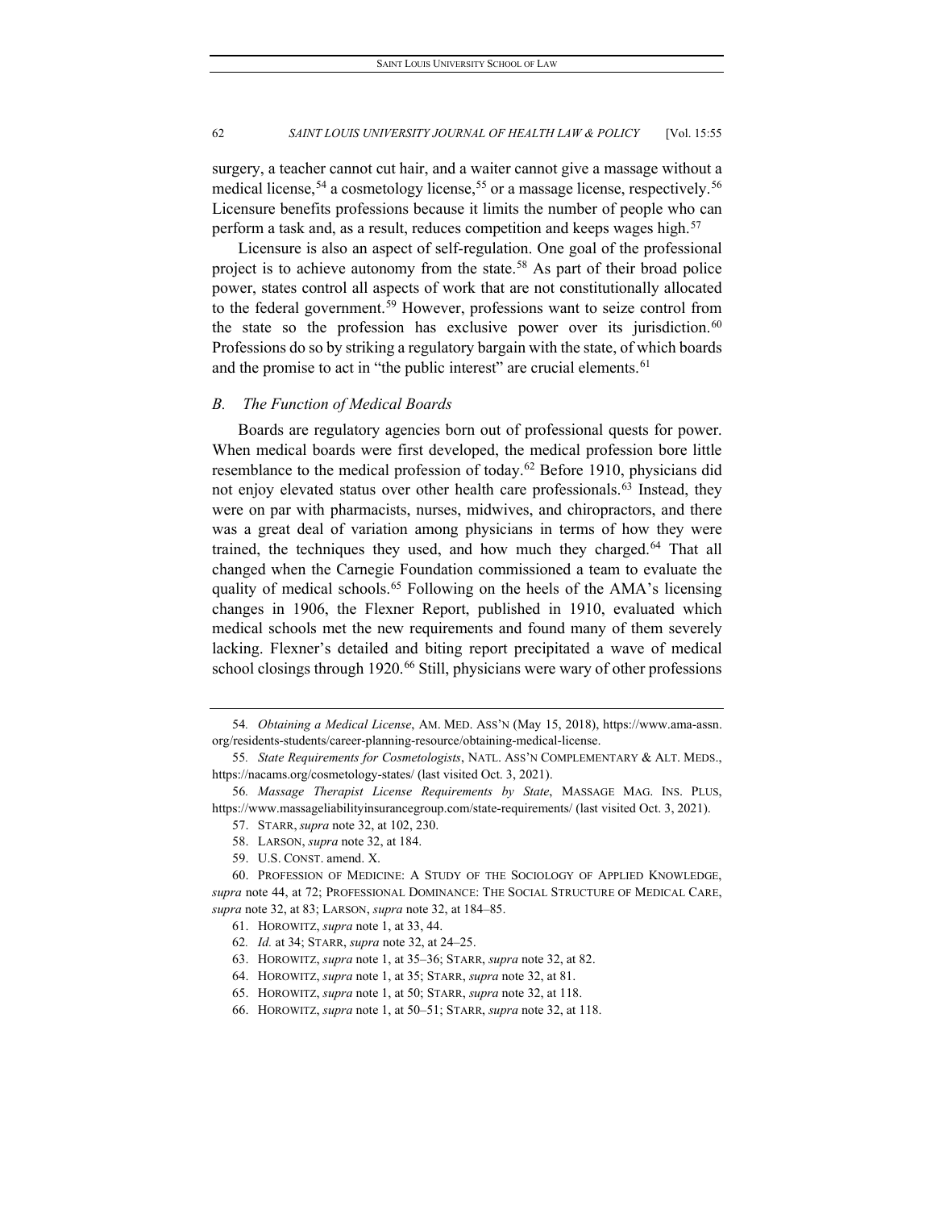surgery, a teacher cannot cut hair, and a waiter cannot give a massage without a medical license,[54] a cosmetology license,[55] or a massage license, respectively.[56] Licensure benefits professions because it limits the number of people who can perform a task and, as a result, reduces competition and keeps wages high.[57]

Licensure is also an aspect of self-regulation. One goal of the professional project is to achieve autonomy from the state.[58] As part of their broad police power, states control all aspects of work that are not constitutionally allocated to the federal government.[59] However, professions want to seize control from the state so the profession has exclusive power over its jurisdiction.[60] Professions do so by striking a regulatory bargain with the state, of which boards and the promise to act in "the public interest" are crucial elements.[61]

### *B. The Function of Medical Boards*

Boards are regulatory agencies born out of professional quests for power. When medical boards were first developed, the medical profession bore little resemblance to the medical profession of today.[62] Before 1910, physicians did not enjoy elevated status over other health care professionals.[63] Instead, they were on par with pharmacists, nurses, midwives, and chiropractors, and there was a great deal of variation among physicians in terms of how they were trained, the techniques they used, and how much they charged.[64] That all changed when the Carnegie Foundation commissioned a team to evaluate the quality of medical schools.[65] Following on the heels of the AMA's licensing changes in 1906, the Flexner Report, published in 1910, evaluated which medical schools met the new requirements and found many of them severely lacking. Flexner's detailed and biting report precipitated a wave of medical school closings through 1920.[66] Still, physicians were wary of other professions

---

54. *Obtaining a Medical License*, AM. MED. ASS'N (May 15, 2018), https://www.ama-assn.org/residents-students/career-planning-resource/obtaining-medical-license.

55. *State Requirements for Cosmetologists*, NATL. ASS'N COMPLEMENTARY & ALT. MEDS., https://nacams.org/cosmetology-states/ (last visited Oct. 3, 2021).

56. *Massage Therapist License Requirements by State*, MASSAGE MAG. INS. PLUS, https://www.massageliabilityinsurancegroup.com/state-requirements/ (last visited Oct. 3, 2021).

57. STARR, *supra* note 32, at 102, 230.

58. LARSON, *supra* note 32, at 184.

59. U.S. CONST. amend. X.

60. PROFESSION OF MEDICINE: A STUDY OF THE SOCIOLOGY OF APPLIED KNOWLEDGE, *supra* note 44, at 72; PROFESSIONAL DOMINANCE: THE SOCIAL STRUCTURE OF MEDICAL CARE, *supra* note 32, at 83; LARSON, *supra* note 32, at 184–85.

61. HOROWITZ, *supra* note 1, at 33, 44.

62. *Id.* at 34; STARR, *supra* note 32, at 24–25.

63. HOROWITZ, *supra* note 1, at 35–36; STARR, *supra* note 32, at 82.

64. HOROWITZ, *supra* note 1, at 35; STARR, *supra* note 32, at 81.

65. HOROWITZ, *supra* note 1, at 50; STARR, *supra* note 32, at 118.

66. HOROWITZ, *supra* note 1, at 50–51; STARR, *supra* note 32, at 118.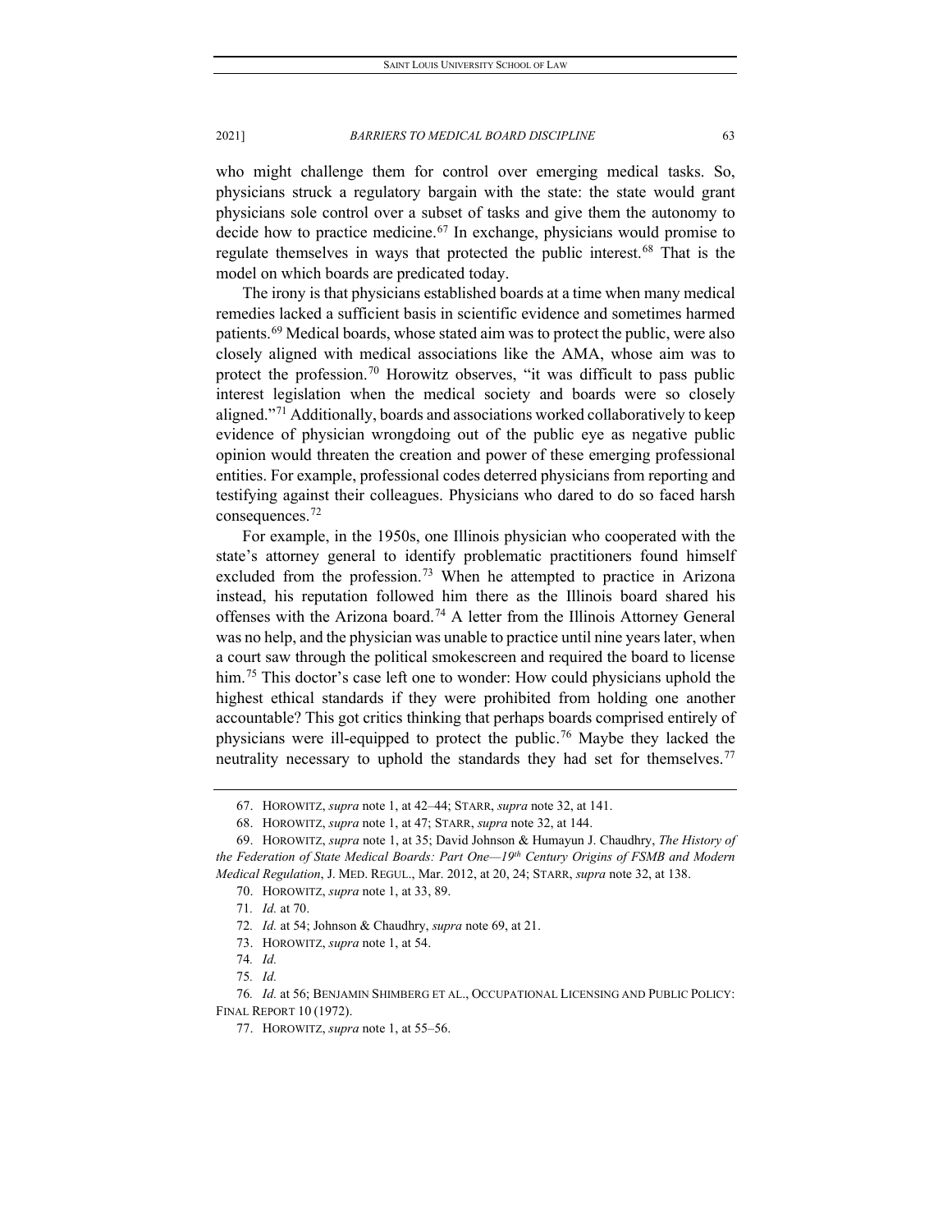who might challenge them for control over emerging medical tasks. So, physicians struck a regulatory bargain with the state: the state would grant physicians sole control over a subset of tasks and give them the autonomy to decide how to practice medicine.[67] In exchange, physicians would promise to regulate themselves in ways that protected the public interest.[68] That is the model on which boards are predicated today.

The irony is that physicians established boards at a time when many medical remedies lacked a sufficient basis in scientific evidence and sometimes harmed patients.[69] Medical boards, whose stated aim was to protect the public, were also closely aligned with medical associations like the AMA, whose aim was to protect the profession.[70] Horowitz observes, "it was difficult to pass public interest legislation when the medical society and boards were so closely aligned."[71] Additionally, boards and associations worked collaboratively to keep evidence of physician wrongdoing out of the public eye as negative public opinion would threaten the creation and power of these emerging professional entities. For example, professional codes deterred physicians from reporting and testifying against their colleagues. Physicians who dared to do so faced harsh consequences.[72]

For example, in the 1950s, one Illinois physician who cooperated with the state's attorney general to identify problematic practitioners found himself excluded from the profession.[73] When he attempted to practice in Arizona instead, his reputation followed him there as the Illinois board shared his offenses with the Arizona board.[74] A letter from the Illinois Attorney General was no help, and the physician was unable to practice until nine years later, when a court saw through the political smokescreen and required the board to license him.[75] This doctor's case left one to wonder: How could physicians uphold the highest ethical standards if they were prohibited from holding one another accountable? This got critics thinking that perhaps boards comprised entirely of physicians were ill-equipped to protect the public.[76] Maybe they lacked the neutrality necessary to uphold the standards they had set for themselves.[77]

---

67. HOROWITZ, *supra* note 1, at 42–44; STARR, *supra* note 32, at 141.

68. HOROWITZ, *supra* note 1, at 47; STARR, *supra* note 32, at 144.

69. HOROWITZ, *supra* note 1, at 35; David Johnson & Humayun J. Chaudhry, *The History of the Federation of State Medical Boards: Part One—19th Century Origins of FSMB and Modern Medical Regulation*, J. MED. REGUL., Mar. 2012, at 20, 24; STARR, *supra* note 32, at 138.

70. HOROWITZ, *supra* note 1, at 33, 89.

71. *Id.* at 70.

72. *Id.* at 54; Johnson & Chaudhry, *supra* note 69, at 21.

73. HOROWITZ, *supra* note 1, at 54.

74. *Id.*

75. *Id.*

76. *Id.* at 56; BENJAMIN SHIMBERG ET AL., OCCUPATIONAL LICENSING AND PUBLIC POLICY: FINAL REPORT 10 (1972).

77. HOROWITZ, *supra* note 1, at 55–56.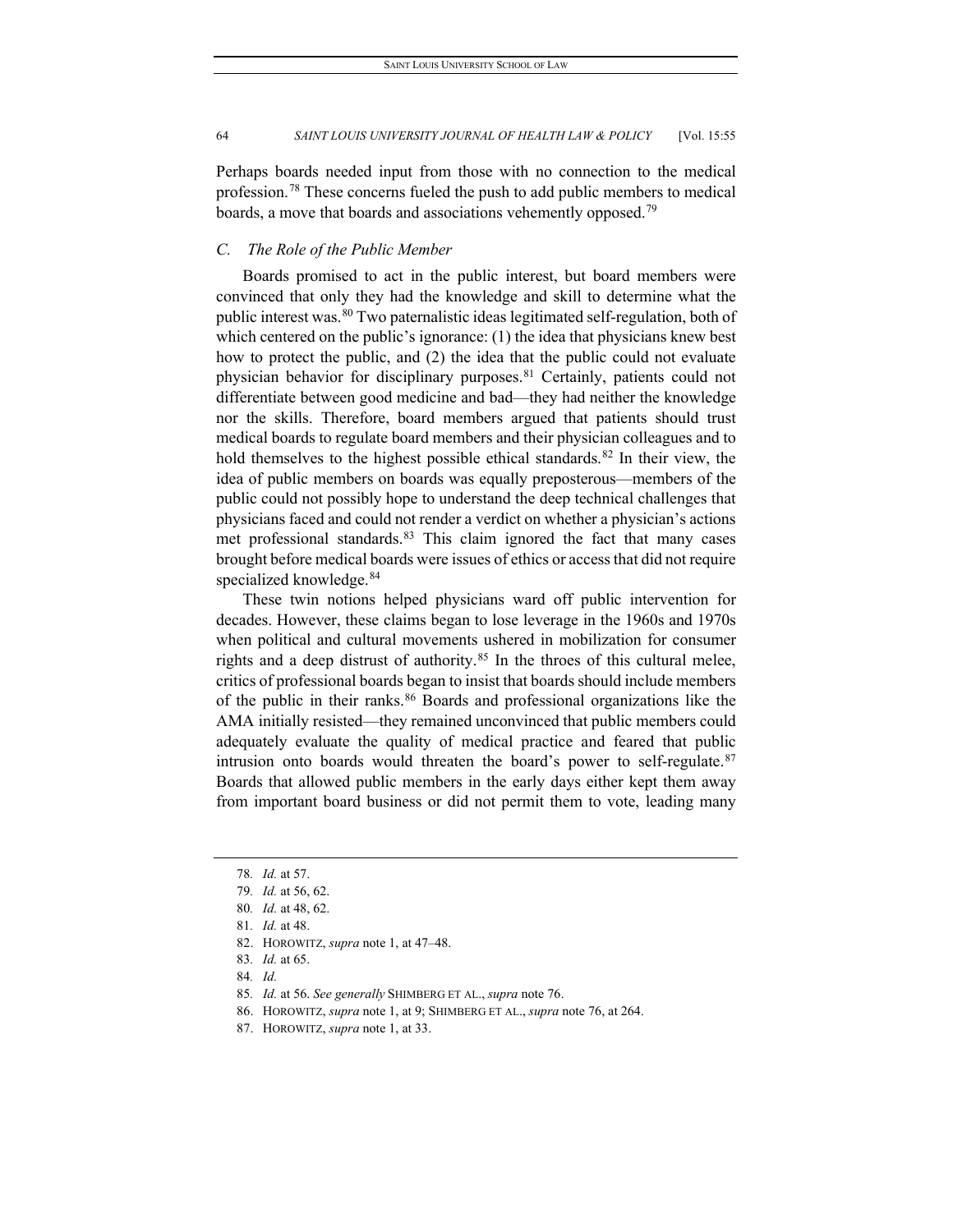Perhaps boards needed input from those with no connection to the medical profession.[78] These concerns fueled the push to add public members to medical boards, a move that boards and associations vehemently opposed.[79]

### *C. The Role of the Public Member*

Boards promised to act in the public interest, but board members were convinced that only they had the knowledge and skill to determine what the public interest was.[80] Two paternalistic ideas legitimated self-regulation, both of which centered on the public's ignorance: (1) the idea that physicians knew best how to protect the public, and (2) the idea that the public could not evaluate physician behavior for disciplinary purposes.[81] Certainly, patients could not differentiate between good medicine and bad—they had neither the knowledge nor the skills. Therefore, board members argued that patients should trust medical boards to regulate board members and their physician colleagues and to hold themselves to the highest possible ethical standards.[82] In their view, the idea of public members on boards was equally preposterous—members of the public could not possibly hope to understand the deep technical challenges that physicians faced and could not render a verdict on whether a physician's actions met professional standards.[83] This claim ignored the fact that many cases brought before medical boards were issues of ethics or access that did not require specialized knowledge.[84]

These twin notions helped physicians ward off public intervention for decades. However, these claims began to lose leverage in the 1960s and 1970s when political and cultural movements ushered in mobilization for consumer rights and a deep distrust of authority.[85] In the throes of this cultural melee, critics of professional boards began to insist that boards should include members of the public in their ranks.[86] Boards and professional organizations like the AMA initially resisted—they remained unconvinced that public members could adequately evaluate the quality of medical practice and feared that public intrusion onto boards would threaten the board's power to self-regulate.[87] Boards that allowed public members in the early days either kept them away from important board business or did not permit them to vote, leading many

---

78. *Id.* at 57.
79. *Id.* at 56, 62.
80. *Id.* at 48, 62.
81. *Id.* at 48.
82. HOROWITZ, *supra* note 1, at 47–48.
83. *Id.* at 65.
84. *Id.*
85. *Id.* at 56. *See generally* SHIMBERG ET AL., *supra* note 76.
86. HOROWITZ, *supra* note 1, at 9; SHIMBERG ET AL., *supra* note 76, at 264.
87. HOROWITZ, *supra* note 1, at 33.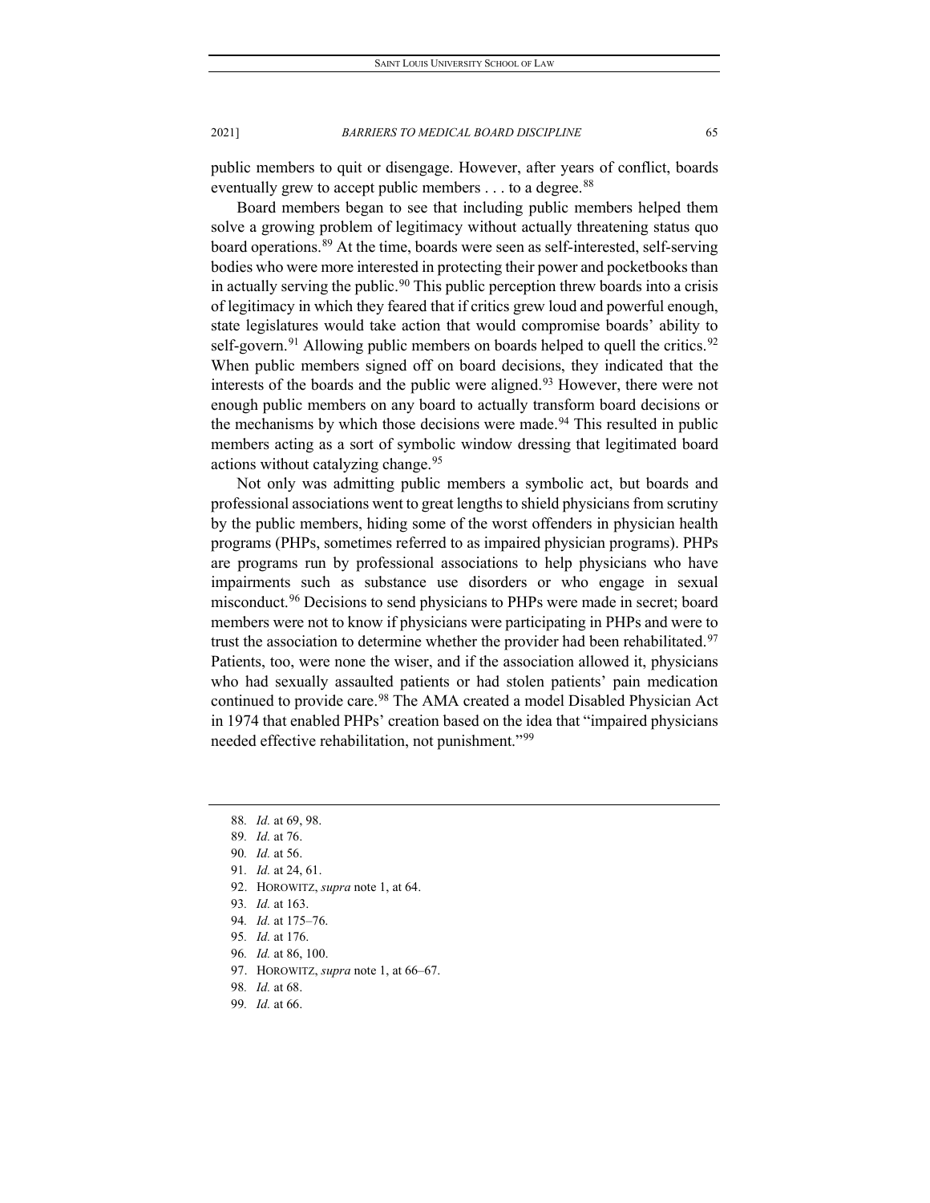public members to quit or disengage. However, after years of conflict, boards eventually grew to accept public members . . . to a degree.[88]

Board members began to see that including public members helped them solve a growing problem of legitimacy without actually threatening status quo board operations.[89] At the time, boards were seen as self-interested, self-serving bodies who were more interested in protecting their power and pocketbooks than in actually serving the public.[90] This public perception threw boards into a crisis of legitimacy in which they feared that if critics grew loud and powerful enough, state legislatures would take action that would compromise boards' ability to self-govern.[91] Allowing public members on boards helped to quell the critics.[92] When public members signed off on board decisions, they indicated that the interests of the boards and the public were aligned.[93] However, there were not enough public members on any board to actually transform board decisions or the mechanisms by which those decisions were made.[94] This resulted in public members acting as a sort of symbolic window dressing that legitimated board actions without catalyzing change.[95]

Not only was admitting public members a symbolic act, but boards and professional associations went to great lengths to shield physicians from scrutiny by the public members, hiding some of the worst offenders in physician health programs (PHPs, sometimes referred to as impaired physician programs). PHPs are programs run by professional associations to help physicians who have impairments such as substance use disorders or who engage in sexual misconduct.[96] Decisions to send physicians to PHPs were made in secret; board members were not to know if physicians were participating in PHPs and were to trust the association to determine whether the provider had been rehabilitated.[97] Patients, too, were none the wiser, and if the association allowed it, physicians who had sexually assaulted patients or had stolen patients' pain medication continued to provide care.[98] The AMA created a model Disabled Physician Act in 1974 that enabled PHPs' creation based on the idea that "impaired physicians needed effective rehabilitation, not punishment."[99]

---

88. *Id.* at 69, 98.
89. *Id.* at 76.
90. *Id.* at 56.
91. *Id.* at 24, 61.
92. HOROWITZ, *supra* note 1, at 64.
93. *Id.* at 163.
94. *Id.* at 175–76.
95. *Id.* at 176.
96. *Id.* at 86, 100.
97. HOROWITZ, *supra* note 1, at 66–67.
98. *Id.* at 68.
99. *Id.* at 66.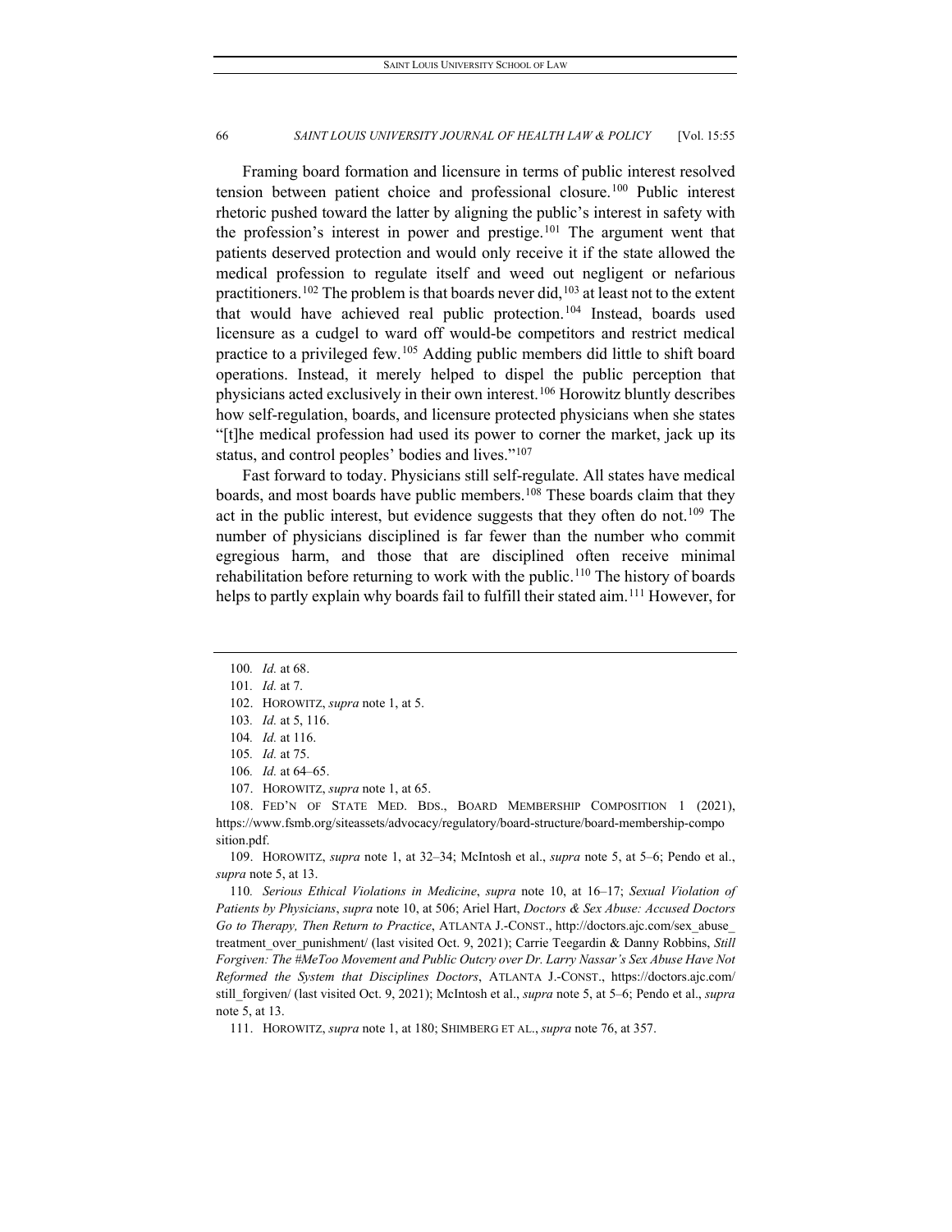Framing board formation and licensure in terms of public interest resolved tension between patient choice and professional closure.[100] Public interest rhetoric pushed toward the latter by aligning the public's interest in safety with the profession's interest in power and prestige.[101] The argument went that patients deserved protection and would only receive it if the state allowed the medical profession to regulate itself and weed out negligent or nefarious practitioners.[102] The problem is that boards never did,[103] at least not to the extent that would have achieved real public protection.[104] Instead, boards used licensure as a cudgel to ward off would-be competitors and restrict medical practice to a privileged few.[105] Adding public members did little to shift board operations. Instead, it merely helped to dispel the public perception that physicians acted exclusively in their own interest.[106] Horowitz bluntly describes how self-regulation, boards, and licensure protected physicians when she states "[t]he medical profession had used its power to corner the market, jack up its status, and control peoples' bodies and lives."[107]

Fast forward to today. Physicians still self-regulate. All states have medical boards, and most boards have public members.[108] These boards claim that they act in the public interest, but evidence suggests that they often do not.[109] The number of physicians disciplined is far fewer than the number who commit egregious harm, and those that are disciplined often receive minimal rehabilitation before returning to work with the public.[110] The history of boards helps to partly explain why boards fail to fulfill their stated aim.[111] However, for

---

100. *Id.* at 68.

101. *Id.* at 7.

102. HOROWITZ, *supra* note 1, at 5.

103. *Id.* at 5, 116.

104. *Id.* at 116.

105. *Id.* at 75.

106. *Id.* at 64–65.

107. HOROWITZ, *supra* note 1, at 65.

108. FED'N OF STATE MED. BDS., BOARD MEMBERSHIP COMPOSITION 1 (2021), https://www.fsmb.org/siteassets/advocacy/regulatory/board-structure/board-membership-composition.pdf.

109. HOROWITZ, *supra* note 1, at 32–34; McIntosh et al., *supra* note 5, at 5–6; Pendo et al., *supra* note 5, at 13.

110. *Serious Ethical Violations in Medicine*, *supra* note 10, at 16–17; *Sexual Violation of Patients by Physicians*, *supra* note 10, at 506; Ariel Hart, *Doctors & Sex Abuse: Accused Doctors Go to Therapy, Then Return to Practice*, ATLANTA J.-CONST., http://doctors.ajc.com/sex_abuse_treatment_over_punishment/ (last visited Oct. 9, 2021); Carrie Teegardin & Danny Robbins, *Still Forgiven: The #MeToo Movement and Public Outcry over Dr. Larry Nassar's Sex Abuse Have Not Reformed the System that Disciplines Doctors*, ATLANTA J.-CONST., https://doctors.ajc.com/still_forgiven/ (last visited Oct. 9, 2021); McIntosh et al., *supra* note 5, at 5–6; Pendo et al., *supra* note 5, at 13.

111. HOROWITZ, *supra* note 1, at 180; SHIMBERG ET AL., *supra* note 76, at 357.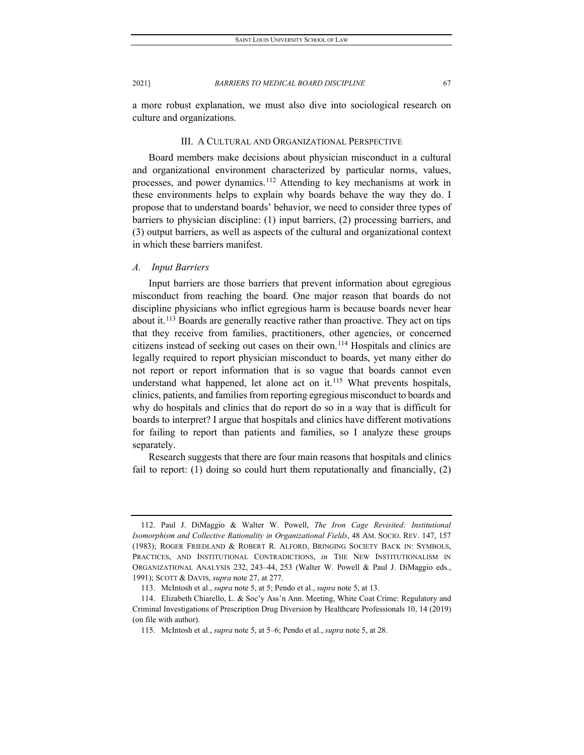a more robust explanation, we must also dive into sociological research on culture and organizations.

## III. A Cultural and Organizational Perspective

Board members make decisions about physician misconduct in a cultural and organizational environment characterized by particular norms, values, processes, and power dynamics.[112] Attending to key mechanisms at work in these environments helps to explain why boards behave the way they do. I propose that to understand boards' behavior, we need to consider three types of barriers to physician discipline: (1) input barriers, (2) processing barriers, and (3) output barriers, as well as aspects of the cultural and organizational context in which these barriers manifest.

### *A. Input Barriers*

Input barriers are those barriers that prevent information about egregious misconduct from reaching the board. One major reason that boards do not discipline physicians who inflict egregious harm is because boards never hear about it.[113] Boards are generally reactive rather than proactive. They act on tips that they receive from families, practitioners, other agencies, or concerned citizens instead of seeking out cases on their own.[114] Hospitals and clinics are legally required to report physician misconduct to boards, yet many either do not report or report information that is so vague that boards cannot even understand what happened, let alone act on it.[115] What prevents hospitals, clinics, patients, and families from reporting egregious misconduct to boards and why do hospitals and clinics that do report do so in a way that is difficult for boards to interpret? I argue that hospitals and clinics have different motivations for failing to report than patients and families, so I analyze these groups separately.

Research suggests that there are four main reasons that hospitals and clinics fail to report: (1) doing so could hurt them reputationally and financially, (2)

---

112. Paul J. DiMaggio & Walter W. Powell, *The Iron Cage Revisited: Institutional Isomorphism and Collective Rationality in Organizational Fields*, 48 Am. Socio. Rev. 147, 157 (1983); Roger Friedland & Robert R. Alford, Bringing Society Back in: Symbols, Practices, and Institutional Contradictions, *in* The New Institutionalism in Organizational Analysis 232, 243–44, 253 (Walter W. Powell & Paul J. DiMaggio eds., 1991); Scott & Davis, *supra* note 27, at 277.

113. McIntosh et al., *supra* note 5, at 5; Pendo et al., *supra* note 5, at 13.

114. Elizabeth Chiarello, L. & Soc'y Ass'n Ann. Meeting, White Coat Crime: Regulatory and Criminal Investigations of Prescription Drug Diversion by Healthcare Professionals 10, 14 (2019) (on file with author).

115. McIntosh et al., *supra* note 5, at 5–6; Pendo et al., *supra* note 5, at 28.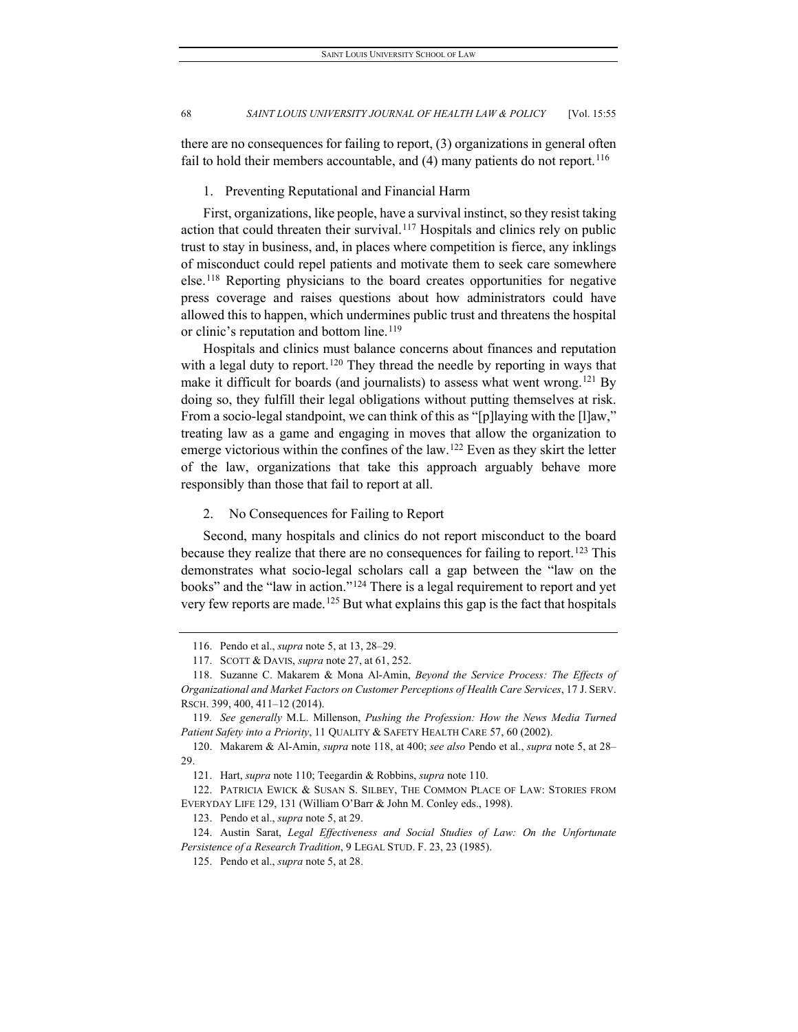there are no consequences for failing to report, (3) organizations in general often fail to hold their members accountable, and (4) many patients do not report.[116]

### 1. Preventing Reputational and Financial Harm

First, organizations, like people, have a survival instinct, so they resist taking action that could threaten their survival.[117] Hospitals and clinics rely on public trust to stay in business, and, in places where competition is fierce, any inklings of misconduct could repel patients and motivate them to seek care somewhere else.[118] Reporting physicians to the board creates opportunities for negative press coverage and raises questions about how administrators could have allowed this to happen, which undermines public trust and threatens the hospital or clinic's reputation and bottom line.[119]

Hospitals and clinics must balance concerns about finances and reputation with a legal duty to report.[120] They thread the needle by reporting in ways that make it difficult for boards (and journalists) to assess what went wrong.[121] By doing so, they fulfill their legal obligations without putting themselves at risk. From a socio-legal standpoint, we can think of this as "[p]laying with the [l]aw," treating law as a game and engaging in moves that allow the organization to emerge victorious within the confines of the law.[122] Even as they skirt the letter of the law, organizations that take this approach arguably behave more responsibly than those that fail to report at all.

### 2. No Consequences for Failing to Report

Second, many hospitals and clinics do not report misconduct to the board because they realize that there are no consequences for failing to report.[123] This demonstrates what socio-legal scholars call a gap between the "law on the books" and the "law in action."[124] There is a legal requirement to report and yet very few reports are made.[125] But what explains this gap is the fact that hospitals

---

116. Pendo et al., *supra* note 5, at 13, 28–29.

117. SCOTT & DAVIS, *supra* note 27, at 61, 252.

118. Suzanne C. Makarem & Mona Al-Amin, *Beyond the Service Process: The Effects of Organizational and Market Factors on Customer Perceptions of Health Care Services*, 17 J. SERV. RSCH. 399, 400, 411–12 (2014).

119. *See generally* M.L. Millenson, *Pushing the Profession: How the News Media Turned Patient Safety into a Priority*, 11 QUALITY & SAFETY HEALTH CARE 57, 60 (2002).

120. Makarem & Al-Amin, *supra* note 118, at 400; *see also* Pendo et al., *supra* note 5, at 28–29.

121. Hart, *supra* note 110; Teegardin & Robbins, *supra* note 110.

122. PATRICIA EWICK & SUSAN S. SILBEY, THE COMMON PLACE OF LAW: STORIES FROM EVERYDAY LIFE 129, 131 (William O'Barr & John M. Conley eds., 1998).

123. Pendo et al., *supra* note 5, at 29.

124. Austin Sarat, *Legal Effectiveness and Social Studies of Law: On the Unfortunate Persistence of a Research Tradition*, 9 LEGAL STUD. F. 23, 23 (1985).

125. Pendo et al., *supra* note 5, at 28.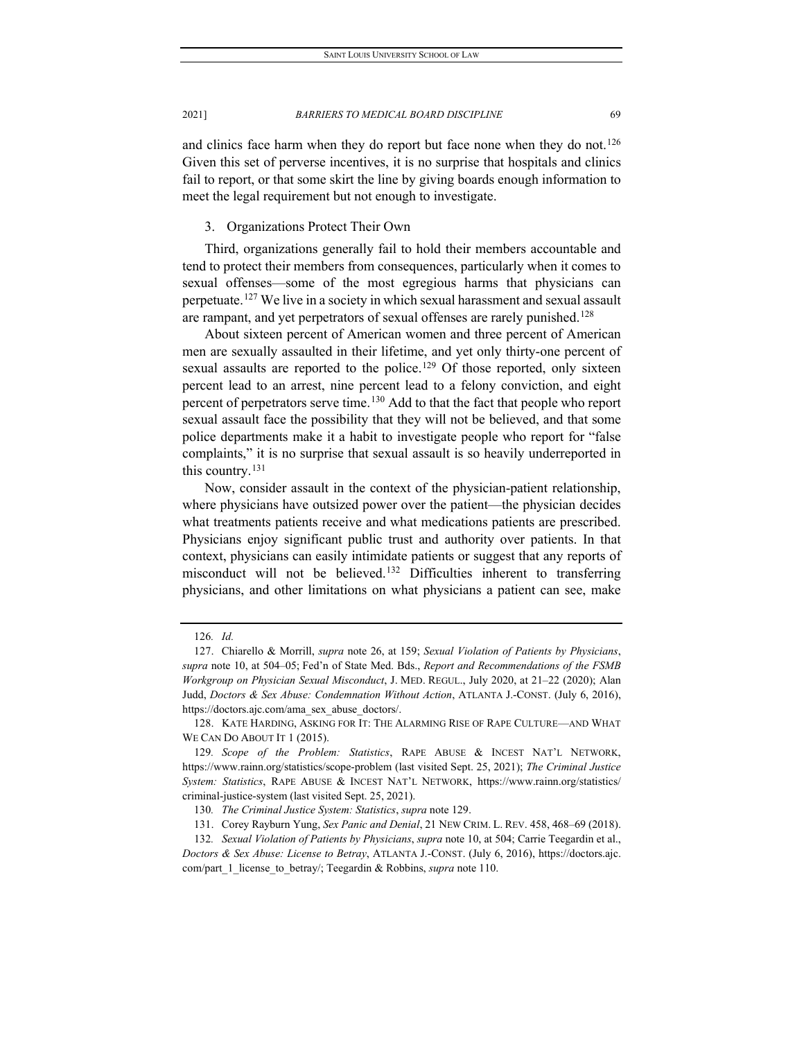and clinics face harm when they do report but face none when they do not.[126] Given this set of perverse incentives, it is no surprise that hospitals and clinics fail to report, or that some skirt the line by giving boards enough information to meet the legal requirement but not enough to investigate.

### 3. Organizations Protect Their Own

Third, organizations generally fail to hold their members accountable and tend to protect their members from consequences, particularly when it comes to sexual offenses—some of the most egregious harms that physicians can perpetuate.[127] We live in a society in which sexual harassment and sexual assault are rampant, and yet perpetrators of sexual offenses are rarely punished.[128]

About sixteen percent of American women and three percent of American men are sexually assaulted in their lifetime, and yet only thirty-one percent of sexual assaults are reported to the police.[129] Of those reported, only sixteen percent lead to an arrest, nine percent lead to a felony conviction, and eight percent of perpetrators serve time.[130] Add to that the fact that people who report sexual assault face the possibility that they will not be believed, and that some police departments make it a habit to investigate people who report for "false complaints," it is no surprise that sexual assault is so heavily underreported in this country.[131]

Now, consider assault in the context of the physician-patient relationship, where physicians have outsized power over the patient—the physician decides what treatments patients receive and what medications patients are prescribed. Physicians enjoy significant public trust and authority over patients. In that context, physicians can easily intimidate patients or suggest that any reports of misconduct will not be believed.[132] Difficulties inherent to transferring physicians, and other limitations on what physicians a patient can see, make

---

126. *Id.*

127. Chiarello & Morrill, *supra* note 26, at 159; *Sexual Violation of Patients by Physicians*, *supra* note 10, at 504–05; Fed'n of State Med. Bds., *Report and Recommendations of the FSMB Workgroup on Physician Sexual Misconduct*, J. MED. REGUL., July 2020, at 21–22 (2020); Alan Judd, *Doctors & Sex Abuse: Condemnation Without Action*, ATLANTA J.-CONST. (July 6, 2016), https://doctors.ajc.com/ama_sex_abuse_doctors/.

128. KATE HARDING, ASKING FOR IT: THE ALARMING RISE OF RAPE CULTURE—AND WHAT WE CAN DO ABOUT IT 1 (2015).

129. *Scope of the Problem: Statistics*, RAPE ABUSE & INCEST NAT'L NETWORK, https://www.rainn.org/statistics/scope-problem (last visited Sept. 25, 2021); *The Criminal Justice System: Statistics*, RAPE ABUSE & INCEST NAT'L NETWORK, https://www.rainn.org/statistics/criminal-justice-system (last visited Sept. 25, 2021).

130. *The Criminal Justice System: Statistics*, *supra* note 129.

131. Corey Rayburn Yung, *Sex Panic and Denial*, 21 NEW CRIM. L. REV. 458, 468–69 (2018).

132. *Sexual Violation of Patients by Physicians*, *supra* note 10, at 504; Carrie Teegardin et al., *Doctors & Sex Abuse: License to Betray*, ATLANTA J.-CONST. (July 6, 2016), https://doctors.ajc.com/part_1_license_to_betray/; Teegardin & Robbins, *supra* note 110.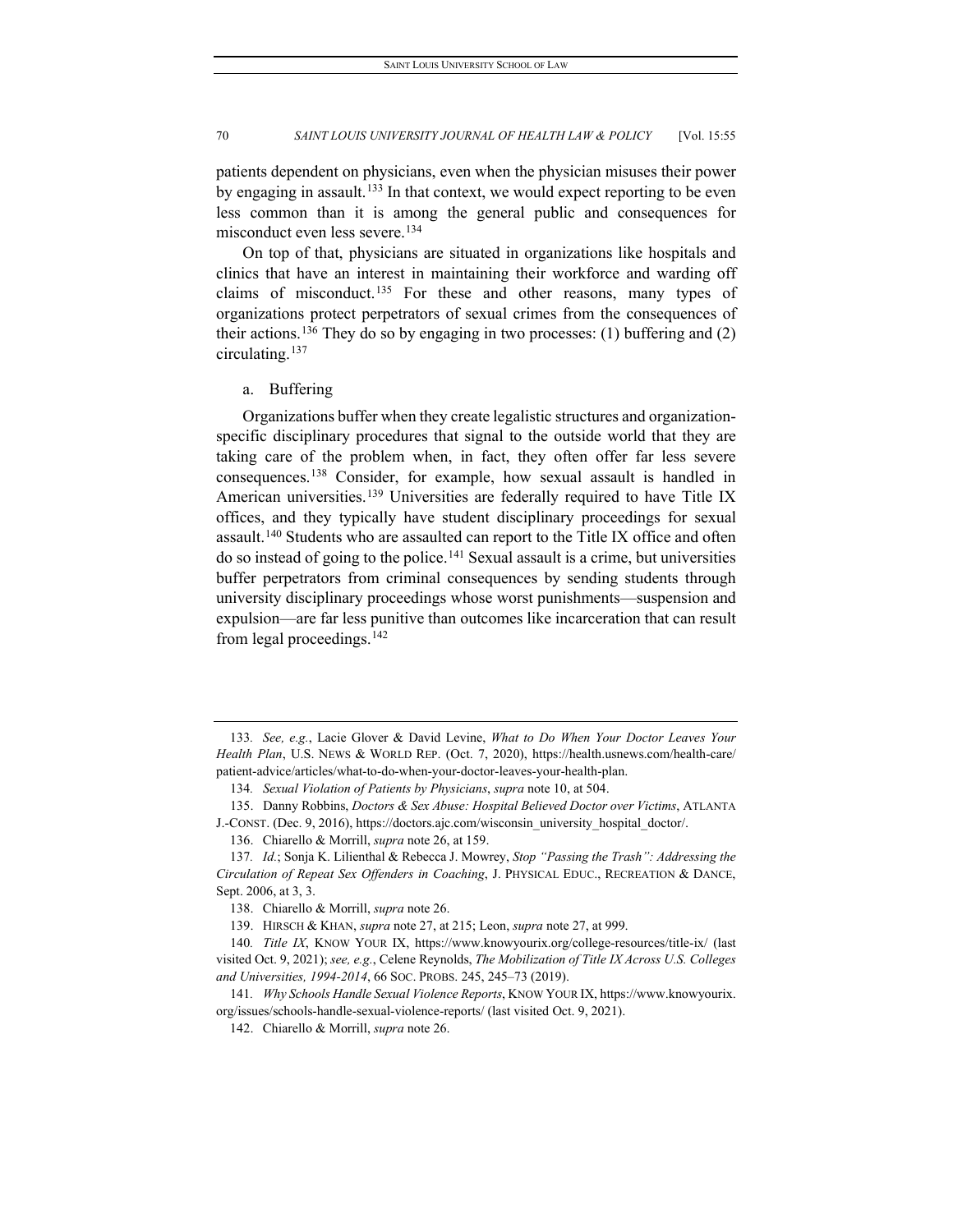patients dependent on physicians, even when the physician misuses their power by engaging in assault.[133] In that context, we would expect reporting to be even less common than it is among the general public and consequences for misconduct even less severe.[134]

On top of that, physicians are situated in organizations like hospitals and clinics that have an interest in maintaining their workforce and warding off claims of misconduct.[135] For these and other reasons, many types of organizations protect perpetrators of sexual crimes from the consequences of their actions.[136] They do so by engaging in two processes: (1) buffering and (2) circulating.[137]

a. Buffering

Organizations buffer when they create legalistic structures and organization-specific disciplinary procedures that signal to the outside world that they are taking care of the problem when, in fact, they often offer far less severe consequences.[138] Consider, for example, how sexual assault is handled in American universities.[139] Universities are federally required to have Title IX offices, and they typically have student disciplinary proceedings for sexual assault.[140] Students who are assaulted can report to the Title IX office and often do so instead of going to the police.[141] Sexual assault is a crime, but universities buffer perpetrators from criminal consequences by sending students through university disciplinary proceedings whose worst punishments—suspension and expulsion—are far less punitive than outcomes like incarceration that can result from legal proceedings.[142]

---

133. *See, e.g.*, Lacie Glover & David Levine, *What to Do When Your Doctor Leaves Your Health Plan*, U.S. NEWS & WORLD REP. (Oct. 7, 2020), https://health.usnews.com/health-care/patient-advice/articles/what-to-do-when-your-doctor-leaves-your-health-plan.

134. *Sexual Violation of Patients by Physicians*, *supra* note 10, at 504.

135. Danny Robbins, *Doctors & Sex Abuse: Hospital Believed Doctor over Victims*, ATLANTA J.-CONST. (Dec. 9, 2016), https://doctors.ajc.com/wisconsin_university_hospital_doctor/.

136. Chiarello & Morrill, *supra* note 26, at 159.

137. *Id.*; Sonja K. Lilienthal & Rebecca J. Mowrey, *Stop "Passing the Trash": Addressing the Circulation of Repeat Sex Offenders in Coaching*, J. PHYSICAL EDUC., RECREATION & DANCE, Sept. 2006, at 3, 3.

138. Chiarello & Morrill, *supra* note 26.

139. HIRSCH & KHAN, *supra* note 27, at 215; Leon, *supra* note 27, at 999.

140. *Title IX*, KNOW YOUR IX, https://www.knowyourix.org/college-resources/title-ix/ (last visited Oct. 9, 2021); *see, e.g.*, Celene Reynolds, *The Mobilization of Title IX Across U.S. Colleges and Universities, 1994-2014*, 66 SOC. PROBS. 245, 245–73 (2019).

141. *Why Schools Handle Sexual Violence Reports*, KNOW YOUR IX, https://www.knowyourix.org/issues/schools-handle-sexual-violence-reports/ (last visited Oct. 9, 2021).

142. Chiarello & Morrill, *supra* note 26.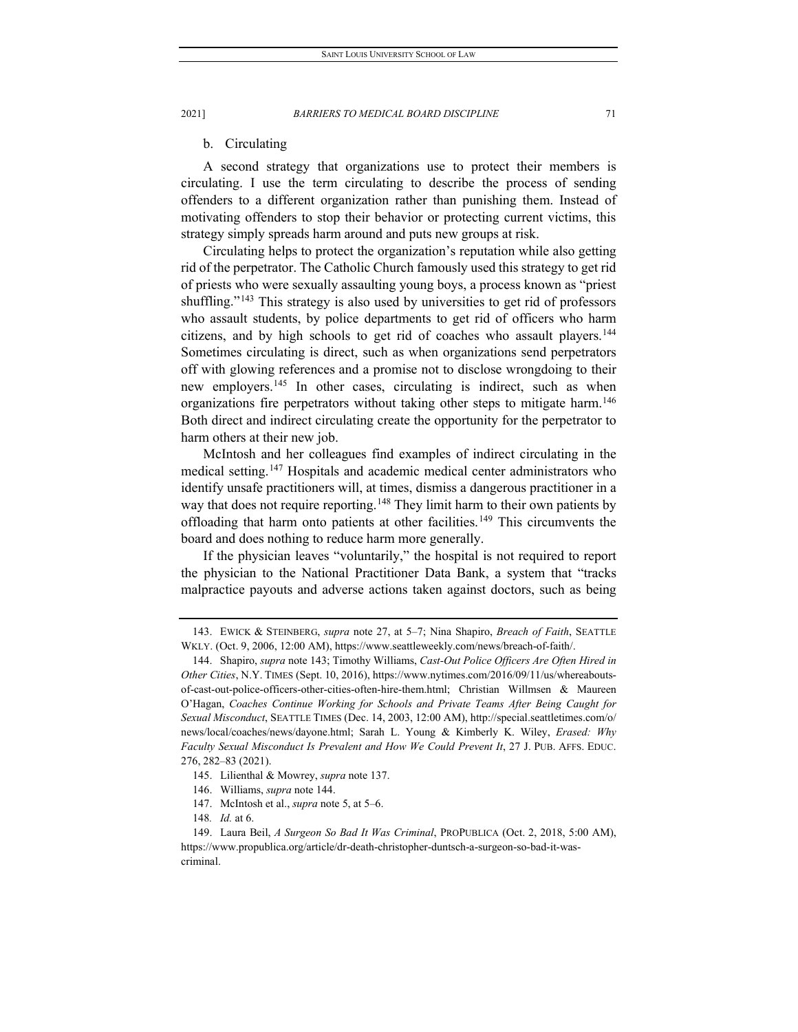b. Circulating

A second strategy that organizations use to protect their members is circulating. I use the term circulating to describe the process of sending offenders to a different organization rather than punishing them. Instead of motivating offenders to stop their behavior or protecting current victims, this strategy simply spreads harm around and puts new groups at risk.

Circulating helps to protect the organization's reputation while also getting rid of the perpetrator. The Catholic Church famously used this strategy to get rid of priests who were sexually assaulting young boys, a process known as "priest shuffling."[143] This strategy is also used by universities to get rid of professors who assault students, by police departments to get rid of officers who harm citizens, and by high schools to get rid of coaches who assault players.[144] Sometimes circulating is direct, such as when organizations send perpetrators off with glowing references and a promise not to disclose wrongdoing to their new employers.[145] In other cases, circulating is indirect, such as when organizations fire perpetrators without taking other steps to mitigate harm.[146] Both direct and indirect circulating create the opportunity for the perpetrator to harm others at their new job.

McIntosh and her colleagues find examples of indirect circulating in the medical setting.[147] Hospitals and academic medical center administrators who identify unsafe practitioners will, at times, dismiss a dangerous practitioner in a way that does not require reporting.[148] They limit harm to their own patients by offloading that harm onto patients at other facilities.[149] This circumvents the board and does nothing to reduce harm more generally.

If the physician leaves "voluntarily," the hospital is not required to report the physician to the National Practitioner Data Bank, a system that "tracks malpractice payouts and adverse actions taken against doctors, such as being

---

143. EWICK & STEINBERG, *supra* note 27, at 5–7; Nina Shapiro, *Breach of Faith*, SEATTLE WKLY. (Oct. 9, 2006, 12:00 AM), https://www.seattleweekly.com/news/breach-of-faith/.

144. Shapiro, *supra* note 143; Timothy Williams, *Cast-Out Police Officers Are Often Hired in Other Cities*, N.Y. TIMES (Sept. 10, 2016), https://www.nytimes.com/2016/09/11/us/whereabouts-of-cast-out-police-officers-other-cities-often-hire-them.html; Christian Willmsen & Maureen O'Hagan, *Coaches Continue Working for Schools and Private Teams After Being Caught for Sexual Misconduct*, SEATTLE TIMES (Dec. 14, 2003, 12:00 AM), http://special.seattletimes.com/o/news/local/coaches/news/dayone.html; Sarah L. Young & Kimberly K. Wiley, *Erased: Why Faculty Sexual Misconduct Is Prevalent and How We Could Prevent It*, 27 J. PUB. AFFS. EDUC. 276, 282–83 (2021).

145. Lilienthal & Mowrey, *supra* note 137.

146. Williams, *supra* note 144.

147. McIntosh et al., *supra* note 5, at 5–6.

148. *Id.* at 6.

149. Laura Beil, *A Surgeon So Bad It Was Criminal*, PROPUBLICA (Oct. 2, 2018, 5:00 AM), https://www.propublica.org/article/dr-death-christopher-duntsch-a-surgeon-so-bad-it-was-criminal.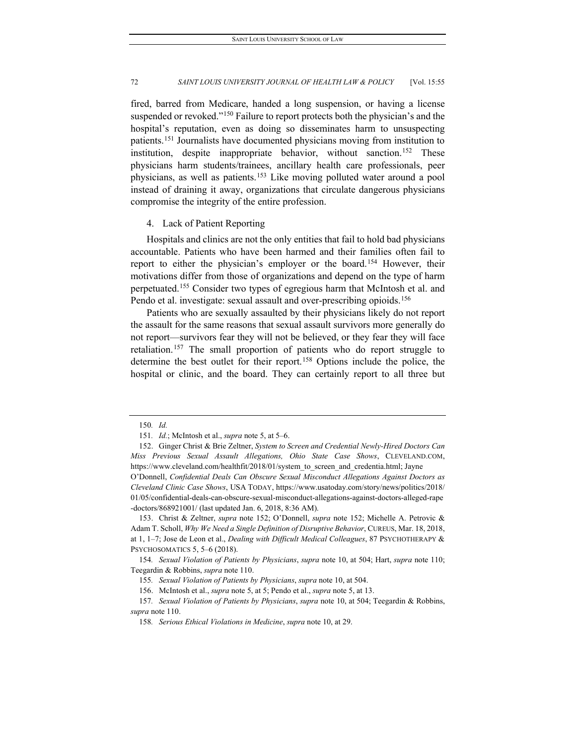fired, barred from Medicare, handed a long suspension, or having a license suspended or revoked."[150] Failure to report protects both the physician's and the hospital's reputation, even as doing so disseminates harm to unsuspecting patients.[151] Journalists have documented physicians moving from institution to institution, despite inappropriate behavior, without sanction.[152] These physicians harm students/trainees, ancillary health care professionals, peer physicians, as well as patients.[153] Like moving polluted water around a pool instead of draining it away, organizations that circulate dangerous physicians compromise the integrity of the entire profession.

4. Lack of Patient Reporting

Hospitals and clinics are not the only entities that fail to hold bad physicians accountable. Patients who have been harmed and their families often fail to report to either the physician's employer or the board.[154] However, their motivations differ from those of organizations and depend on the type of harm perpetuated.[155] Consider two types of egregious harm that McIntosh et al. and Pendo et al. investigate: sexual assault and over-prescribing opioids.[156]

Patients who are sexually assaulted by their physicians likely do not report the assault for the same reasons that sexual assault survivors more generally do not report—survivors fear they will not be believed, or they fear they will face retaliation.[157] The small proportion of patients who do report struggle to determine the best outlet for their report.[158] Options include the police, the hospital or clinic, and the board. They can certainly report to all three but

---

150. *Id.*

151. *Id.*; McIntosh et al., *supra* note 5, at 5–6.

152. Ginger Christ & Brie Zeltner, *System to Screen and Credential Newly-Hired Doctors Can Miss Previous Sexual Assault Allegations, Ohio State Case Shows*, CLEVELAND.COM, https://www.cleveland.com/healthfit/2018/01/system_to_screen_and_credentia.html; Jayne O'Donnell, *Confidential Deals Can Obscure Sexual Misconduct Allegations Against Doctors as Cleveland Clinic Case Shows*, USA TODAY, https://www.usatoday.com/story/news/politics/2018/01/05/confidential-deals-can-obscure-sexual-misconduct-allegations-against-doctors-alleged-rape-doctors/868921001/ (last updated Jan. 6, 2018, 8:36 AM).

153. Christ & Zeltner, *supra* note 152; O'Donnell, *supra* note 152; Michelle A. Petrovic & Adam T. Scholl, *Why We Need a Single Definition of Disruptive Behavior*, CUREUS, Mar. 18, 2018, at 1, 1–7; Jose de Leon et al., *Dealing with Difficult Medical Colleagues*, 87 PSYCHOTHERAPY & PSYCHOSOMATICS 5, 5–6 (2018).

154. *Sexual Violation of Patients by Physicians*, *supra* note 10, at 504; Hart, *supra* note 110; Teegardin & Robbins, *supra* note 110.

155. *Sexual Violation of Patients by Physicians*, *supra* note 10, at 504.

156. McIntosh et al., *supra* note 5, at 5; Pendo et al., *supra* note 5, at 13.

157. *Sexual Violation of Patients by Physicians*, *supra* note 10, at 504; Teegardin & Robbins, *supra* note 110.

158. *Serious Ethical Violations in Medicine*, *supra* note 10, at 29.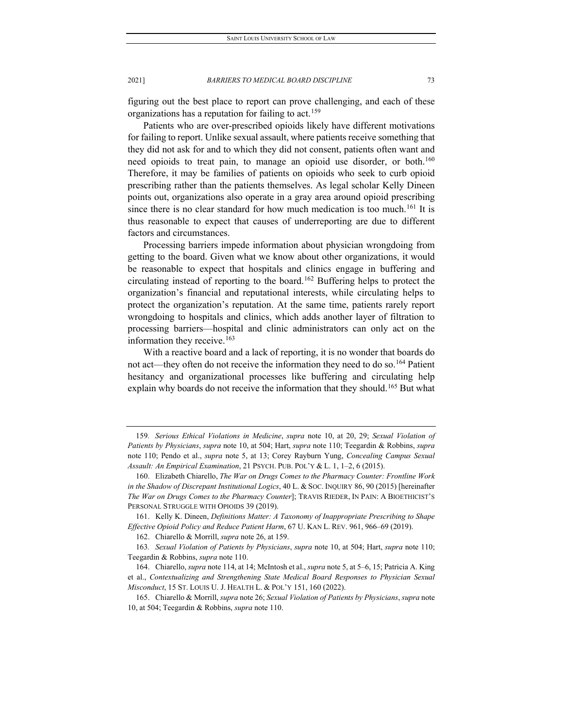figuring out the best place to report can prove challenging, and each of these organizations has a reputation for failing to act.[159]

Patients who are over-prescribed opioids likely have different motivations for failing to report. Unlike sexual assault, where patients receive something that they did not ask for and to which they did not consent, patients often want and need opioids to treat pain, to manage an opioid use disorder, or both.[160] Therefore, it may be families of patients on opioids who seek to curb opioid prescribing rather than the patients themselves. As legal scholar Kelly Dineen points out, organizations also operate in a gray area around opioid prescribing since there is no clear standard for how much medication is too much.[161] It is thus reasonable to expect that causes of underreporting are due to different factors and circumstances.

Processing barriers impede information about physician wrongdoing from getting to the board. Given what we know about other organizations, it would be reasonable to expect that hospitals and clinics engage in buffering and circulating instead of reporting to the board.[162] Buffering helps to protect the organization's financial and reputational interests, while circulating helps to protect the organization's reputation. At the same time, patients rarely report wrongdoing to hospitals and clinics, which adds another layer of filtration to processing barriers—hospital and clinic administrators can only act on the information they receive.[163]

With a reactive board and a lack of reporting, it is no wonder that boards do not act—they often do not receive the information they need to do so.[164] Patient hesitancy and organizational processes like buffering and circulating help explain why boards do not receive the information that they should.[165] But what

---

159. *Serious Ethical Violations in Medicine*, *supra* note 10, at 20, 29; *Sexual Violation of Patients by Physicians*, *supra* note 10, at 504; Hart, *supra* note 110; Teegardin & Robbins, *supra* note 110; Pendo et al., *supra* note 5, at 13; Corey Rayburn Yung, *Concealing Campus Sexual Assault: An Empirical Examination*, 21 PSYCH. PUB. POL'Y & L. 1, 1–2, 6 (2015).

160. Elizabeth Chiarello, *The War on Drugs Comes to the Pharmacy Counter: Frontline Work in the Shadow of Discrepant Institutional Logics*, 40 L. & SOC. INQUIRY 86, 90 (2015) [hereinafter *The War on Drugs Comes to the Pharmacy Counter*]; TRAVIS RIEDER, IN PAIN: A BIOETHICIST'S PERSONAL STRUGGLE WITH OPIOIDS 39 (2019).

161. Kelly K. Dineen, *Definitions Matter: A Taxonomy of Inappropriate Prescribing to Shape Effective Opioid Policy and Reduce Patient Harm*, 67 U. KAN L. REV. 961, 966–69 (2019).

162. Chiarello & Morrill, *supra* note 26, at 159.

163. *Sexual Violation of Patients by Physicians*, *supra* note 10, at 504; Hart, *supra* note 110; Teegardin & Robbins, *supra* note 110.

164. Chiarello, *supra* note 114, at 14; McIntosh et al., *supra* note 5, at 5–6, 15; Patricia A. King et al., *Contextualizing and Strengthening State Medical Board Responses to Physician Sexual Misconduct*, 15 ST. LOUIS U. J. HEALTH L. & POL'Y 151, 160 (2022).

165. Chiarello & Morrill, *supra* note 26; *Sexual Violation of Patients by Physicians*, *supra* note 10, at 504; Teegardin & Robbins, *supra* note 110.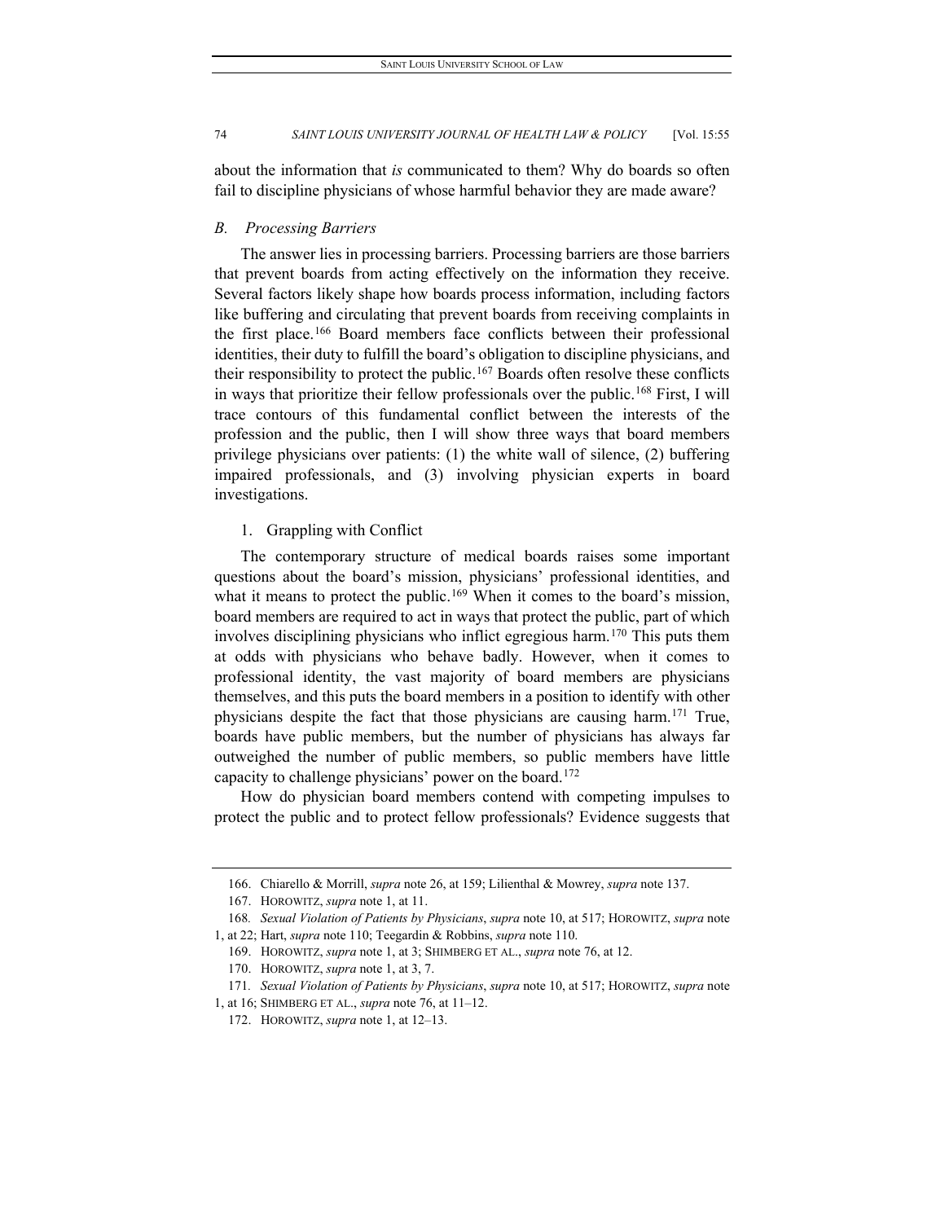about the information that *is* communicated to them? Why do boards so often fail to discipline physicians of whose harmful behavior they are made aware?

### *B. Processing Barriers*

The answer lies in processing barriers. Processing barriers are those barriers that prevent boards from acting effectively on the information they receive. Several factors likely shape how boards process information, including factors like buffering and circulating that prevent boards from receiving complaints in the first place.[166] Board members face conflicts between their professional identities, their duty to fulfill the board's obligation to discipline physicians, and their responsibility to protect the public.[167] Boards often resolve these conflicts in ways that prioritize their fellow professionals over the public.[168] First, I will trace contours of this fundamental conflict between the interests of the profession and the public, then I will show three ways that board members privilege physicians over patients: (1) the white wall of silence, (2) buffering impaired professionals, and (3) involving physician experts in board investigations.

#### 1. Grappling with Conflict

The contemporary structure of medical boards raises some important questions about the board's mission, physicians' professional identities, and what it means to protect the public.[169] When it comes to the board's mission, board members are required to act in ways that protect the public, part of which involves disciplining physicians who inflict egregious harm.[170] This puts them at odds with physicians who behave badly. However, when it comes to professional identity, the vast majority of board members are physicians themselves, and this puts the board members in a position to identify with other physicians despite the fact that those physicians are causing harm.[171] True, boards have public members, but the number of physicians has always far outweighed the number of public members, so public members have little capacity to challenge physicians' power on the board.[172]

How do physician board members contend with competing impulses to protect the public and to protect fellow professionals? Evidence suggests that

---

166. Chiarello & Morrill, *supra* note 26, at 159; Lilienthal & Mowrey, *supra* note 137.

167. HOROWITZ, *supra* note 1, at 11.

168. *Sexual Violation of Patients by Physicians*, *supra* note 10, at 517; HOROWITZ, *supra* note 1, at 22; Hart, *supra* note 110; Teegardin & Robbins, *supra* note 110.

169. HOROWITZ, *supra* note 1, at 3; SHIMBERG ET AL., *supra* note 76, at 12.

170. HOROWITZ, *supra* note 1, at 3, 7.

171. *Sexual Violation of Patients by Physicians*, *supra* note 10, at 517; HOROWITZ, *supra* note 1, at 16; SHIMBERG ET AL., *supra* note 76, at 11–12.

172. HOROWITZ, *supra* note 1, at 12–13.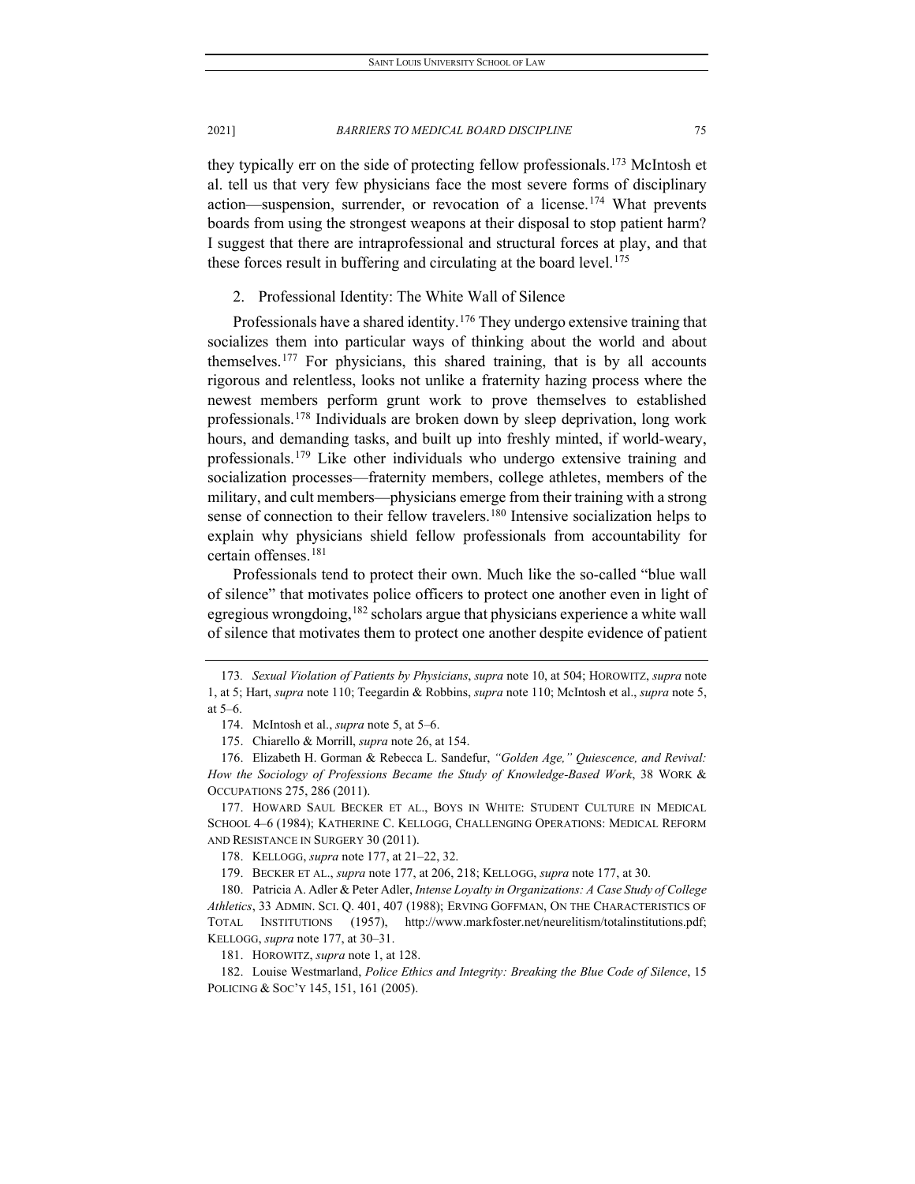they typically err on the side of protecting fellow professionals.[173] McIntosh et al. tell us that very few physicians face the most severe forms of disciplinary action—suspension, surrender, or revocation of a license.[174] What prevents boards from using the strongest weapons at their disposal to stop patient harm? I suggest that there are intraprofessional and structural forces at play, and that these forces result in buffering and circulating at the board level.[175]

2. Professional Identity: The White Wall of Silence

Professionals have a shared identity.[176] They undergo extensive training that socializes them into particular ways of thinking about the world and about themselves.[177] For physicians, this shared training, that is by all accounts rigorous and relentless, looks not unlike a fraternity hazing process where the newest members perform grunt work to prove themselves to established professionals.[178] Individuals are broken down by sleep deprivation, long work hours, and demanding tasks, and built up into freshly minted, if world-weary, professionals.[179] Like other individuals who undergo extensive training and socialization processes—fraternity members, college athletes, members of the military, and cult members—physicians emerge from their training with a strong sense of connection to their fellow travelers.[180] Intensive socialization helps to explain why physicians shield fellow professionals from accountability for certain offenses.[181]

Professionals tend to protect their own. Much like the so-called "blue wall of silence" that motivates police officers to protect one another even in light of egregious wrongdoing,[182] scholars argue that physicians experience a white wall of silence that motivates them to protect one another despite evidence of patient

---

173. *Sexual Violation of Patients by Physicians*, *supra* note 10, at 504; HOROWITZ, *supra* note 1, at 5; Hart, *supra* note 110; Teegardin & Robbins, *supra* note 110; McIntosh et al., *supra* note 5, at 5–6.

174. McIntosh et al., *supra* note 5, at 5–6.

175. Chiarello & Morrill, *supra* note 26, at 154.

176. Elizabeth H. Gorman & Rebecca L. Sandefur, *"Golden Age," Quiescence, and Revival: How the Sociology of Professions Became the Study of Knowledge-Based Work*, 38 WORK & OCCUPATIONS 275, 286 (2011).

177. HOWARD SAUL BECKER ET AL., BOYS IN WHITE: STUDENT CULTURE IN MEDICAL SCHOOL 4–6 (1984); KATHERINE C. KELLOGG, CHALLENGING OPERATIONS: MEDICAL REFORM AND RESISTANCE IN SURGERY 30 (2011).

178. KELLOGG, *supra* note 177, at 21–22, 32.

179. BECKER ET AL., *supra* note 177, at 206, 218; KELLOGG, *supra* note 177, at 30.

180. Patricia A. Adler & Peter Adler, *Intense Loyalty in Organizations: A Case Study of College Athletics*, 33 ADMIN. SCI. Q. 401, 407 (1988); ERVING GOFFMAN, ON THE CHARACTERISTICS OF TOTAL INSTITUTIONS (1957), http://www.markfoster.net/neurelitism/totalinstitutions.pdf; KELLOGG, *supra* note 177, at 30–31.

181. HOROWITZ, *supra* note 1, at 128.

182. Louise Westmarland, *Police Ethics and Integrity: Breaking the Blue Code of Silence*, 15 POLICING & SOC'Y 145, 151, 161 (2005).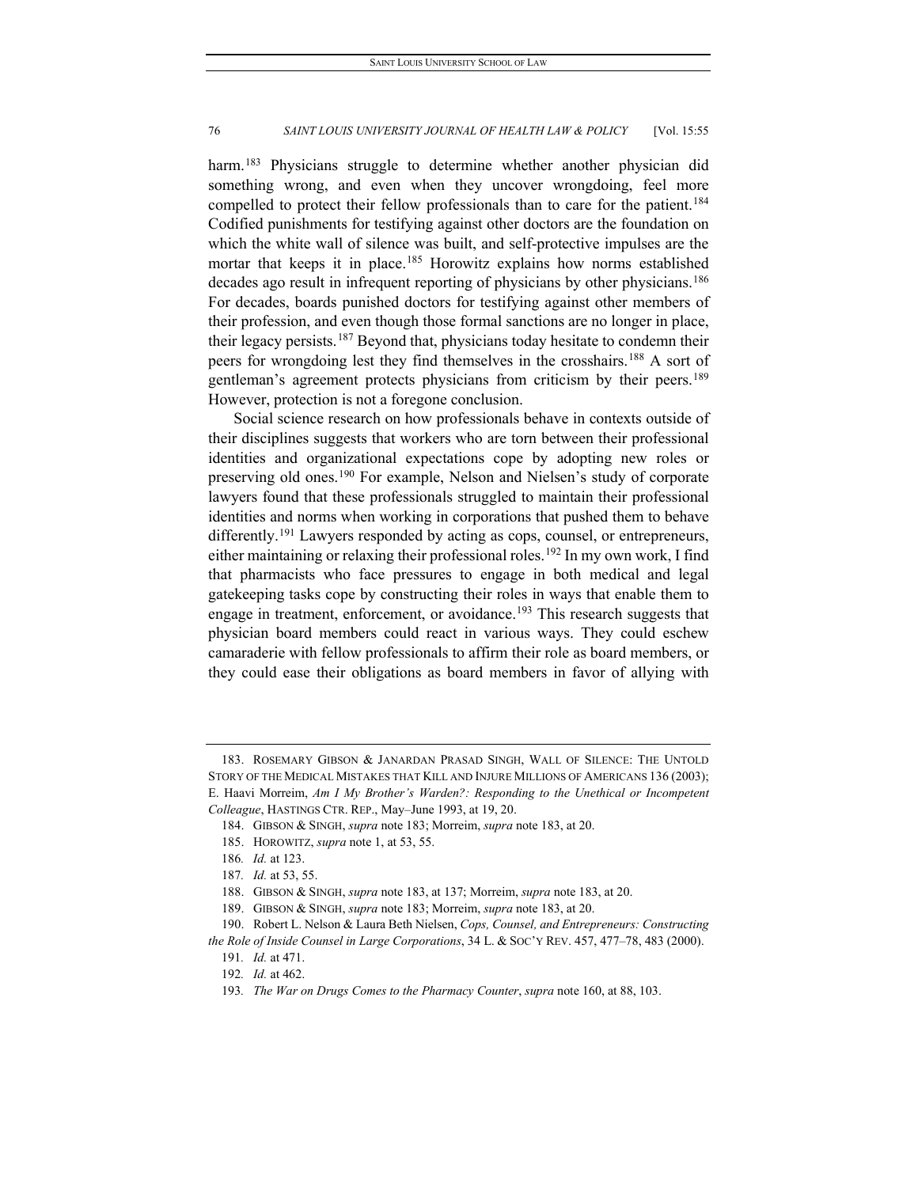harm.[183] Physicians struggle to determine whether another physician did something wrong, and even when they uncover wrongdoing, feel more compelled to protect their fellow professionals than to care for the patient.[184] Codified punishments for testifying against other doctors are the foundation on which the white wall of silence was built, and self-protective impulses are the mortar that keeps it in place.[185] Horowitz explains how norms established decades ago result in infrequent reporting of physicians by other physicians.[186] For decades, boards punished doctors for testifying against other members of their profession, and even though those formal sanctions are no longer in place, their legacy persists.[187] Beyond that, physicians today hesitate to condemn their peers for wrongdoing lest they find themselves in the crosshairs.[188] A sort of gentleman's agreement protects physicians from criticism by their peers.[189] However, protection is not a foregone conclusion.

Social science research on how professionals behave in contexts outside of their disciplines suggests that workers who are torn between their professional identities and organizational expectations cope by adopting new roles or preserving old ones.[190] For example, Nelson and Nielsen's study of corporate lawyers found that these professionals struggled to maintain their professional identities and norms when working in corporations that pushed them to behave differently.[191] Lawyers responded by acting as cops, counsel, or entrepreneurs, either maintaining or relaxing their professional roles.[192] In my own work, I find that pharmacists who face pressures to engage in both medical and legal gatekeeping tasks cope by constructing their roles in ways that enable them to engage in treatment, enforcement, or avoidance.[193] This research suggests that physician board members could react in various ways. They could eschew camaraderie with fellow professionals to affirm their role as board members, or they could ease their obligations as board members in favor of allying with

---

183. ROSEMARY GIBSON & JANARDAN PRASAD SINGH, WALL OF SILENCE: THE UNTOLD STORY OF THE MEDICAL MISTAKES THAT KILL AND INJURE MILLIONS OF AMERICANS 136 (2003); E. Haavi Morreim, *Am I My Brother's Warden?: Responding to the Unethical or Incompetent Colleague*, HASTINGS CTR. REP., May–June 1993, at 19, 20.

184. GIBSON & SINGH, *supra* note 183; Morreim, *supra* note 183, at 20.

185. HOROWITZ, *supra* note 1, at 53, 55.

186. *Id.* at 123.

187. *Id.* at 53, 55.

188. GIBSON & SINGH, *supra* note 183, at 137; Morreim, *supra* note 183, at 20.

189. GIBSON & SINGH, *supra* note 183; Morreim, *supra* note 183, at 20.

190. Robert L. Nelson & Laura Beth Nielsen, *Cops, Counsel, and Entrepreneurs: Constructing the Role of Inside Counsel in Large Corporations*, 34 L. & SOC'Y REV. 457, 477–78, 483 (2000).

191. *Id.* at 471.

192. *Id.* at 462.

193. *The War on Drugs Comes to the Pharmacy Counter*, *supra* note 160, at 88, 103.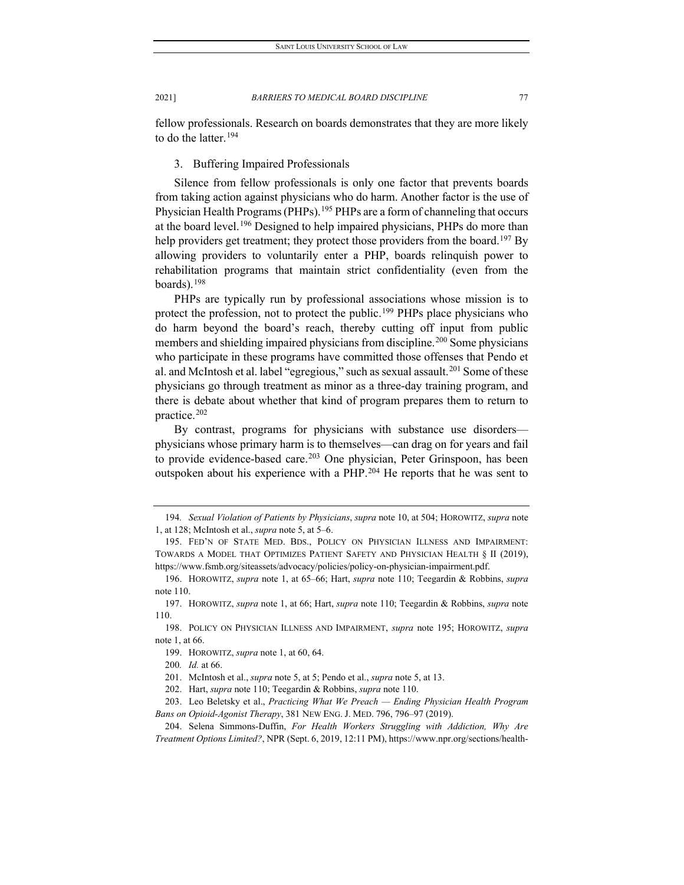fellow professionals. Research on boards demonstrates that they are more likely to do the latter.[194]

### 3. Buffering Impaired Professionals

Silence from fellow professionals is only one factor that prevents boards from taking action against physicians who do harm. Another factor is the use of Physician Health Programs (PHPs).[195] PHPs are a form of channeling that occurs at the board level.[196] Designed to help impaired physicians, PHPs do more than help providers get treatment; they protect those providers from the board.[197] By allowing providers to voluntarily enter a PHP, boards relinquish power to rehabilitation programs that maintain strict confidentiality (even from the boards).[198]

PHPs are typically run by professional associations whose mission is to protect the profession, not to protect the public.[199] PHPs place physicians who do harm beyond the board's reach, thereby cutting off input from public members and shielding impaired physicians from discipline.[200] Some physicians who participate in these programs have committed those offenses that Pendo et al. and McIntosh et al. label "egregious," such as sexual assault.[201] Some of these physicians go through treatment as minor as a three-day training program, and there is debate about whether that kind of program prepares them to return to practice.[202]

By contrast, programs for physicians with substance use disorders—physicians whose primary harm is to themselves—can drag on for years and fail to provide evidence-based care.[203] One physician, Peter Grinspoon, has been outspoken about his experience with a PHP.[204] He reports that he was sent to

---

194. *Sexual Violation of Patients by Physicians*, *supra* note 10, at 504; HOROWITZ, *supra* note 1, at 128; McIntosh et al., *supra* note 5, at 5–6.

195. FED'N OF STATE MED. BDS., POLICY ON PHYSICIAN ILLNESS AND IMPAIRMENT: TOWARDS A MODEL THAT OPTIMIZES PATIENT SAFETY AND PHYSICIAN HEALTH § II (2019), https://www.fsmb.org/siteassets/advocacy/policies/policy-on-physician-impairment.pdf.

196. HOROWITZ, *supra* note 1, at 65–66; Hart, *supra* note 110; Teegardin & Robbins, *supra* note 110.

197. HOROWITZ, *supra* note 1, at 66; Hart, *supra* note 110; Teegardin & Robbins, *supra* note 110.

198. POLICY ON PHYSICIAN ILLNESS AND IMPAIRMENT, *supra* note 195; HOROWITZ, *supra* note 1, at 66.

199. HOROWITZ, *supra* note 1, at 60, 64.

200. *Id.* at 66.

201. McIntosh et al., *supra* note 5, at 5; Pendo et al., *supra* note 5, at 13.

202. Hart, *supra* note 110; Teegardin & Robbins, *supra* note 110.

203. Leo Beletsky et al., *Practicing What We Preach — Ending Physician Health Program Bans on Opioid-Agonist Therapy*, 381 NEW ENG. J. MED. 796, 796–97 (2019).

204. Selena Simmons-Duffin, *For Health Workers Struggling with Addiction, Why Are Treatment Options Limited?*, NPR (Sept. 6, 2019, 12:11 PM), https://www.npr.org/sections/health-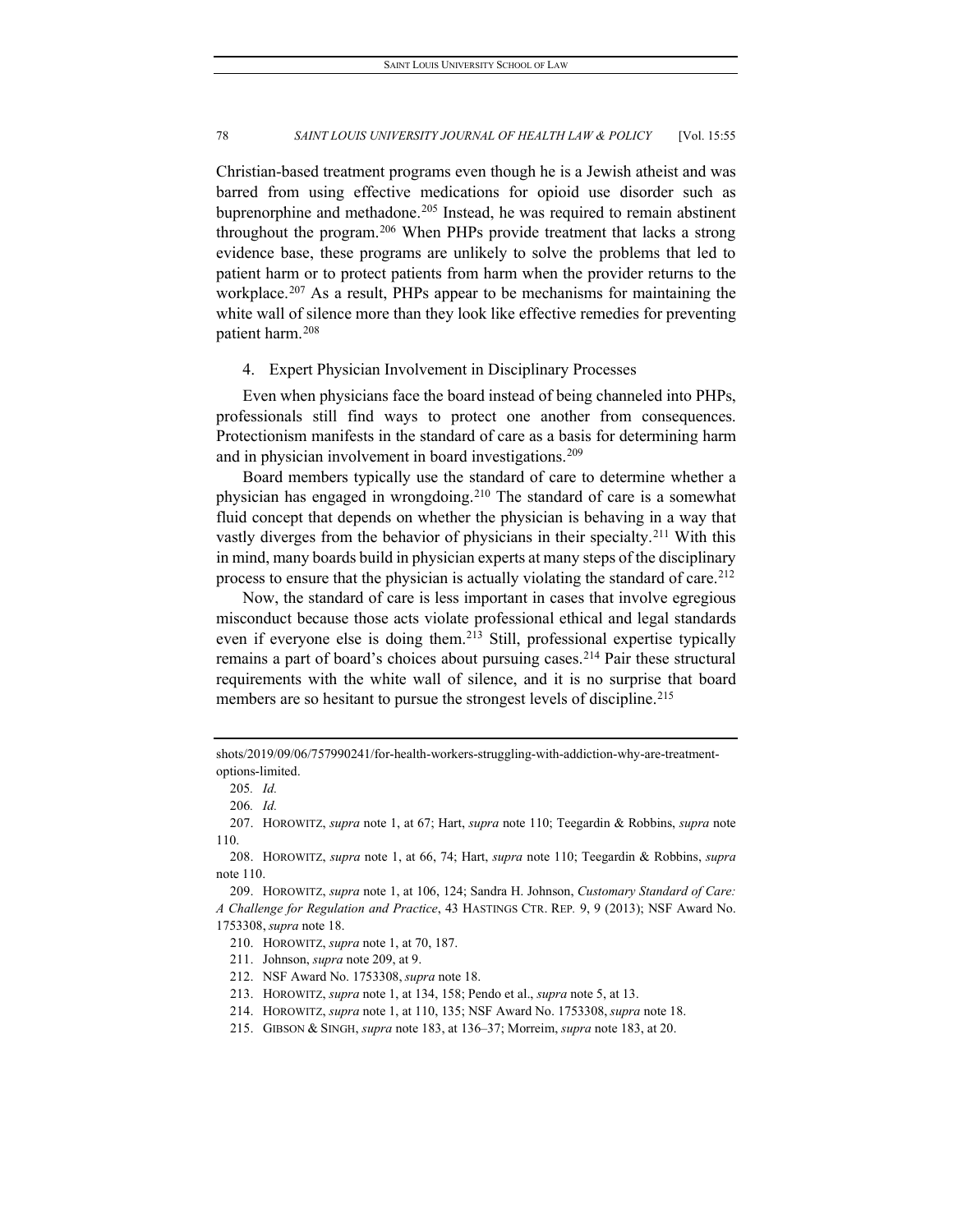Christian-based treatment programs even though he is a Jewish atheist and was barred from using effective medications for opioid use disorder such as buprenorphine and methadone.[205] Instead, he was required to remain abstinent throughout the program.[206] When PHPs provide treatment that lacks a strong evidence base, these programs are unlikely to solve the problems that led to patient harm or to protect patients from harm when the provider returns to the workplace.[207] As a result, PHPs appear to be mechanisms for maintaining the white wall of silence more than they look like effective remedies for preventing patient harm.[208]

4. Expert Physician Involvement in Disciplinary Processes

Even when physicians face the board instead of being channeled into PHPs, professionals still find ways to protect one another from consequences. Protectionism manifests in the standard of care as a basis for determining harm and in physician involvement in board investigations.[209]

Board members typically use the standard of care to determine whether a physician has engaged in wrongdoing.[210] The standard of care is a somewhat fluid concept that depends on whether the physician is behaving in a way that vastly diverges from the behavior of physicians in their specialty.[211] With this in mind, many boards build in physician experts at many steps of the disciplinary process to ensure that the physician is actually violating the standard of care.[212]

Now, the standard of care is less important in cases that involve egregious misconduct because those acts violate professional ethical and legal standards even if everyone else is doing them.[213] Still, professional expertise typically remains a part of board's choices about pursuing cases.[214] Pair these structural requirements with the white wall of silence, and it is no surprise that board members are so hesitant to pursue the strongest levels of discipline.[215]

---

shots/2019/09/06/757990241/for-health-workers-struggling-with-addiction-why-are-treatment-options-limited.

205. *Id.*

206. *Id.*

207. HOROWITZ, *supra* note 1, at 67; Hart, *supra* note 110; Teegardin & Robbins, *supra* note 110.

208. HOROWITZ, *supra* note 1, at 66, 74; Hart, *supra* note 110; Teegardin & Robbins, *supra* note 110.

209. HOROWITZ, *supra* note 1, at 106, 124; Sandra H. Johnson, *Customary Standard of Care: A Challenge for Regulation and Practice*, 43 HASTINGS CTR. REP. 9, 9 (2013); NSF Award No. 1753308, *supra* note 18.

210. HOROWITZ, *supra* note 1, at 70, 187.

211. Johnson, *supra* note 209, at 9.

212. NSF Award No. 1753308, *supra* note 18.

213. HOROWITZ, *supra* note 1, at 134, 158; Pendo et al., *supra* note 5, at 13.

214. HOROWITZ, *supra* note 1, at 110, 135; NSF Award No. 1753308, *supra* note 18.

215. GIBSON & SINGH, *supra* note 183, at 136–37; Morreim, *supra* note 183, at 20.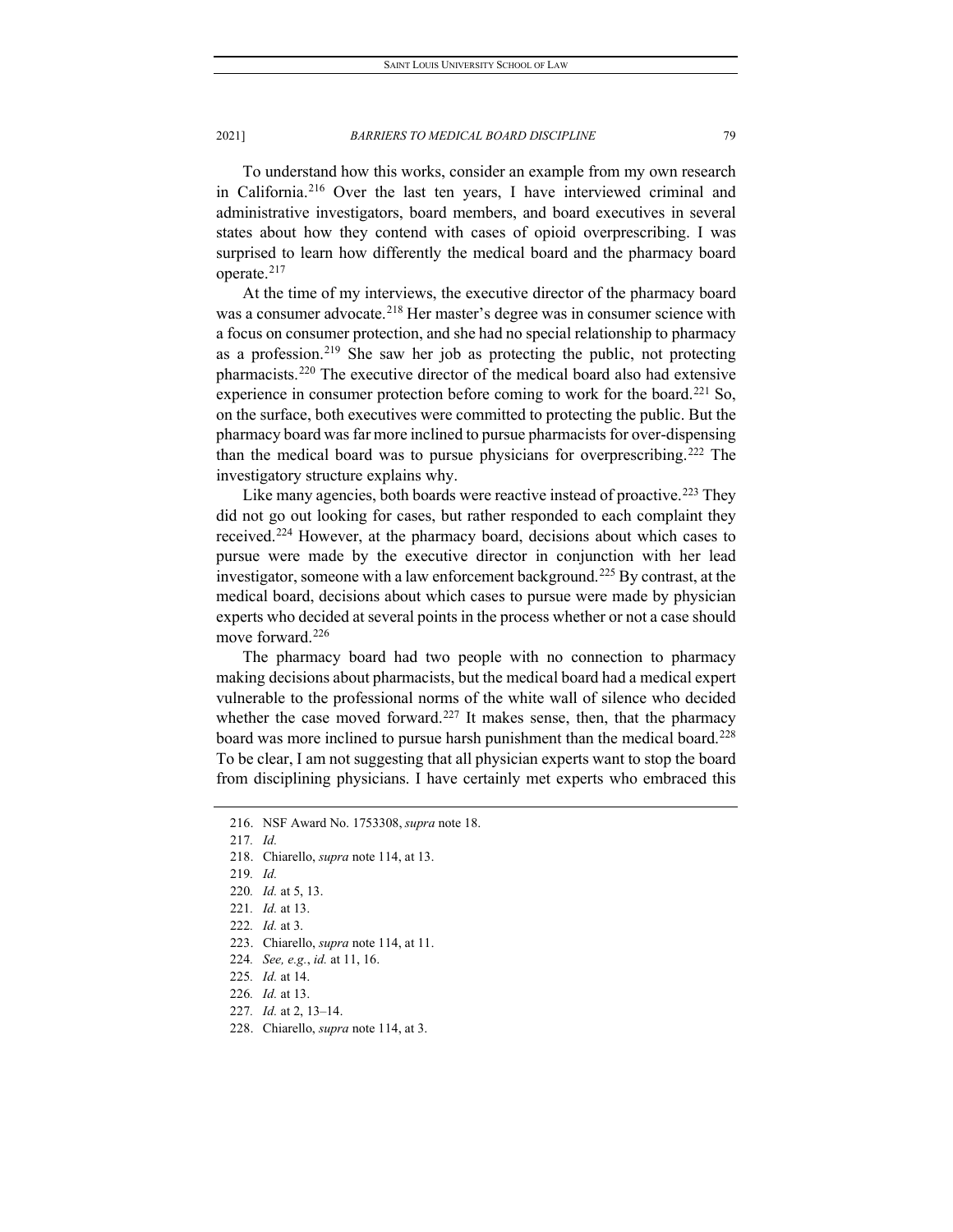To understand how this works, consider an example from my own research in California.[216] Over the last ten years, I have interviewed criminal and administrative investigators, board members, and board executives in several states about how they contend with cases of opioid overprescribing. I was surprised to learn how differently the medical board and the pharmacy board operate.[217]

At the time of my interviews, the executive director of the pharmacy board was a consumer advocate.[218] Her master's degree was in consumer science with a focus on consumer protection, and she had no special relationship to pharmacy as a profession.[219] She saw her job as protecting the public, not protecting pharmacists.[220] The executive director of the medical board also had extensive experience in consumer protection before coming to work for the board.[221] So, on the surface, both executives were committed to protecting the public. But the pharmacy board was far more inclined to pursue pharmacists for over-dispensing than the medical board was to pursue physicians for overprescribing.[222] The investigatory structure explains why.

Like many agencies, both boards were reactive instead of proactive.[223] They did not go out looking for cases, but rather responded to each complaint they received.[224] However, at the pharmacy board, decisions about which cases to pursue were made by the executive director in conjunction with her lead investigator, someone with a law enforcement background.[225] By contrast, at the medical board, decisions about which cases to pursue were made by physician experts who decided at several points in the process whether or not a case should move forward.[226]

The pharmacy board had two people with no connection to pharmacy making decisions about pharmacists, but the medical board had a medical expert vulnerable to the professional norms of the white wall of silence who decided whether the case moved forward.[227] It makes sense, then, that the pharmacy board was more inclined to pursue harsh punishment than the medical board.[228] To be clear, I am not suggesting that all physician experts want to stop the board from disciplining physicians. I have certainly met experts who embraced this

---

216. NSF Award No. 1753308, *supra* note 18.

217. *Id.*

218. Chiarello, *supra* note 114, at 13.

219. *Id.*

220. *Id.* at 5, 13.

221. *Id.* at 13.

222. *Id.* at 3.

223. Chiarello, *supra* note 114, at 11.

224. *See, e.g.*, *id.* at 11, 16.

225. *Id.* at 14.

226. *Id.* at 13.

227. *Id.* at 2, 13–14.

228. Chiarello, *supra* note 114, at 3.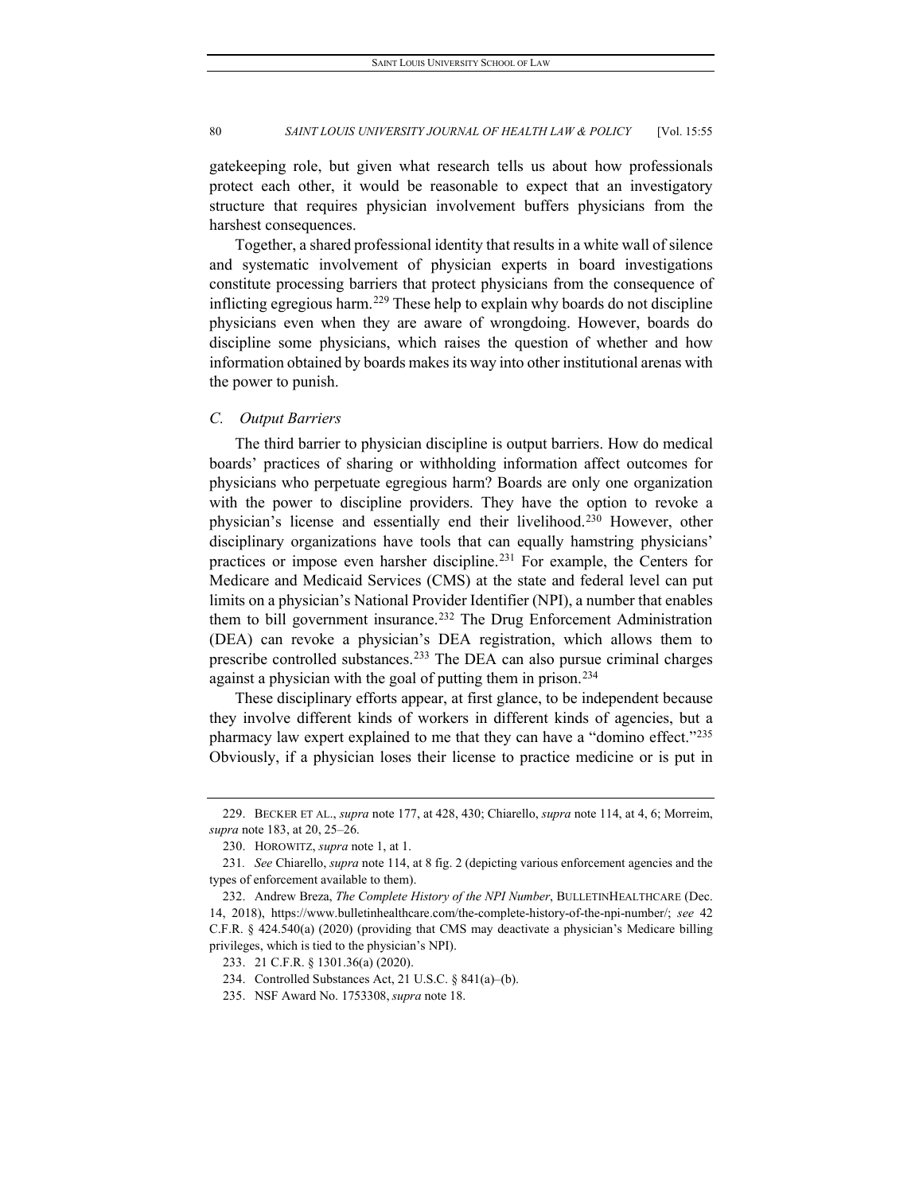gatekeeping role, but given what research tells us about how professionals protect each other, it would be reasonable to expect that an investigatory structure that requires physician involvement buffers physicians from the harshest consequences.

Together, a shared professional identity that results in a white wall of silence and systematic involvement of physician experts in board investigations constitute processing barriers that protect physicians from the consequence of inflicting egregious harm.[229] These help to explain why boards do not discipline physicians even when they are aware of wrongdoing. However, boards do discipline some physicians, which raises the question of whether and how information obtained by boards makes its way into other institutional arenas with the power to punish.

### *C. Output Barriers*

The third barrier to physician discipline is output barriers. How do medical boards' practices of sharing or withholding information affect outcomes for physicians who perpetuate egregious harm? Boards are only one organization with the power to discipline providers. They have the option to revoke a physician's license and essentially end their livelihood.[230] However, other disciplinary organizations have tools that can equally hamstring physicians' practices or impose even harsher discipline.[231] For example, the Centers for Medicare and Medicaid Services (CMS) at the state and federal level can put limits on a physician's National Provider Identifier (NPI), a number that enables them to bill government insurance.[232] The Drug Enforcement Administration (DEA) can revoke a physician's DEA registration, which allows them to prescribe controlled substances.[233] The DEA can also pursue criminal charges against a physician with the goal of putting them in prison.[234]

These disciplinary efforts appear, at first glance, to be independent because they involve different kinds of workers in different kinds of agencies, but a pharmacy law expert explained to me that they can have a "domino effect."[235] Obviously, if a physician loses their license to practice medicine or is put in

---

229. BECKER ET AL., *supra* note 177, at 428, 430; Chiarello, *supra* note 114, at 4, 6; Morreim, *supra* note 183, at 20, 25–26.

230. HOROWITZ, *supra* note 1, at 1.

231. *See* Chiarello, *supra* note 114, at 8 fig. 2 (depicting various enforcement agencies and the types of enforcement available to them).

232. Andrew Breza, *The Complete History of the NPI Number*, BULLETINHEALTHCARE (Dec. 14, 2018), https://www.bulletinhealthcare.com/the-complete-history-of-the-npi-number/; *see* 42 C.F.R. § 424.540(a) (2020) (providing that CMS may deactivate a physician's Medicare billing privileges, which is tied to the physician's NPI).

233. 21 C.F.R. § 1301.36(a) (2020).

234. Controlled Substances Act, 21 U.S.C. § 841(a)–(b).

235. NSF Award No. 1753308, *supra* note 18.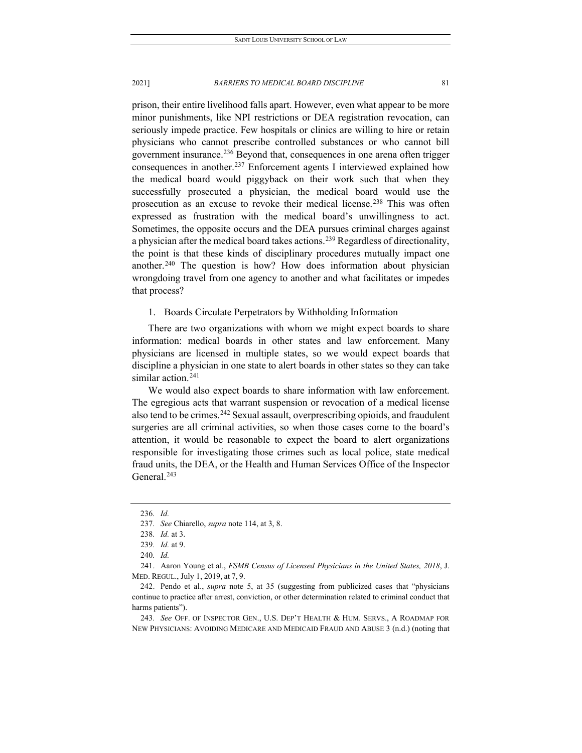prison, their entire livelihood falls apart. However, even what appear to be more minor punishments, like NPI restrictions or DEA registration revocation, can seriously impede practice. Few hospitals or clinics are willing to hire or retain physicians who cannot prescribe controlled substances or who cannot bill government insurance.[236] Beyond that, consequences in one arena often trigger consequences in another.[237] Enforcement agents I interviewed explained how the medical board would piggyback on their work such that when they successfully prosecuted a physician, the medical board would use the prosecution as an excuse to revoke their medical license.[238] This was often expressed as frustration with the medical board's unwillingness to act. Sometimes, the opposite occurs and the DEA pursues criminal charges against a physician after the medical board takes actions.[239] Regardless of directionality, the point is that these kinds of disciplinary procedures mutually impact one another.[240] The question is how? How does information about physician wrongdoing travel from one agency to another and what facilitates or impedes that process?

### 1. Boards Circulate Perpetrators by Withholding Information

There are two organizations with whom we might expect boards to share information: medical boards in other states and law enforcement. Many physicians are licensed in multiple states, so we would expect boards that discipline a physician in one state to alert boards in other states so they can take similar action.[241]

We would also expect boards to share information with law enforcement. The egregious acts that warrant suspension or revocation of a medical license also tend to be crimes.[242] Sexual assault, overprescribing opioids, and fraudulent surgeries are all criminal activities, so when those cases come to the board's attention, it would be reasonable to expect the board to alert organizations responsible for investigating those crimes such as local police, state medical fraud units, the DEA, or the Health and Human Services Office of the Inspector General.[243]

---

236. *Id.*

237. *See* Chiarello, *supra* note 114, at 3, 8.

238. *Id.* at 3.

239. *Id.* at 9.

240. *Id.*

241. Aaron Young et al., *FSMB Census of Licensed Physicians in the United States, 2018*, J. MED. REGUL., July 1, 2019, at 7, 9.

242. Pendo et al., *supra* note 5, at 35 (suggesting from publicized cases that "physicians continue to practice after arrest, conviction, or other determination related to criminal conduct that harms patients").

243. *See* OFF. OF INSPECTOR GEN., U.S. DEP'T HEALTH & HUM. SERVS., A ROADMAP FOR NEW PHYSICIANS: AVOIDING MEDICARE AND MEDICAID FRAUD AND ABUSE 3 (n.d.) (noting that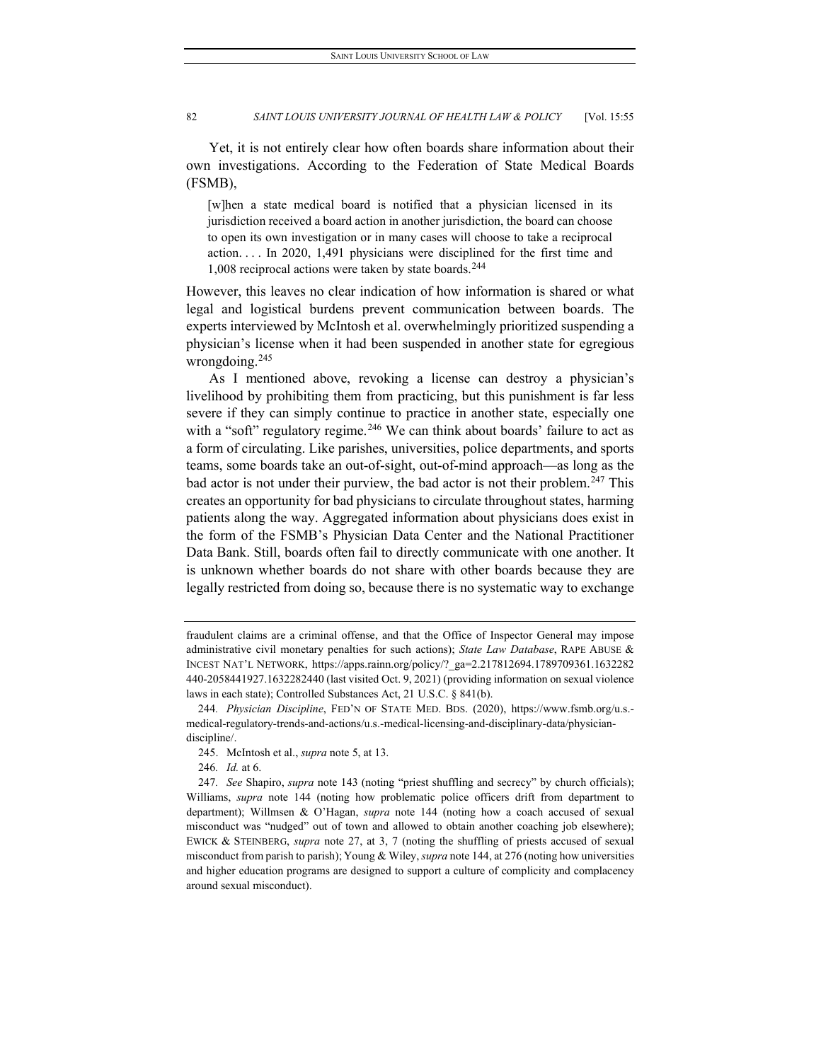Yet, it is not entirely clear how often boards share information about their own investigations. According to the Federation of State Medical Boards (FSMB),

> [w]hen a state medical board is notified that a physician licensed in its jurisdiction received a board action in another jurisdiction, the board can choose to open its own investigation or in many cases will choose to take a reciprocal action. . . . In 2020, 1,491 physicians were disciplined for the first time and 1,008 reciprocal actions were taken by state boards.[244]

However, this leaves no clear indication of how information is shared or what legal and logistical burdens prevent communication between boards. The experts interviewed by McIntosh et al. overwhelmingly prioritized suspending a physician's license when it had been suspended in another state for egregious wrongdoing.[245]

As I mentioned above, revoking a license can destroy a physician's livelihood by prohibiting them from practicing, but this punishment is far less severe if they can simply continue to practice in another state, especially one with a "soft" regulatory regime.[246] We can think about boards' failure to act as a form of circulating. Like parishes, universities, police departments, and sports teams, some boards take an out-of-sight, out-of-mind approach—as long as the bad actor is not under their purview, the bad actor is not their problem.[247] This creates an opportunity for bad physicians to circulate throughout states, harming patients along the way. Aggregated information about physicians does exist in the form of the FSMB's Physician Data Center and the National Practitioner Data Bank. Still, boards often fail to directly communicate with one another. It is unknown whether boards do not share with other boards because they are legally restricted from doing so, because there is no systematic way to exchange

---

fraudulent claims are a criminal offense, and that the Office of Inspector General may impose administrative civil monetary penalties for such actions); *State Law Database*, RAPE ABUSE & INCEST NAT'L NETWORK, https://apps.rainn.org/policy/?_ga=2.217812694.1789709361.1632282440-2058441927.1632282440 (last visited Oct. 9, 2021) (providing information on sexual violence laws in each state); Controlled Substances Act, 21 U.S.C. § 841(b).

244. *Physician Discipline*, FED'N OF STATE MED. BDS. (2020), https://www.fsmb.org/u.s.-medical-regulatory-trends-and-actions/u.s.-medical-licensing-and-disciplinary-data/physician-discipline/.

245. McIntosh et al., *supra* note 5, at 13.

246. *Id.* at 6.

247. *See* Shapiro, *supra* note 143 (noting "priest shuffling and secrecy" by church officials); Williams, *supra* note 144 (noting how problematic police officers drift from department to department); Willmsen & O'Hagan, *supra* note 144 (noting how a coach accused of sexual misconduct was "nudged" out of town and allowed to obtain another coaching job elsewhere); EWICK & STEINBERG, *supra* note 27, at 3, 7 (noting the shuffling of priests accused of sexual misconduct from parish to parish); Young & Wiley, *supra* note 144, at 276 (noting how universities and higher education programs are designed to support a culture of complicity and complacency around sexual misconduct).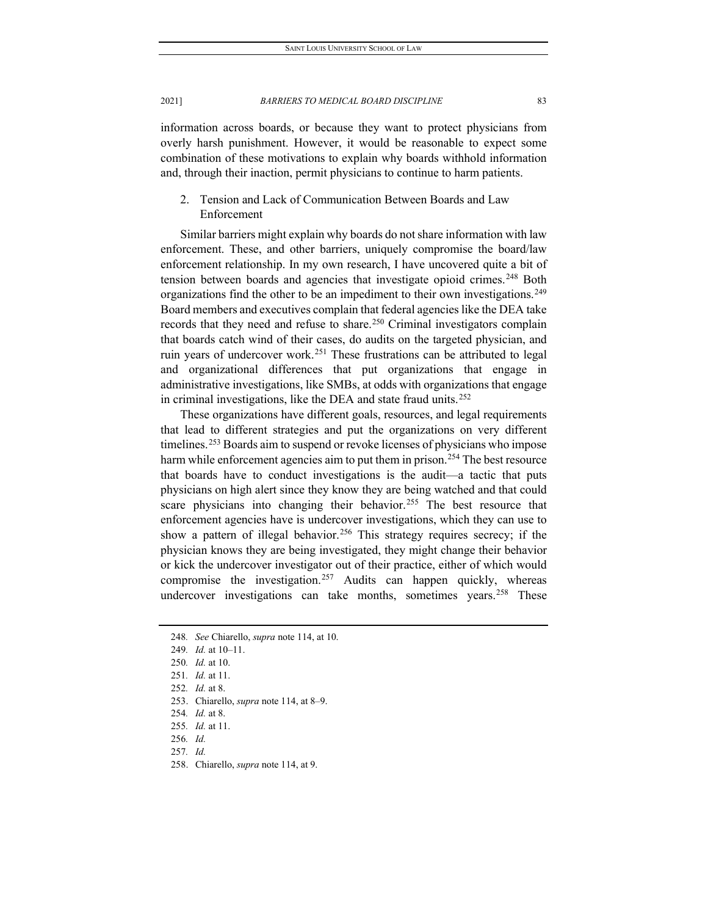information across boards, or because they want to protect physicians from overly harsh punishment. However, it would be reasonable to expect some combination of these motivations to explain why boards withhold information and, through their inaction, permit physicians to continue to harm patients.

2. Tension and Lack of Communication Between Boards and Law Enforcement

Similar barriers might explain why boards do not share information with law enforcement. These, and other barriers, uniquely compromise the board/law enforcement relationship. In my own research, I have uncovered quite a bit of tension between boards and agencies that investigate opioid crimes.[248] Both organizations find the other to be an impediment to their own investigations.[249] Board members and executives complain that federal agencies like the DEA take records that they need and refuse to share.[250] Criminal investigators complain that boards catch wind of their cases, do audits on the targeted physician, and ruin years of undercover work.[251] These frustrations can be attributed to legal and organizational differences that put organizations that engage in administrative investigations, like SMBs, at odds with organizations that engage in criminal investigations, like the DEA and state fraud units.[252]

These organizations have different goals, resources, and legal requirements that lead to different strategies and put the organizations on very different timelines.[253] Boards aim to suspend or revoke licenses of physicians who impose harm while enforcement agencies aim to put them in prison.[254] The best resource that boards have to conduct investigations is the audit—a tactic that puts physicians on high alert since they know they are being watched and that could scare physicians into changing their behavior.[255] The best resource that enforcement agencies have is undercover investigations, which they can use to show a pattern of illegal behavior.[256] This strategy requires secrecy; if the physician knows they are being investigated, they might change their behavior or kick the undercover investigator out of their practice, either of which would compromise the investigation.[257] Audits can happen quickly, whereas undercover investigations can take months, sometimes years.[258] These

---

248. *See* Chiarello, *supra* note 114, at 10.

249. *Id.* at 10–11.

250. *Id.* at 10.

251. *Id.* at 11.

252. *Id.* at 8.

253. Chiarello, *supra* note 114, at 8–9.

254. *Id.* at 8.

255. *Id.* at 11.

256. *Id.*

257. *Id.*

258. Chiarello, *supra* note 114, at 9.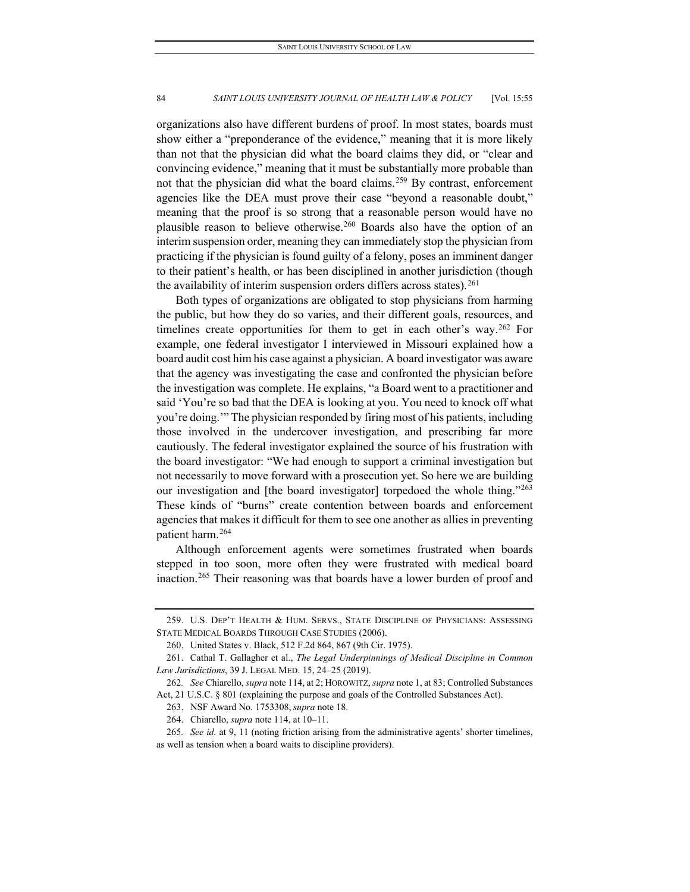organizations also have different burdens of proof. In most states, boards must show either a "preponderance of the evidence," meaning that it is more likely than not that the physician did what the board claims they did, or "clear and convincing evidence," meaning that it must be substantially more probable than not that the physician did what the board claims.[259] By contrast, enforcement agencies like the DEA must prove their case "beyond a reasonable doubt," meaning that the proof is so strong that a reasonable person would have no plausible reason to believe otherwise.[260] Boards also have the option of an interim suspension order, meaning they can immediately stop the physician from practicing if the physician is found guilty of a felony, poses an imminent danger to their patient's health, or has been disciplined in another jurisdiction (though the availability of interim suspension orders differs across states).[261]

Both types of organizations are obligated to stop physicians from harming the public, but how they do so varies, and their different goals, resources, and timelines create opportunities for them to get in each other's way.[262] For example, one federal investigator I interviewed in Missouri explained how a board audit cost him his case against a physician. A board investigator was aware that the agency was investigating the case and confronted the physician before the investigation was complete. He explains, "a Board went to a practitioner and said 'You're so bad that the DEA is looking at you. You need to knock off what you're doing.'" The physician responded by firing most of his patients, including those involved in the undercover investigation, and prescribing far more cautiously. The federal investigator explained the source of his frustration with the board investigator: "We had enough to support a criminal investigation but not necessarily to move forward with a prosecution yet. So here we are building our investigation and [the board investigator] torpedoed the whole thing."[263] These kinds of "burns" create contention between boards and enforcement agencies that makes it difficult for them to see one another as allies in preventing patient harm.[264]

Although enforcement agents were sometimes frustrated when boards stepped in too soon, more often they were frustrated with medical board inaction.[265] Their reasoning was that boards have a lower burden of proof and

---

259. U.S. DEP'T HEALTH & HUM. SERVS., STATE DISCIPLINE OF PHYSICIANS: ASSESSING STATE MEDICAL BOARDS THROUGH CASE STUDIES (2006).

260. United States v. Black, 512 F.2d 864, 867 (9th Cir. 1975).

261. Cathal T. Gallagher et al., *The Legal Underpinnings of Medical Discipline in Common Law Jurisdictions*, 39 J. LEGAL MED. 15, 24–25 (2019).

262. *See* Chiarello, *supra* note 114, at 2; HOROWITZ, *supra* note 1, at 83; Controlled Substances Act, 21 U.S.C. § 801 (explaining the purpose and goals of the Controlled Substances Act).

263. NSF Award No. 1753308, *supra* note 18.

264. Chiarello, *supra* note 114, at 10–11.

265. *See id.* at 9, 11 (noting friction arising from the administrative agents' shorter timelines, as well as tension when a board waits to discipline providers).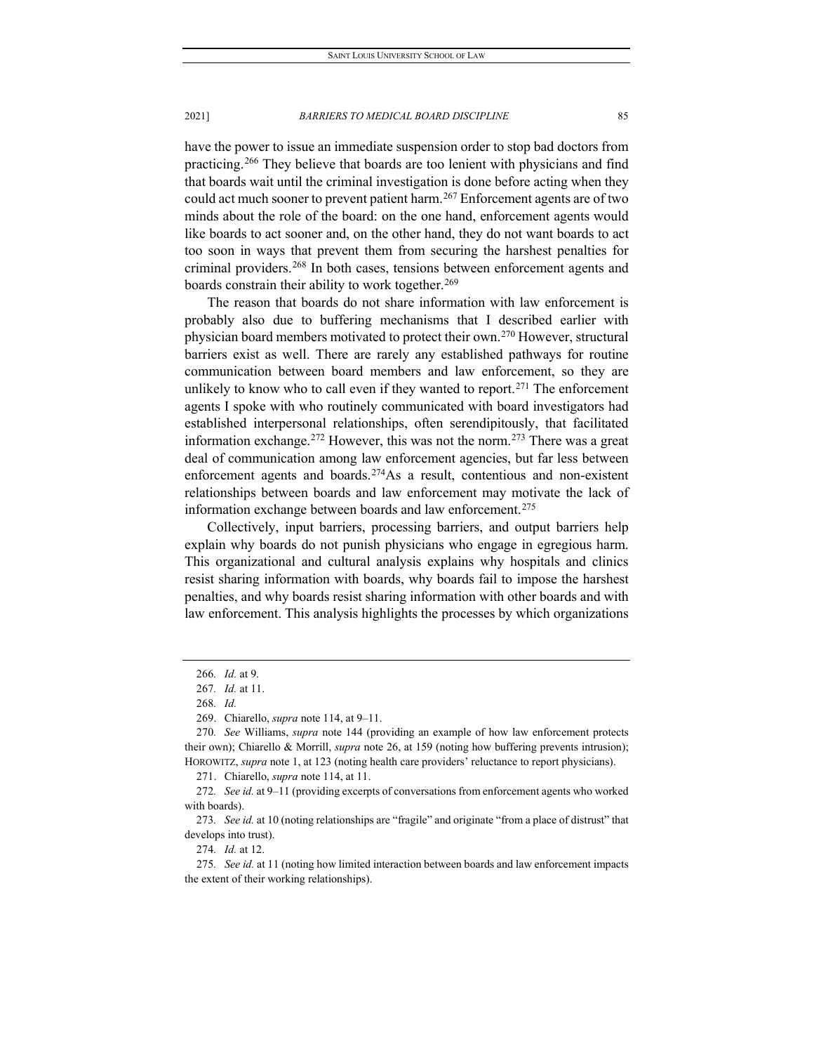have the power to issue an immediate suspension order to stop bad doctors from practicing.[266] They believe that boards are too lenient with physicians and find that boards wait until the criminal investigation is done before acting when they could act much sooner to prevent patient harm.[267] Enforcement agents are of two minds about the role of the board: on the one hand, enforcement agents would like boards to act sooner and, on the other hand, they do not want boards to act too soon in ways that prevent them from securing the harshest penalties for criminal providers.[268] In both cases, tensions between enforcement agents and boards constrain their ability to work together.[269]

The reason that boards do not share information with law enforcement is probably also due to buffering mechanisms that I described earlier with physician board members motivated to protect their own.[270] However, structural barriers exist as well. There are rarely any established pathways for routine communication between board members and law enforcement, so they are unlikely to know who to call even if they wanted to report.[271] The enforcement agents I spoke with who routinely communicated with board investigators had established interpersonal relationships, often serendipitously, that facilitated information exchange.[272] However, this was not the norm.[273] There was a great deal of communication among law enforcement agencies, but far less between enforcement agents and boards.[274] As a result, contentious and non-existent relationships between boards and law enforcement may motivate the lack of information exchange between boards and law enforcement.[275]

Collectively, input barriers, processing barriers, and output barriers help explain why boards do not punish physicians who engage in egregious harm. This organizational and cultural analysis explains why hospitals and clinics resist sharing information with boards, why boards fail to impose the harshest penalties, and why boards resist sharing information with other boards and with law enforcement. This analysis highlights the processes by which organizations

---

266. *Id.* at 9.

267. *Id.* at 11.

268. *Id.*

269. Chiarello, *supra* note 114, at 9–11.

270. *See* Williams, *supra* note 144 (providing an example of how law enforcement protects their own); Chiarello & Morrill, *supra* note 26, at 159 (noting how buffering prevents intrusion); HOROWITZ, *supra* note 1, at 123 (noting health care providers' reluctance to report physicians).

271. Chiarello, *supra* note 114, at 11.

272. *See id.* at 9–11 (providing excerpts of conversations from enforcement agents who worked with boards).

273. *See id.* at 10 (noting relationships are "fragile" and originate "from a place of distrust" that develops into trust).

274. *Id.* at 12.

275. *See id.* at 11 (noting how limited interaction between boards and law enforcement impacts the extent of their working relationships).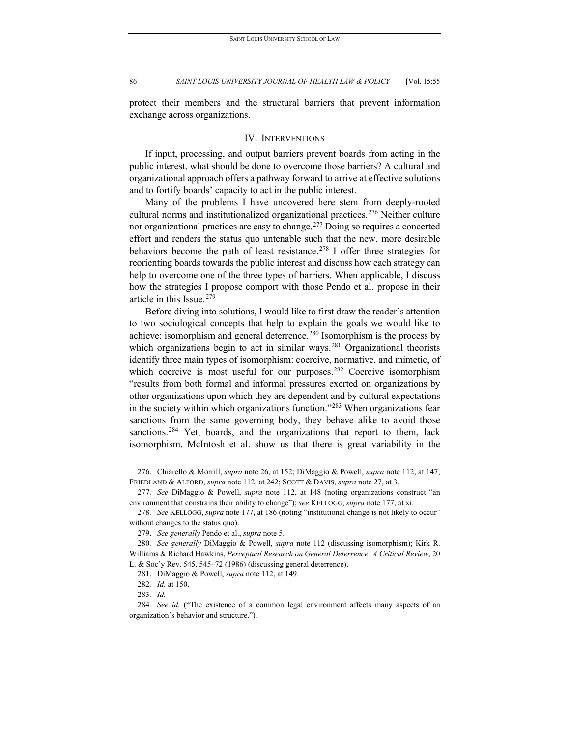protect their members and the structural barriers that prevent information exchange across organizations.

## IV. INTERVENTIONS

If input, processing, and output barriers prevent boards from acting in the public interest, what should be done to overcome those barriers? A cultural and organizational approach offers a pathway forward to arrive at effective solutions and to fortify boards' capacity to act in the public interest.

Many of the problems I have uncovered here stem from deeply-rooted cultural norms and institutionalized organizational practices.[276] Neither culture nor organizational practices are easy to change.[277] Doing so requires a concerted effort and renders the status quo untenable such that the new, more desirable behaviors become the path of least resistance.[278] I offer three strategies for reorienting boards towards the public interest and discuss how each strategy can help to overcome one of the three types of barriers. When applicable, I discuss how the strategies I propose comport with those Pendo et al. propose in their article in this Issue.[279]

Before diving into solutions, I would like to first draw the reader's attention to two sociological concepts that help to explain the goals we would like to achieve: isomorphism and general deterrence.[280] Isomorphism is the process by which organizations begin to act in similar ways.[281] Organizational theorists identify three main types of isomorphism: coercive, normative, and mimetic, of which coercive is most useful for our purposes.[282] Coercive isomorphism "results from both formal and informal pressures exerted on organizations by other organizations upon which they are dependent and by cultural expectations in the society within which organizations function."[283] When organizations fear sanctions from the same governing body, they behave alike to avoid those sanctions.[284] Yet, boards, and the organizations that report to them, lack isomorphism. McIntosh et al. show us that there is great variability in the

---

276. Chiarello & Morrill, *supra* note 26, at 152; DiMaggio & Powell, *supra* note 112, at 147; FRIEDLAND & ALFORD, *supra* note 112, at 242; SCOTT & DAVIS, *supra* note 27, at 3.

277. *See* DiMaggio & Powell, *supra* note 112, at 148 (noting organizations construct "an environment that constrains their ability to change"); *see* KELLOGG, *supra* note 177, at xi.

278. *See* KELLOGG, *supra* note 177, at 186 (noting "institutional change is not likely to occur" without changes to the status quo).

279. *See generally* Pendo et al., *supra* note 5.

280. *See generally* DiMaggio & Powell, *supra* note 112 (discussing isomorphism); Kirk R. Williams & Richard Hawkins, *Perceptual Research on General Deterrence: A Critical Review*, 20 L. & Soc'y Rev. 545, 545–72 (1986) (discussing general deterrence).

281. DiMaggio & Powell, *supra* note 112, at 149.

282. *Id.* at 150.

283. *Id.*

284. *See id.* ("The existence of a common legal environment affects many aspects of an organization's behavior and structure.").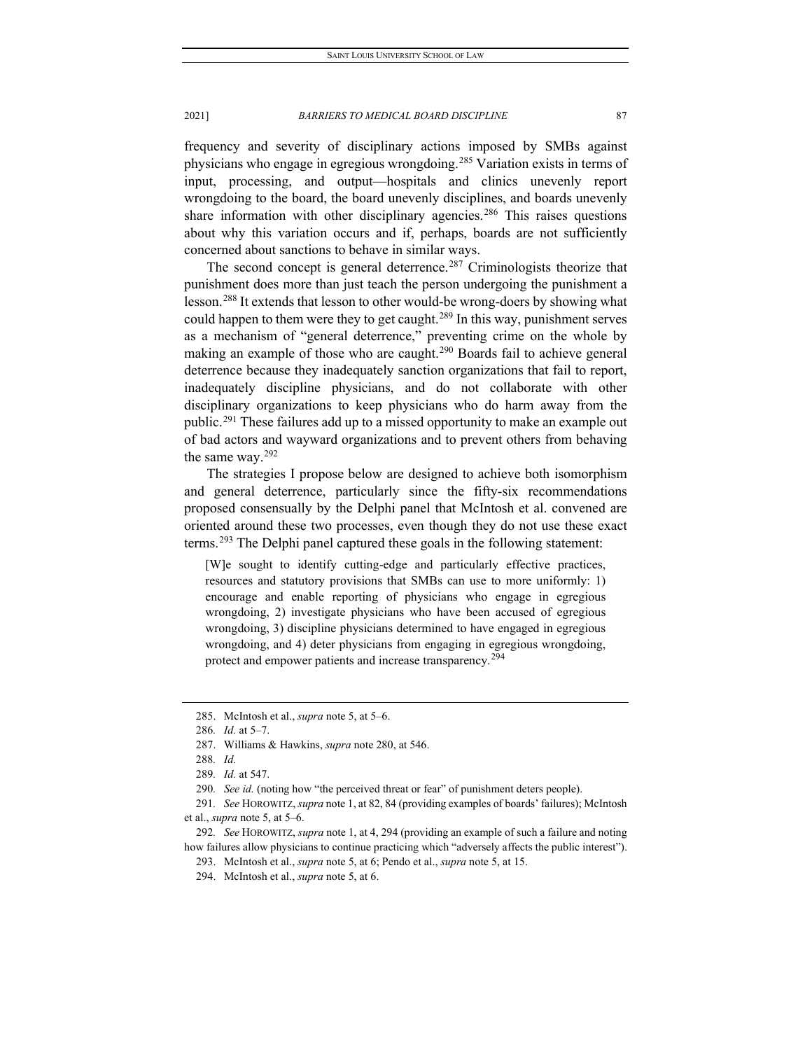frequency and severity of disciplinary actions imposed by SMBs against physicians who engage in egregious wrongdoing.[285] Variation exists in terms of input, processing, and output—hospitals and clinics unevenly report wrongdoing to the board, the board unevenly disciplines, and boards unevenly share information with other disciplinary agencies.[286] This raises questions about why this variation occurs and if, perhaps, boards are not sufficiently concerned about sanctions to behave in similar ways.

The second concept is general deterrence.[287] Criminologists theorize that punishment does more than just teach the person undergoing the punishment a lesson.[288] It extends that lesson to other would-be wrong-doers by showing what could happen to them were they to get caught.[289] In this way, punishment serves as a mechanism of "general deterrence," preventing crime on the whole by making an example of those who are caught.[290] Boards fail to achieve general deterrence because they inadequately sanction organizations that fail to report, inadequately discipline physicians, and do not collaborate with other disciplinary organizations to keep physicians who do harm away from the public.[291] These failures add up to a missed opportunity to make an example out of bad actors and wayward organizations and to prevent others from behaving the same way.[292]

The strategies I propose below are designed to achieve both isomorphism and general deterrence, particularly since the fifty-six recommendations proposed consensually by the Delphi panel that McIntosh et al. convened are oriented around these two processes, even though they do not use these exact terms.[293] The Delphi panel captured these goals in the following statement:

> [W]e sought to identify cutting-edge and particularly effective practices, resources and statutory provisions that SMBs can use to more uniformly: 1) encourage and enable reporting of physicians who engage in egregious wrongdoing, 2) investigate physicians who have been accused of egregious wrongdoing, 3) discipline physicians determined to have engaged in egregious wrongdoing, and 4) deter physicians from engaging in egregious wrongdoing, protect and empower patients and increase transparency.[294]

---

285. McIntosh et al., *supra* note 5, at 5–6.

286. *Id.* at 5–7.

287. Williams & Hawkins, *supra* note 280, at 546.

288. *Id.*

289. *Id.* at 547.

290. *See id.* (noting how "the perceived threat or fear" of punishment deters people).

291. *See* HOROWITZ, *supra* note 1, at 82, 84 (providing examples of boards' failures); McIntosh et al., *supra* note 5, at 5–6.

292. *See* HOROWITZ, *supra* note 1, at 4, 294 (providing an example of such a failure and noting how failures allow physicians to continue practicing which "adversely affects the public interest").

293. McIntosh et al., *supra* note 5, at 6; Pendo et al., *supra* note 5, at 15.

294. McIntosh et al., *supra* note 5, at 6.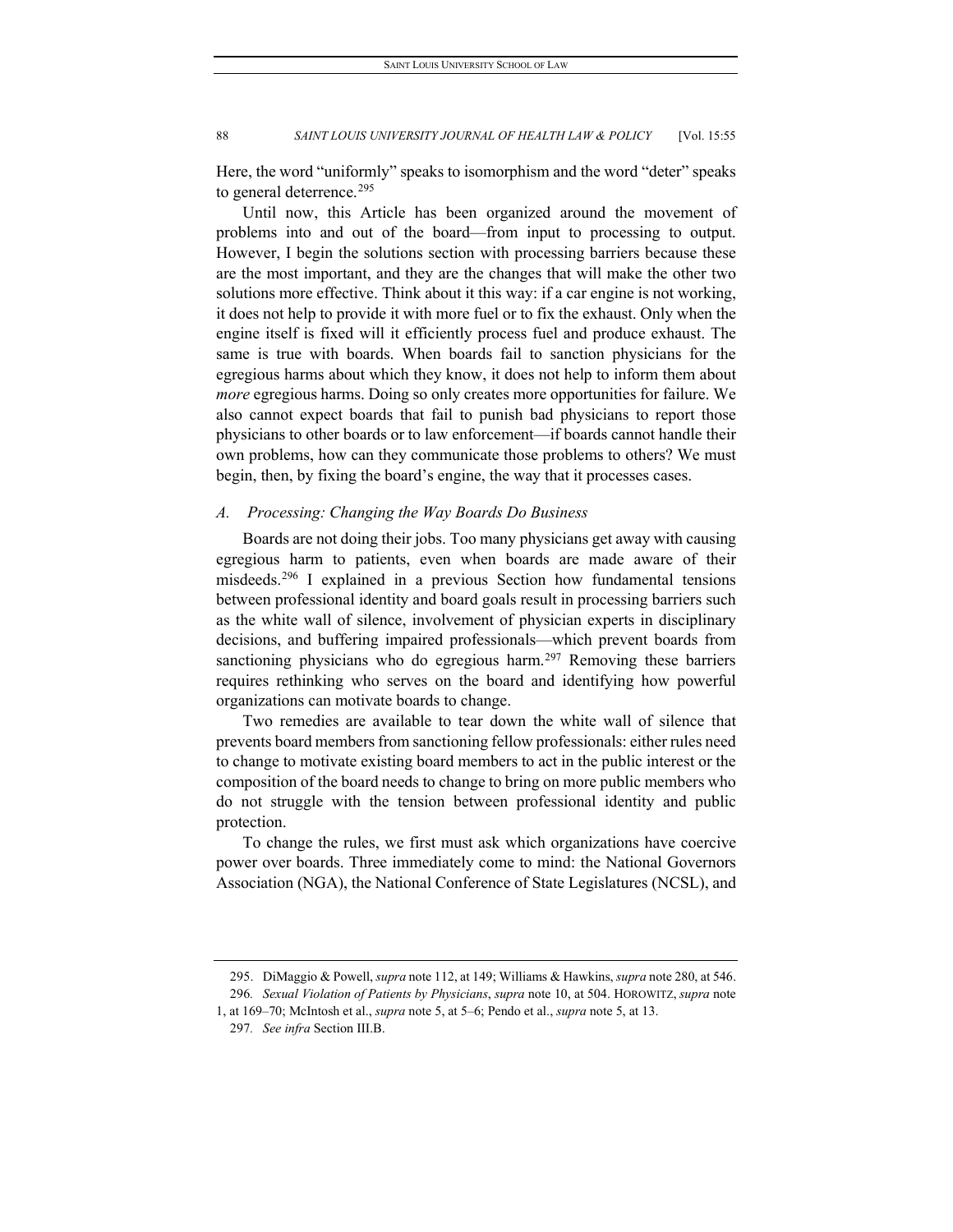Here, the word "uniformly" speaks to isomorphism and the word "deter" speaks to general deterrence.[295]

Until now, this Article has been organized around the movement of problems into and out of the board—from input to processing to output. However, I begin the solutions section with processing barriers because these are the most important, and they are the changes that will make the other two solutions more effective. Think about it this way: if a car engine is not working, it does not help to provide it with more fuel or to fix the exhaust. Only when the engine itself is fixed will it efficiently process fuel and produce exhaust. The same is true with boards. When boards fail to sanction physicians for the egregious harms about which they know, it does not help to inform them about *more* egregious harms. Doing so only creates more opportunities for failure. We also cannot expect boards that fail to punish bad physicians to report those physicians to other boards or to law enforcement—if boards cannot handle their own problems, how can they communicate those problems to others? We must begin, then, by fixing the board's engine, the way that it processes cases.

### *A. Processing: Changing the Way Boards Do Business*

Boards are not doing their jobs. Too many physicians get away with causing egregious harm to patients, even when boards are made aware of their misdeeds.[296] I explained in a previous Section how fundamental tensions between professional identity and board goals result in processing barriers such as the white wall of silence, involvement of physician experts in disciplinary decisions, and buffering impaired professionals—which prevent boards from sanctioning physicians who do egregious harm.[297] Removing these barriers requires rethinking who serves on the board and identifying how powerful organizations can motivate boards to change.

Two remedies are available to tear down the white wall of silence that prevents board members from sanctioning fellow professionals: either rules need to change to motivate existing board members to act in the public interest or the composition of the board needs to change to bring on more public members who do not struggle with the tension between professional identity and public protection.

To change the rules, we first must ask which organizations have coercive power over boards. Three immediately come to mind: the National Governors Association (NGA), the National Conference of State Legislatures (NCSL), and

---

295. DiMaggio & Powell, *supra* note 112, at 149; Williams & Hawkins, *supra* note 280, at 546.

296. *Sexual Violation of Patients by Physicians*, *supra* note 10, at 504. HOROWITZ, *supra* note 1, at 169–70; McIntosh et al., *supra* note 5, at 5–6; Pendo et al., *supra* note 5, at 13.

297. *See infra* Section III.B.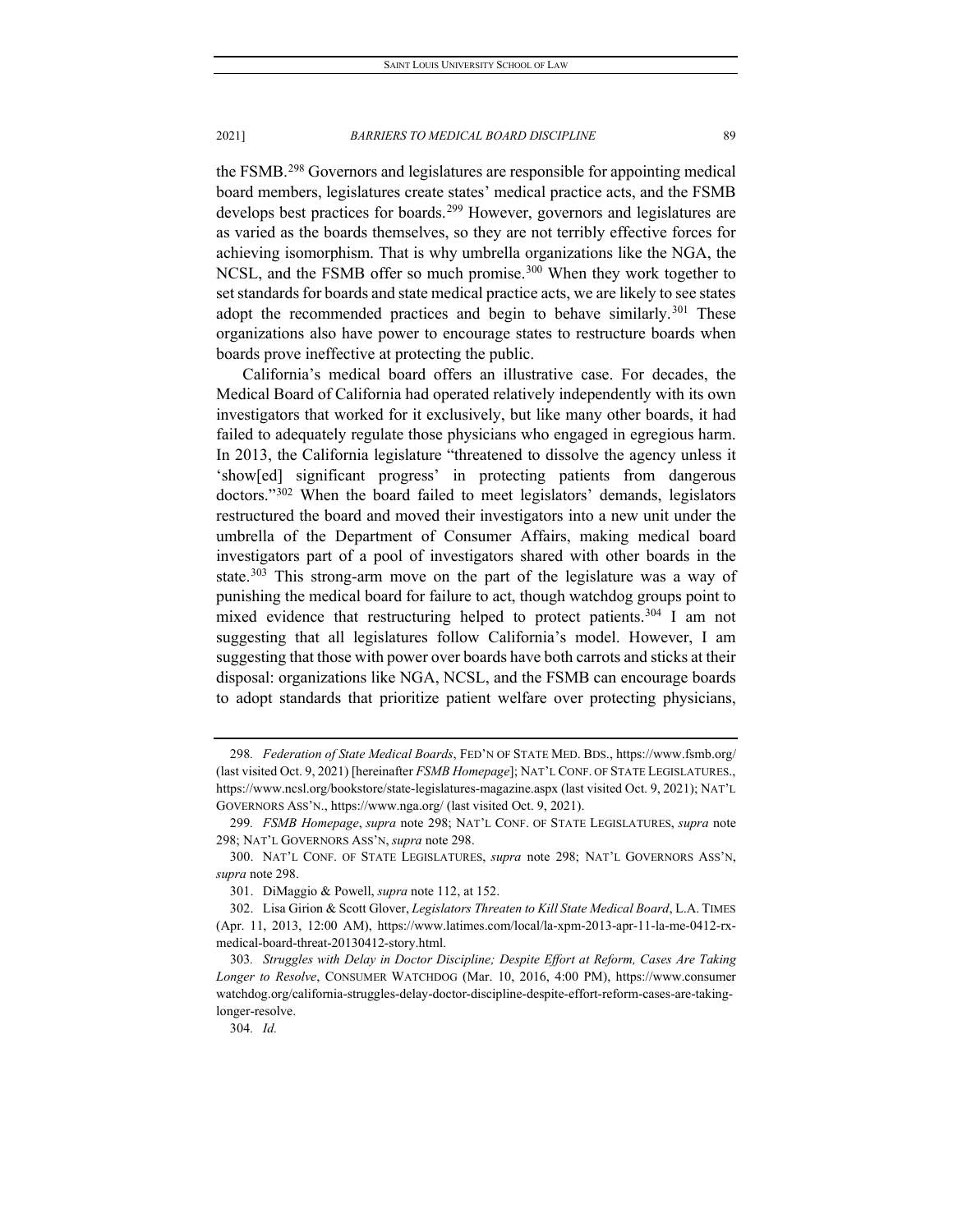the FSMB.[298] Governors and legislatures are responsible for appointing medical board members, legislatures create states' medical practice acts, and the FSMB develops best practices for boards.[299] However, governors and legislatures are as varied as the boards themselves, so they are not terribly effective forces for achieving isomorphism. That is why umbrella organizations like the NGA, the NCSL, and the FSMB offer so much promise.[300] When they work together to set standards for boards and state medical practice acts, we are likely to see states adopt the recommended practices and begin to behave similarly.[301] These organizations also have power to encourage states to restructure boards when boards prove ineffective at protecting the public.

California's medical board offers an illustrative case. For decades, the Medical Board of California had operated relatively independently with its own investigators that worked for it exclusively, but like many other boards, it had failed to adequately regulate those physicians who engaged in egregious harm. In 2013, the California legislature "threatened to dissolve the agency unless it 'show[ed] significant progress' in protecting patients from dangerous doctors."[302] When the board failed to meet legislators' demands, legislators restructured the board and moved their investigators into a new unit under the umbrella of the Department of Consumer Affairs, making medical board investigators part of a pool of investigators shared with other boards in the state.[303] This strong-arm move on the part of the legislature was a way of punishing the medical board for failure to act, though watchdog groups point to mixed evidence that restructuring helped to protect patients.[304] I am not suggesting that all legislatures follow California's model. However, I am suggesting that those with power over boards have both carrots and sticks at their disposal: organizations like NGA, NCSL, and the FSMB can encourage boards to adopt standards that prioritize patient welfare over protecting physicians,

---

298. *Federation of State Medical Boards*, FED'N OF STATE MED. BDS., https://www.fsmb.org/ (last visited Oct. 9, 2021) [hereinafter *FSMB Homepage*]; NAT'L CONF. OF STATE LEGISLATURES., https://www.ncsl.org/bookstore/state-legislatures-magazine.aspx (last visited Oct. 9, 2021); NAT'L GOVERNORS ASS'N., https://www.nga.org/ (last visited Oct. 9, 2021).

299. *FSMB Homepage*, *supra* note 298; NAT'L CONF. OF STATE LEGISLATURES, *supra* note 298; NAT'L GOVERNORS ASS'N, *supra* note 298.

300. NAT'L CONF. OF STATE LEGISLATURES, *supra* note 298; NAT'L GOVERNORS ASS'N, *supra* note 298.

301. DiMaggio & Powell, *supra* note 112, at 152.

302. Lisa Girion & Scott Glover, *Legislators Threaten to Kill State Medical Board*, L.A. TIMES (Apr. 11, 2013, 12:00 AM), https://www.latimes.com/local/la-xpm-2013-apr-11-la-me-0412-rx-medical-board-threat-20130412-story.html.

303. *Struggles with Delay in Doctor Discipline; Despite Effort at Reform, Cases Are Taking Longer to Resolve*, CONSUMER WATCHDOG (Mar. 10, 2016, 4:00 PM), https://www.consumerwatchdog.org/california-struggles-delay-doctor-discipline-despite-effort-reform-cases-are-taking-longer-resolve.

304. *Id.*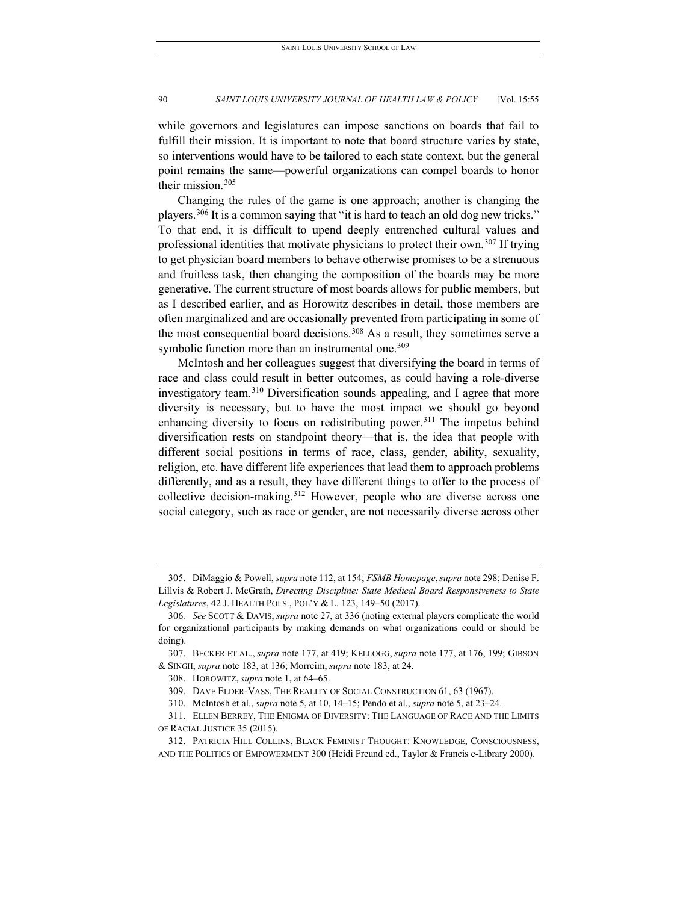while governors and legislatures can impose sanctions on boards that fail to fulfill their mission. It is important to note that board structure varies by state, so interventions would have to be tailored to each state context, but the general point remains the same—powerful organizations can compel boards to honor their mission.[305]

Changing the rules of the game is one approach; another is changing the players.[306] It is a common saying that "it is hard to teach an old dog new tricks." To that end, it is difficult to upend deeply entrenched cultural values and professional identities that motivate physicians to protect their own.[307] If trying to get physician board members to behave otherwise promises to be a strenuous and fruitless task, then changing the composition of the boards may be more generative. The current structure of most boards allows for public members, but as I described earlier, and as Horowitz describes in detail, those members are often marginalized and are occasionally prevented from participating in some of the most consequential board decisions.[308] As a result, they sometimes serve a symbolic function more than an instrumental one.[309]

McIntosh and her colleagues suggest that diversifying the board in terms of race and class could result in better outcomes, as could having a role-diverse investigatory team.[310] Diversification sounds appealing, and I agree that more diversity is necessary, but to have the most impact we should go beyond enhancing diversity to focus on redistributing power.[311] The impetus behind diversification rests on standpoint theory—that is, the idea that people with different social positions in terms of race, class, gender, ability, sexuality, religion, etc. have different life experiences that lead them to approach problems differently, and as a result, they have different things to offer to the process of collective decision-making.[312] However, people who are diverse across one social category, such as race or gender, are not necessarily diverse across other

---

305. DiMaggio & Powell, *supra* note 112, at 154; *FSMB Homepage*, *supra* note 298; Denise F. Lillvis & Robert J. McGrath, *Directing Discipline: State Medical Board Responsiveness to State Legislatures*, 42 J. HEALTH POLS., POL'Y & L. 123, 149–50 (2017).

306. *See* SCOTT & DAVIS, *supra* note 27, at 336 (noting external players complicate the world for organizational participants by making demands on what organizations could or should be doing).

307. BECKER ET AL., *supra* note 177, at 419; KELLOGG, *supra* note 177, at 176, 199; GIBSON & SINGH, *supra* note 183, at 136; Morreim, *supra* note 183, at 24.

308. HOROWITZ, *supra* note 1, at 64–65.

309. DAVE ELDER-VASS, THE REALITY OF SOCIAL CONSTRUCTION 61, 63 (1967).

310. McIntosh et al., *supra* note 5, at 10, 14–15; Pendo et al., *supra* note 5, at 23–24.

311. ELLEN BERREY, THE ENIGMA OF DIVERSITY: THE LANGUAGE OF RACE AND THE LIMITS OF RACIAL JUSTICE 35 (2015).

312. PATRICIA HILL COLLINS, BLACK FEMINIST THOUGHT: KNOWLEDGE, CONSCIOUSNESS, AND THE POLITICS OF EMPOWERMENT 300 (Heidi Freund ed., Taylor & Francis e-Library 2000).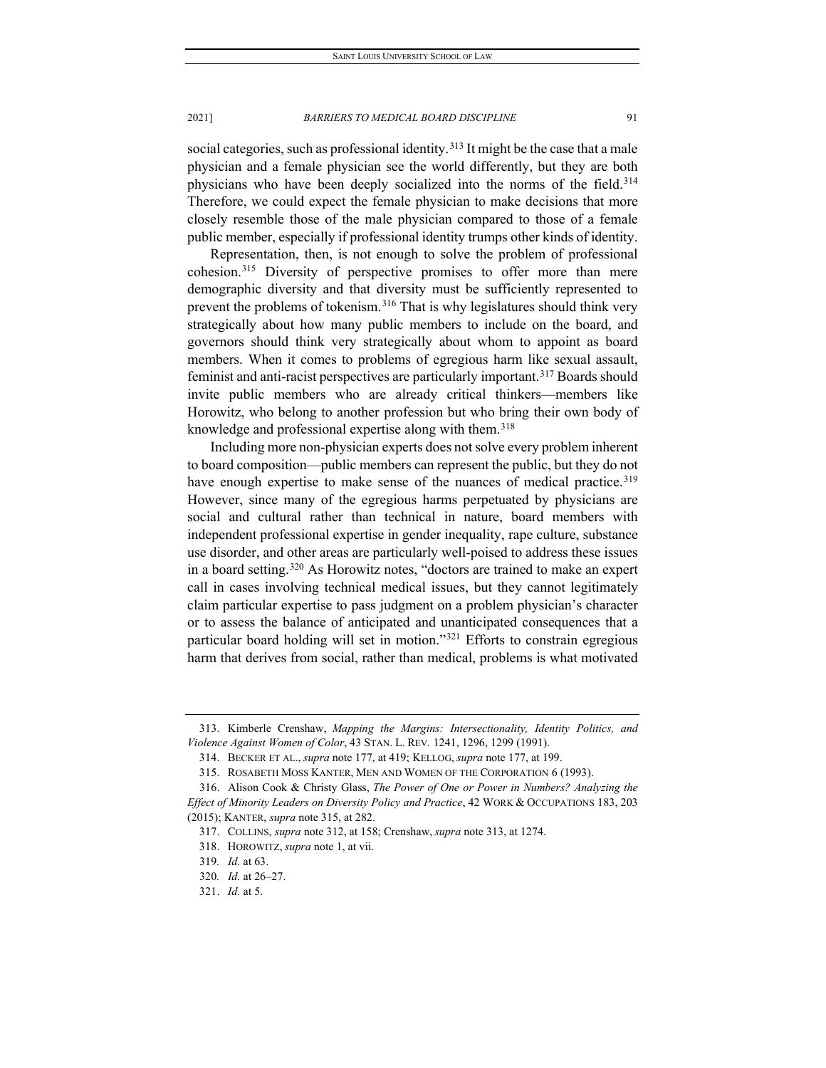social categories, such as professional identity.[313] It might be the case that a male physician and a female physician see the world differently, but they are both physicians who have been deeply socialized into the norms of the field.[314] Therefore, we could expect the female physician to make decisions that more closely resemble those of the male physician compared to those of a female public member, especially if professional identity trumps other kinds of identity.

Representation, then, is not enough to solve the problem of professional cohesion.[315] Diversity of perspective promises to offer more than mere demographic diversity and that diversity must be sufficiently represented to prevent the problems of tokenism.[316] That is why legislatures should think very strategically about how many public members to include on the board, and governors should think very strategically about whom to appoint as board members. When it comes to problems of egregious harm like sexual assault, feminist and anti-racist perspectives are particularly important.[317] Boards should invite public members who are already critical thinkers—members like Horowitz, who belong to another profession but who bring their own body of knowledge and professional expertise along with them.[318]

Including more non-physician experts does not solve every problem inherent to board composition—public members can represent the public, but they do not have enough expertise to make sense of the nuances of medical practice.[319] However, since many of the egregious harms perpetuated by physicians are social and cultural rather than technical in nature, board members with independent professional expertise in gender inequality, rape culture, substance use disorder, and other areas are particularly well-poised to address these issues in a board setting.[320] As Horowitz notes, "doctors are trained to make an expert call in cases involving technical medical issues, but they cannot legitimately claim particular expertise to pass judgment on a problem physician's character or to assess the balance of anticipated and unanticipated consequences that a particular board holding will set in motion."[321] Efforts to constrain egregious harm that derives from social, rather than medical, problems is what motivated

---

313. Kimberle Crenshaw, *Mapping the Margins: Intersectionality, Identity Politics, and Violence Against Women of Color*, 43 STAN. L. REV. 1241, 1296, 1299 (1991).

314. BECKER ET AL., *supra* note 177, at 419; KELLOG, *supra* note 177, at 199.

315. ROSABETH MOSS KANTER, MEN AND WOMEN OF THE CORPORATION 6 (1993).

316. Alison Cook & Christy Glass, *The Power of One or Power in Numbers? Analyzing the Effect of Minority Leaders on Diversity Policy and Practice*, 42 WORK & OCCUPATIONS 183, 203 (2015); KANTER, *supra* note 315, at 282.

317. COLLINS, *supra* note 312, at 158; Crenshaw, *supra* note 313, at 1274.

318. HOROWITZ, *supra* note 1, at vii.

319. *Id.* at 63.

320. *Id.* at 26–27.

321. *Id.* at 5.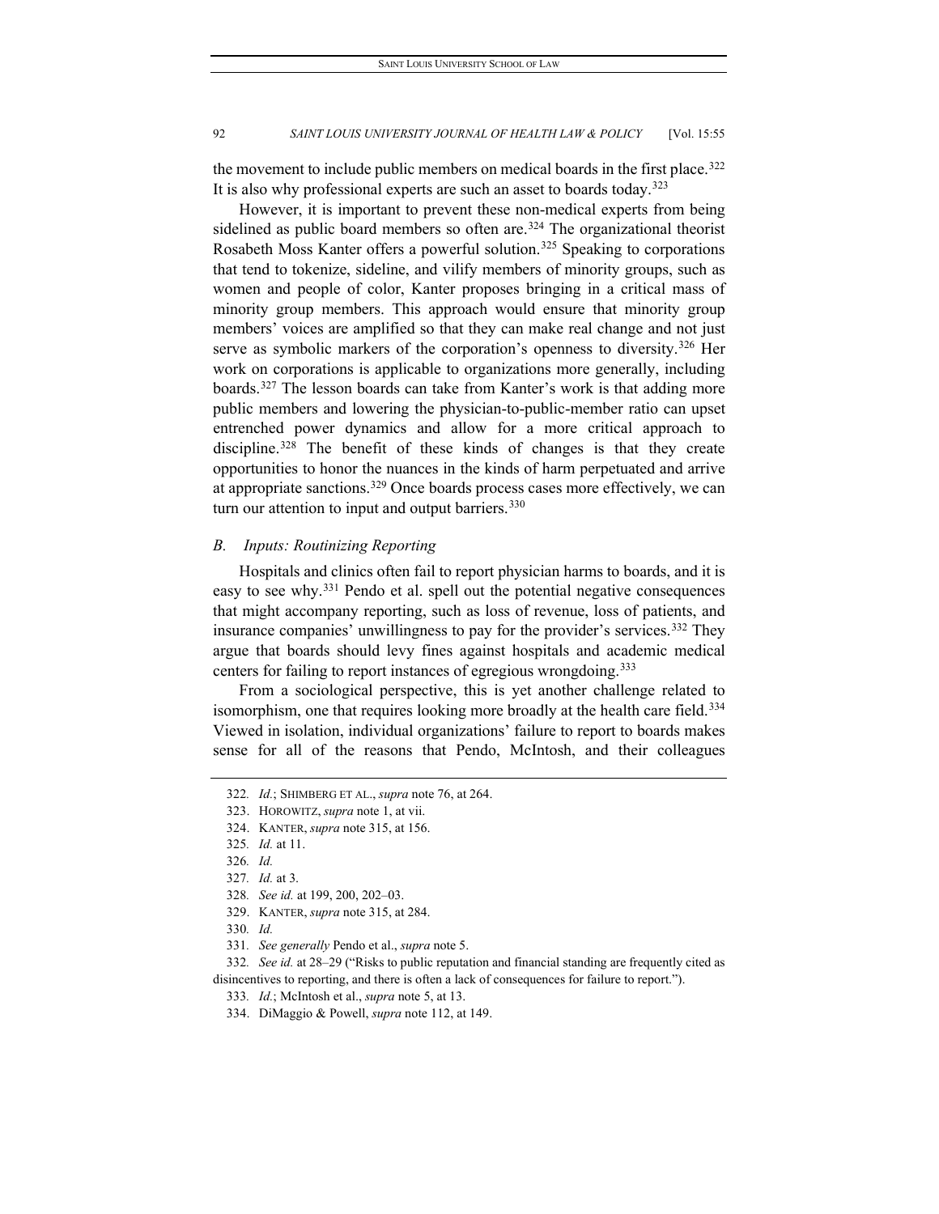the movement to include public members on medical boards in the first place.[322] It is also why professional experts are such an asset to boards today.[323]

However, it is important to prevent these non-medical experts from being sidelined as public board members so often are.[324] The organizational theorist Rosabeth Moss Kanter offers a powerful solution.[325] Speaking to corporations that tend to tokenize, sideline, and vilify members of minority groups, such as women and people of color, Kanter proposes bringing in a critical mass of minority group members. This approach would ensure that minority group members' voices are amplified so that they can make real change and not just serve as symbolic markers of the corporation's openness to diversity.[326] Her work on corporations is applicable to organizations more generally, including boards.[327] The lesson boards can take from Kanter's work is that adding more public members and lowering the physician-to-public-member ratio can upset entrenched power dynamics and allow for a more critical approach to discipline.[328] The benefit of these kinds of changes is that they create opportunities to honor the nuances in the kinds of harm perpetuated and arrive at appropriate sanctions.[329] Once boards process cases more effectively, we can turn our attention to input and output barriers.[330]

### *B. Inputs: Routinizing Reporting*

Hospitals and clinics often fail to report physician harms to boards, and it is easy to see why.[331] Pendo et al. spell out the potential negative consequences that might accompany reporting, such as loss of revenue, loss of patients, and insurance companies' unwillingness to pay for the provider's services.[332] They argue that boards should levy fines against hospitals and academic medical centers for failing to report instances of egregious wrongdoing.[333]

From a sociological perspective, this is yet another challenge related to isomorphism, one that requires looking more broadly at the health care field.[334] Viewed in isolation, individual organizations' failure to report to boards makes sense for all of the reasons that Pendo, McIntosh, and their colleagues

---

322. *Id.*; SHIMBERG ET AL., *supra* note 76, at 264.

323. HOROWITZ, *supra* note 1, at vii.

324. KANTER, *supra* note 315, at 156.

325. *Id.* at 11.

326. *Id.*

327. *Id.* at 3.

328. *See id.* at 199, 200, 202–03.

329. KANTER, *supra* note 315, at 284.

330. *Id.*

331. *See generally* Pendo et al., *supra* note 5.

332. *See id.* at 28–29 ("Risks to public reputation and financial standing are frequently cited as disincentives to reporting, and there is often a lack of consequences for failure to report.").

333. *Id.*; McIntosh et al., *supra* note 5, at 13.

334. DiMaggio & Powell, *supra* note 112, at 149.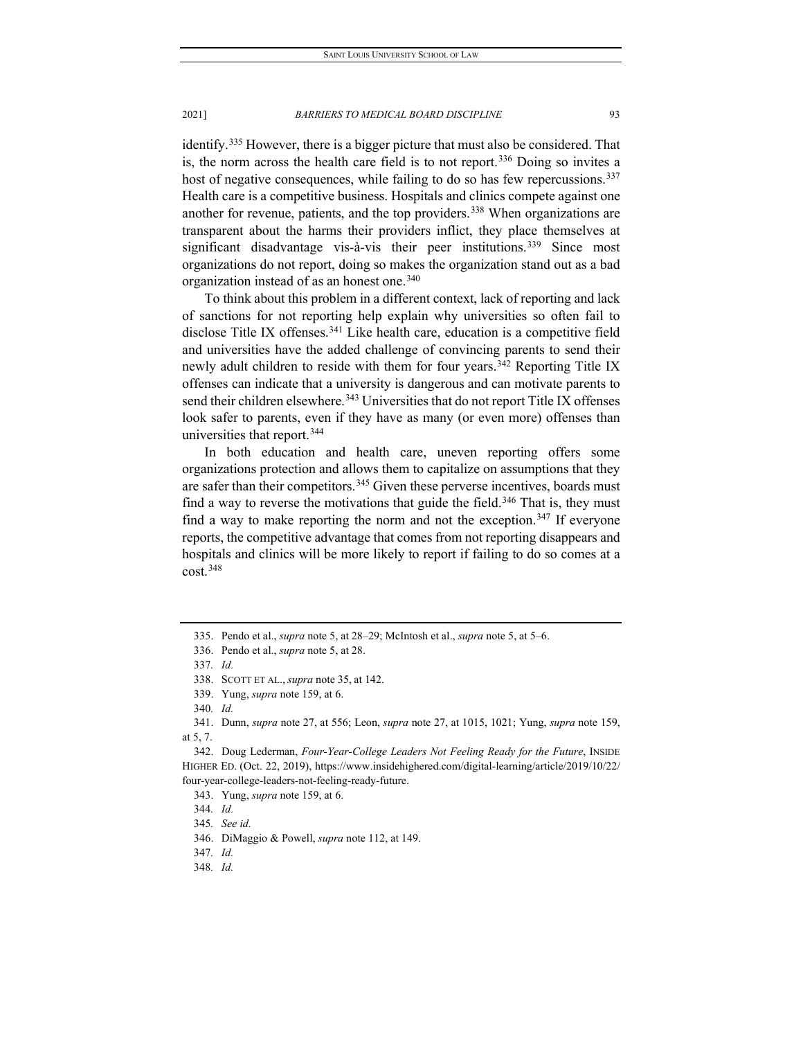identify.[335] However, there is a bigger picture that must also be considered. That is, the norm across the health care field is to not report.[336] Doing so invites a host of negative consequences, while failing to do so has few repercussions.[337] Health care is a competitive business. Hospitals and clinics compete against one another for revenue, patients, and the top providers.[338] When organizations are transparent about the harms their providers inflict, they place themselves at significant disadvantage vis-à-vis their peer institutions.[339] Since most organizations do not report, doing so makes the organization stand out as a bad organization instead of as an honest one.[340]

To think about this problem in a different context, lack of reporting and lack of sanctions for not reporting help explain why universities so often fail to disclose Title IX offenses.[341] Like health care, education is a competitive field and universities have the added challenge of convincing parents to send their newly adult children to reside with them for four years.[342] Reporting Title IX offenses can indicate that a university is dangerous and can motivate parents to send their children elsewhere.[343] Universities that do not report Title IX offenses look safer to parents, even if they have as many (or even more) offenses than universities that report.[344]

In both education and health care, uneven reporting offers some organizations protection and allows them to capitalize on assumptions that they are safer than their competitors.[345] Given these perverse incentives, boards must find a way to reverse the motivations that guide the field.[346] That is, they must find a way to make reporting the norm and not the exception.[347] If everyone reports, the competitive advantage that comes from not reporting disappears and hospitals and clinics will be more likely to report if failing to do so comes at a cost.[348]

---

335. Pendo et al., *supra* note 5, at 28–29; McIntosh et al., *supra* note 5, at 5–6.

336. Pendo et al., *supra* note 5, at 28.

337. *Id.*

338. SCOTT ET AL., *supra* note 35, at 142.

339. Yung, *supra* note 159, at 6.

340. *Id.*

341. Dunn, *supra* note 27, at 556; Leon, *supra* note 27, at 1015, 1021; Yung, *supra* note 159, at 5, 7.

342. Doug Lederman, *Four-Year-College Leaders Not Feeling Ready for the Future*, INSIDE HIGHER ED. (Oct. 22, 2019), https://www.insidehighered.com/digital-learning/article/2019/10/22/four-year-college-leaders-not-feeling-ready-future.

343. Yung, *supra* note 159, at 6.

344. *Id.*

345. *See id.*

346. DiMaggio & Powell, *supra* note 112, at 149.

347. *Id.*

348. *Id.*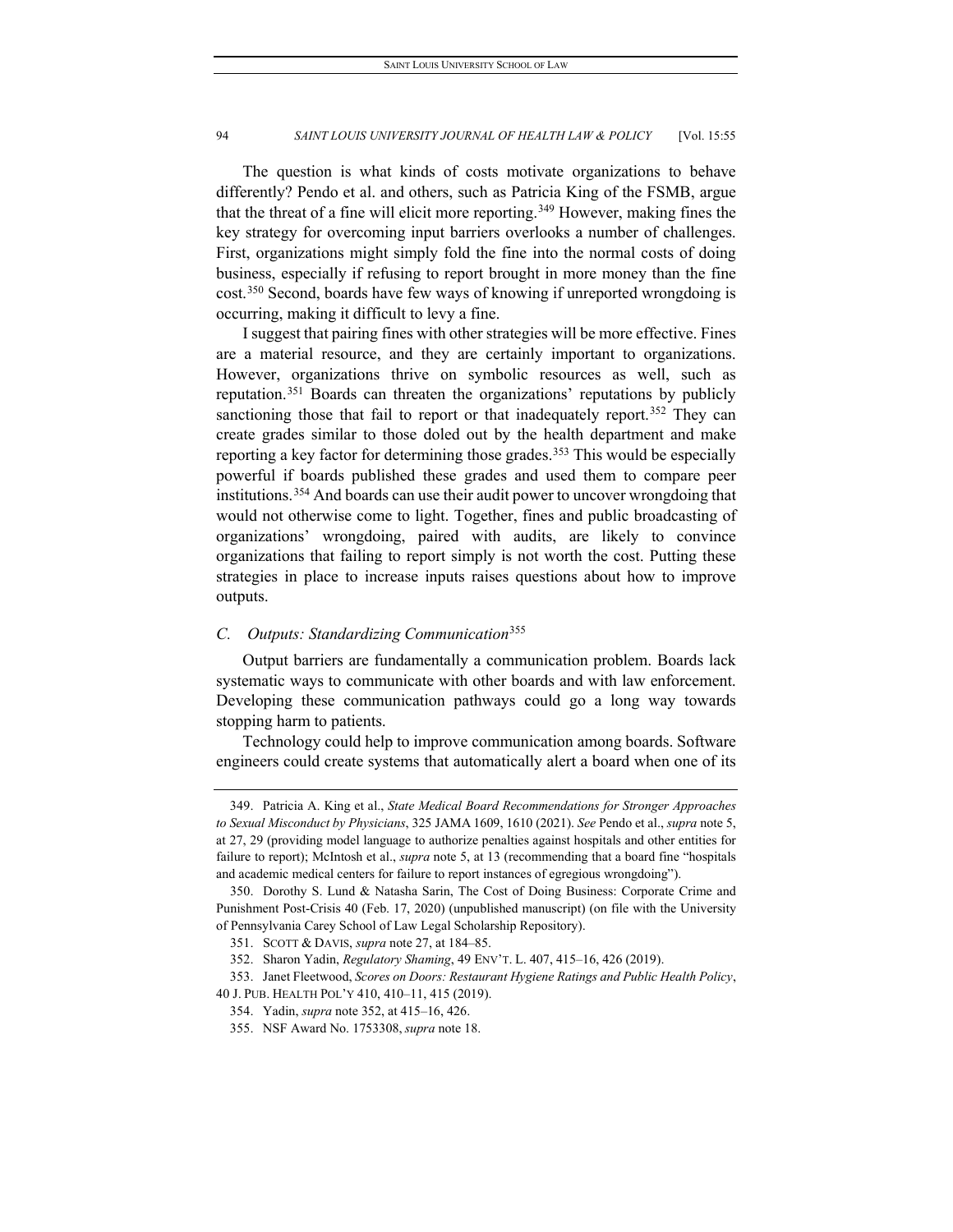The question is what kinds of costs motivate organizations to behave differently? Pendo et al. and others, such as Patricia King of the FSMB, argue that the threat of a fine will elicit more reporting.[349] However, making fines the key strategy for overcoming input barriers overlooks a number of challenges. First, organizations might simply fold the fine into the normal costs of doing business, especially if refusing to report brought in more money than the fine cost.[350] Second, boards have few ways of knowing if unreported wrongdoing is occurring, making it difficult to levy a fine.

I suggest that pairing fines with other strategies will be more effective. Fines are a material resource, and they are certainly important to organizations. However, organizations thrive on symbolic resources as well, such as reputation.[351] Boards can threaten the organizations' reputations by publicly sanctioning those that fail to report or that inadequately report.[352] They can create grades similar to those doled out by the health department and make reporting a key factor for determining those grades.[353] This would be especially powerful if boards published these grades and used them to compare peer institutions.[354] And boards can use their audit power to uncover wrongdoing that would not otherwise come to light. Together, fines and public broadcasting of organizations' wrongdoing, paired with audits, are likely to convince organizations that failing to report simply is not worth the cost. Putting these strategies in place to increase inputs raises questions about how to improve outputs.

### *C. Outputs: Standardizing Communication*[355]

Output barriers are fundamentally a communication problem. Boards lack systematic ways to communicate with other boards and with law enforcement. Developing these communication pathways could go a long way towards stopping harm to patients.

Technology could help to improve communication among boards. Software engineers could create systems that automatically alert a board when one of its

---

349. Patricia A. King et al., *State Medical Board Recommendations for Stronger Approaches to Sexual Misconduct by Physicians*, 325 JAMA 1609, 1610 (2021). *See* Pendo et al., *supra* note 5, at 27, 29 (providing model language to authorize penalties against hospitals and other entities for failure to report); McIntosh et al., *supra* note 5, at 13 (recommending that a board fine "hospitals and academic medical centers for failure to report instances of egregious wrongdoing").

350. Dorothy S. Lund & Natasha Sarin, The Cost of Doing Business: Corporate Crime and Punishment Post-Crisis 40 (Feb. 17, 2020) (unpublished manuscript) (on file with the University of Pennsylvania Carey School of Law Legal Scholarship Repository).

351. SCOTT & DAVIS, *supra* note 27, at 184–85.

352. Sharon Yadin, *Regulatory Shaming*, 49 ENV'T. L. 407, 415–16, 426 (2019).

353. Janet Fleetwood, *Scores on Doors: Restaurant Hygiene Ratings and Public Health Policy*, 40 J. PUB. HEALTH POL'Y 410, 410–11, 415 (2019).

354. Yadin, *supra* note 352, at 415–16, 426.

355. NSF Award No. 1753308, *supra* note 18.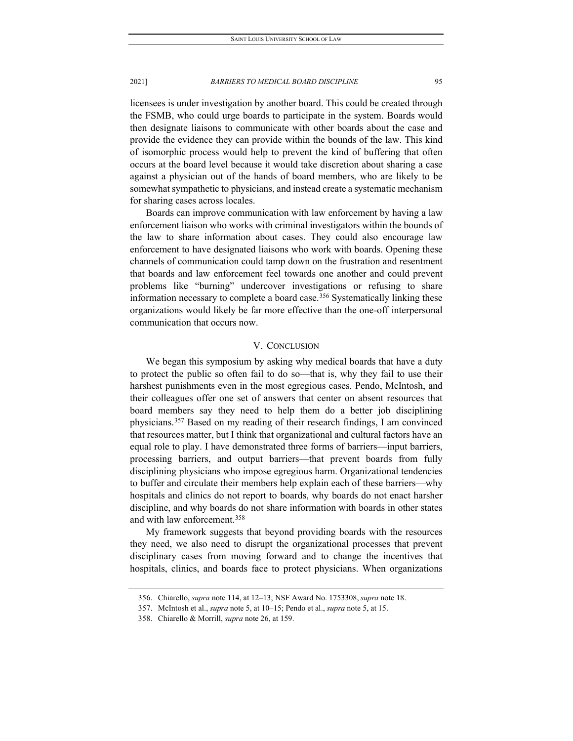licensees is under investigation by another board. This could be created through the FSMB, who could urge boards to participate in the system. Boards would then designate liaisons to communicate with other boards about the case and provide the evidence they can provide within the bounds of the law. This kind of isomorphic process would help to prevent the kind of buffering that often occurs at the board level because it would take discretion about sharing a case against a physician out of the hands of board members, who are likely to be somewhat sympathetic to physicians, and instead create a systematic mechanism for sharing cases across locales.

Boards can improve communication with law enforcement by having a law enforcement liaison who works with criminal investigators within the bounds of the law to share information about cases. They could also encourage law enforcement to have designated liaisons who work with boards. Opening these channels of communication could tamp down on the frustration and resentment that boards and law enforcement feel towards one another and could prevent problems like "burning" undercover investigations or refusing to share information necessary to complete a board case.[356] Systematically linking these organizations would likely be far more effective than the one-off interpersonal communication that occurs now.

## V. Conclusion

We began this symposium by asking why medical boards that have a duty to protect the public so often fail to do so—that is, why they fail to use their harshest punishments even in the most egregious cases. Pendo, McIntosh, and their colleagues offer one set of answers that center on absent resources that board members say they need to help them do a better job disciplining physicians.[357] Based on my reading of their research findings, I am convinced that resources matter, but I think that organizational and cultural factors have an equal role to play. I have demonstrated three forms of barriers—input barriers, processing barriers, and output barriers—that prevent boards from fully disciplining physicians who impose egregious harm. Organizational tendencies to buffer and circulate their members help explain each of these barriers—why hospitals and clinics do not report to boards, why boards do not enact harsher discipline, and why boards do not share information with boards in other states and with law enforcement.[358]

My framework suggests that beyond providing boards with the resources they need, we also need to disrupt the organizational processes that prevent disciplinary cases from moving forward and to change the incentives that hospitals, clinics, and boards face to protect physicians. When organizations

356. Chiarello, *supra* note 114, at 12–13; NSF Award No. 1753308, *supra* note 18.

357. McIntosh et al., *supra* note 5, at 10–15; Pendo et al., *supra* note 5, at 15.

358. Chiarello & Morrill, *supra* note 26, at 159.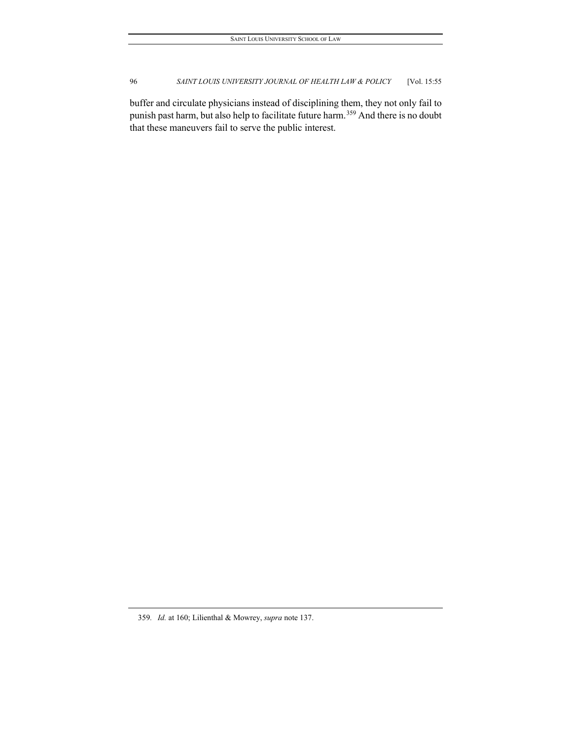buffer and circulate physicians instead of disciplining them, they not only fail to punish past harm, but also help to facilitate future harm.[359] And there is no doubt that these maneuvers fail to serve the public interest.

---

359. *Id.* at 160; Lilienthal & Mowrey, *supra* note 137.